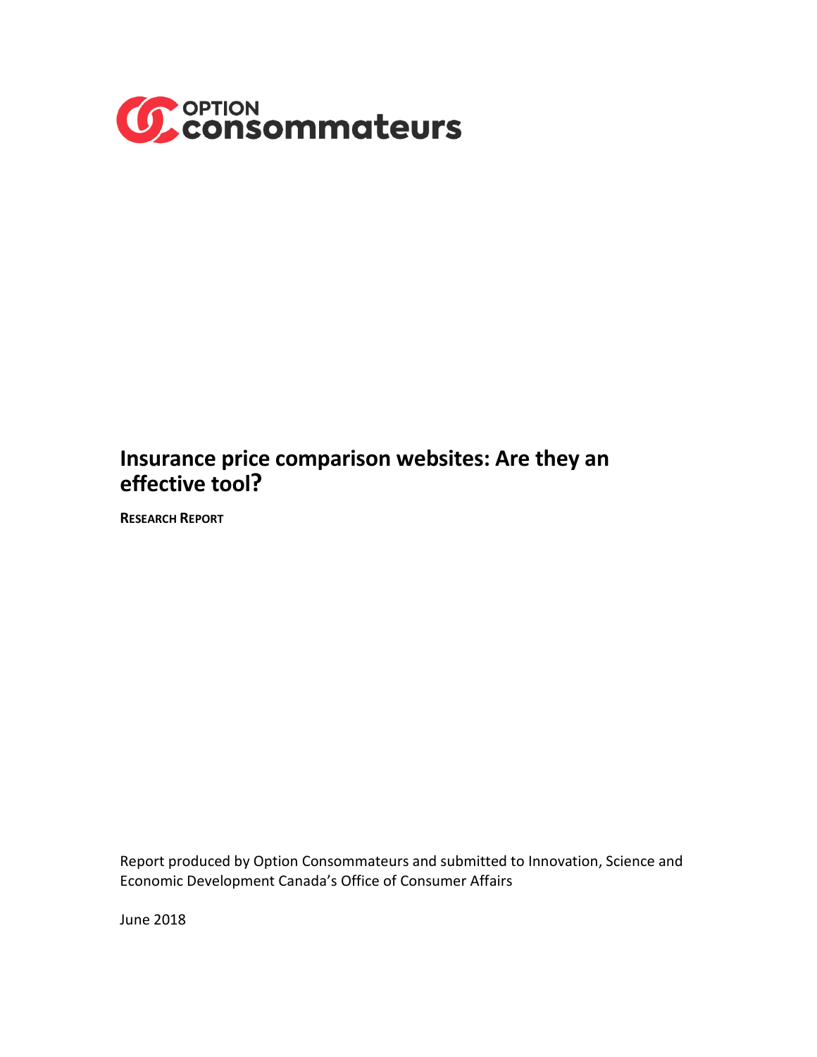OPTION consommateurs

# Insurance price comparison websites: Are they an effective tool?

**RESEARCH REPORT**

Report produced by Option Consommateurs and submitted to Innovation, Science and Economic Development Canada's Office of Consumer Affairs

June 2018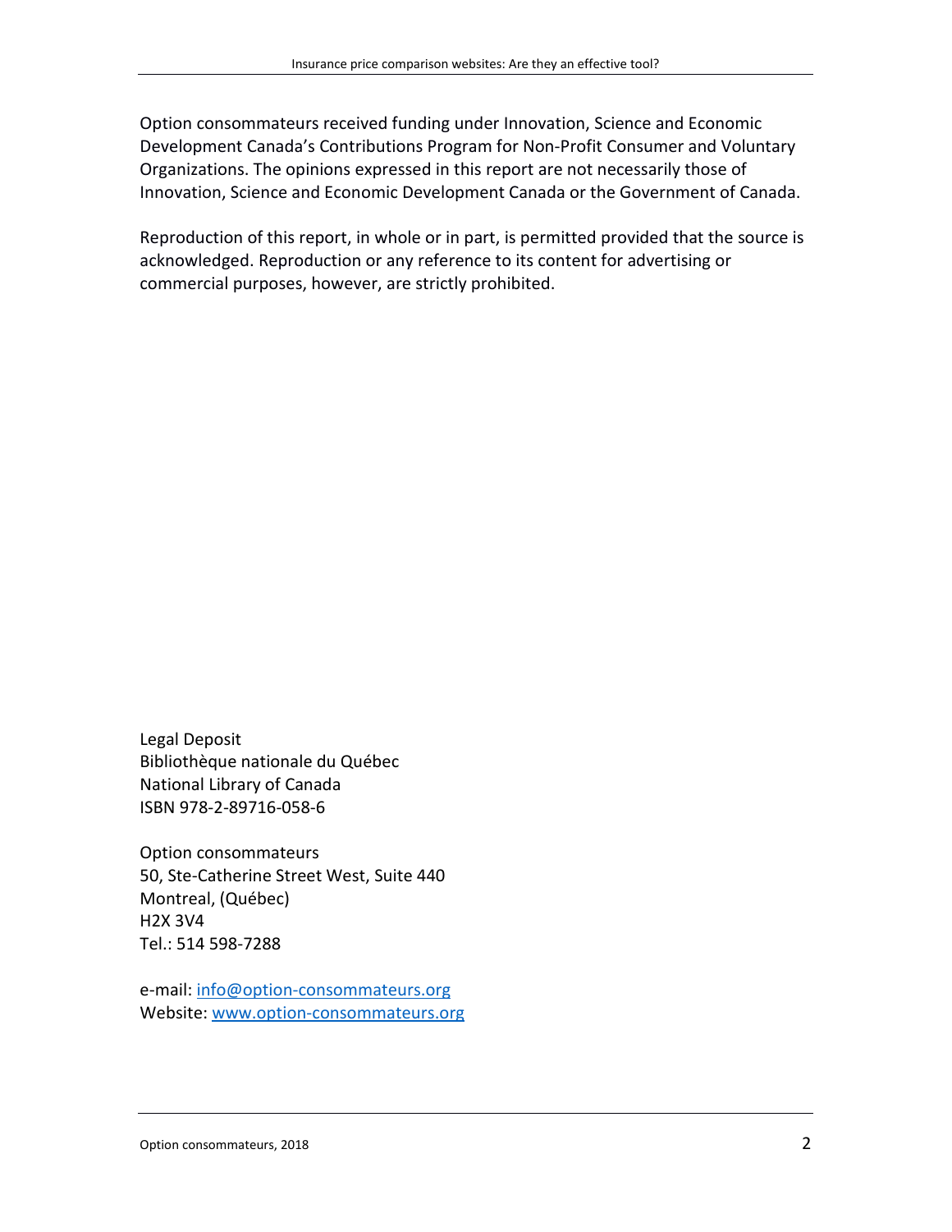Option consommateurs received funding under Innovation, Science and Economic Development Canada's Contributions Program for Non-Profit Consumer and Voluntary Organizations. The opinions expressed in this report are not necessarily those of Innovation, Science and Economic Development Canada or the Government of Canada.

Reproduction of this report, in whole or in part, is permitted provided that the source is acknowledged. Reproduction or any reference to its content for advertising or commercial purposes, however, are strictly prohibited.

Legal Deposit
Bibliothèque nationale du Québec
National Library of Canada
ISBN 978-2-89716-058-6

Option consommateurs
50, Ste-Catherine Street West, Suite 440
Montreal, (Québec)
H2X 3V4
Tel.: 514 598-7288

e-mail: info@option-consommateurs.org
Website: www.option-consommateurs.org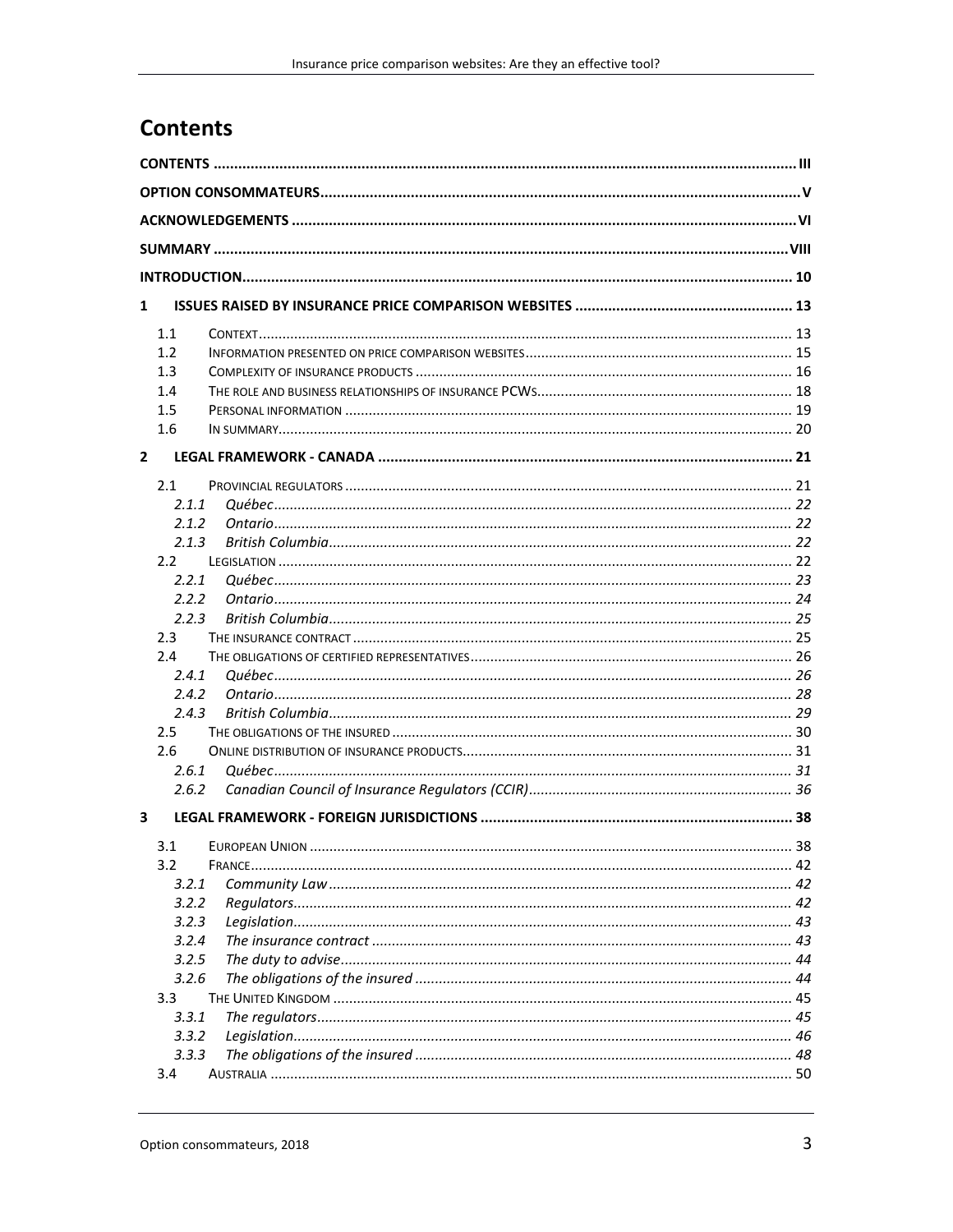# Contents

CONTENTS ..... III

OPTION CONSOMMATEURS ..... V

ACKNOWLEDGEMENTS ..... VI

SUMMARY ..... VIII

INTRODUCTION ..... 10

1 ISSUES RAISED BY INSURANCE PRICE COMPARISON WEBSITES ..... 13

- 1.1 CONTEXT ..... 13
- 1.2 INFORMATION PRESENTED ON PRICE COMPARISON WEBSITES ..... 15
- 1.3 COMPLEXITY OF INSURANCE PRODUCTS ..... 16
- 1.4 THE ROLE AND BUSINESS RELATIONSHIPS OF INSURANCE PCWS ..... 18
- 1.5 PERSONAL INFORMATION ..... 19
- 1.6 IN SUMMARY ..... 20

2 LEGAL FRAMEWORK - CANADA ..... 21

- 2.1 PROVINCIAL REGULATORS ..... 21
  - *2.1.1 Québec ..... 22*
  - *2.1.2 Ontario ..... 22*
  - *2.1.3 British Columbia ..... 22*
- 2.2 LEGISLATION ..... 22
  - *2.2.1 Québec ..... 23*
  - *2.2.2 Ontario ..... 24*
  - *2.2.3 British Columbia ..... 25*
- 2.3 THE INSURANCE CONTRACT ..... 25
- 2.4 THE OBLIGATIONS OF CERTIFIED REPRESENTATIVES ..... 26
  - *2.4.1 Québec ..... 26*
  - *2.4.2 Ontario ..... 28*
  - *2.4.3 British Columbia ..... 29*
- 2.5 THE OBLIGATIONS OF THE INSURED ..... 30
- 2.6 ONLINE DISTRIBUTION OF INSURANCE PRODUCTS ..... 31
  - *2.6.1 Québec ..... 31*
  - *2.6.2 Canadian Council of Insurance Regulators (CCIR) ..... 36*

3 LEGAL FRAMEWORK - FOREIGN JURISDICTIONS ..... 38

- 3.1 EUROPEAN UNION ..... 38
- 3.2 FRANCE ..... 42
  - *3.2.1 Community Law ..... 42*
  - *3.2.2 Regulators ..... 42*
  - *3.2.3 Legislation ..... 43*
  - *3.2.4 The insurance contract ..... 43*
  - *3.2.5 The duty to advise ..... 44*
  - *3.2.6 The obligations of the insured ..... 44*
- 3.3 THE UNITED KINGDOM ..... 45
  - *3.3.1 The regulators ..... 45*
  - *3.3.2 Legislation ..... 46*
  - *3.3.3 The obligations of the insured ..... 48*
- 3.4 AUSTRALIA ..... 50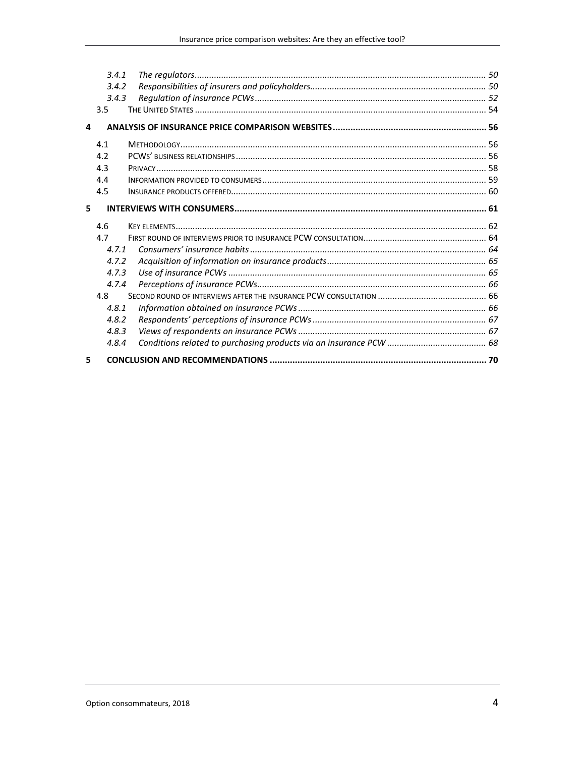3.4.1 *The regulators* ........ 50
3.4.2 *Responsibilities of insurers and policyholders* ........ 50
3.4.3 *Regulation of insurance PCWs* ........ 52
3.5 THE UNITED STATES ........ 54

**4 ANALYSIS OF INSURANCE PRICE COMPARISON WEBSITES ........ 56**

4.1 METHODOLOGY ........ 56
4.2 PCWS' BUSINESS RELATIONSHIPS ........ 56
4.3 PRIVACY ........ 58
4.4 INFORMATION PROVIDED TO CONSUMERS ........ 59
4.5 INSURANCE PRODUCTS OFFERED ........ 60

**5 INTERVIEWS WITH CONSUMERS ........ 61**

4.6 KEY ELEMENTS ........ 62
4.7 FIRST ROUND OF INTERVIEWS PRIOR TO INSURANCE PCW CONSULTATION ........ 64
4.7.1 *Consumers' insurance habits* ........ 64
4.7.2 *Acquisition of information on insurance products* ........ 65
4.7.3 *Use of insurance PCWs* ........ 65
4.7.4 *Perceptions of insurance PCWs* ........ 66
4.8 SECOND ROUND OF INTERVIEWS AFTER THE INSURANCE PCW CONSULTATION ........ 66
4.8.1 *Information obtained on insurance PCWs* ........ 66
4.8.2 *Respondents' perceptions of insurance PCWs* ........ 67
4.8.3 *Views of respondents on insurance PCWs* ........ 67
4.8.4 *Conditions related to purchasing products via an insurance PCW* ........ 68

**5 CONCLUSION AND RECOMMENDATIONS ........ 70**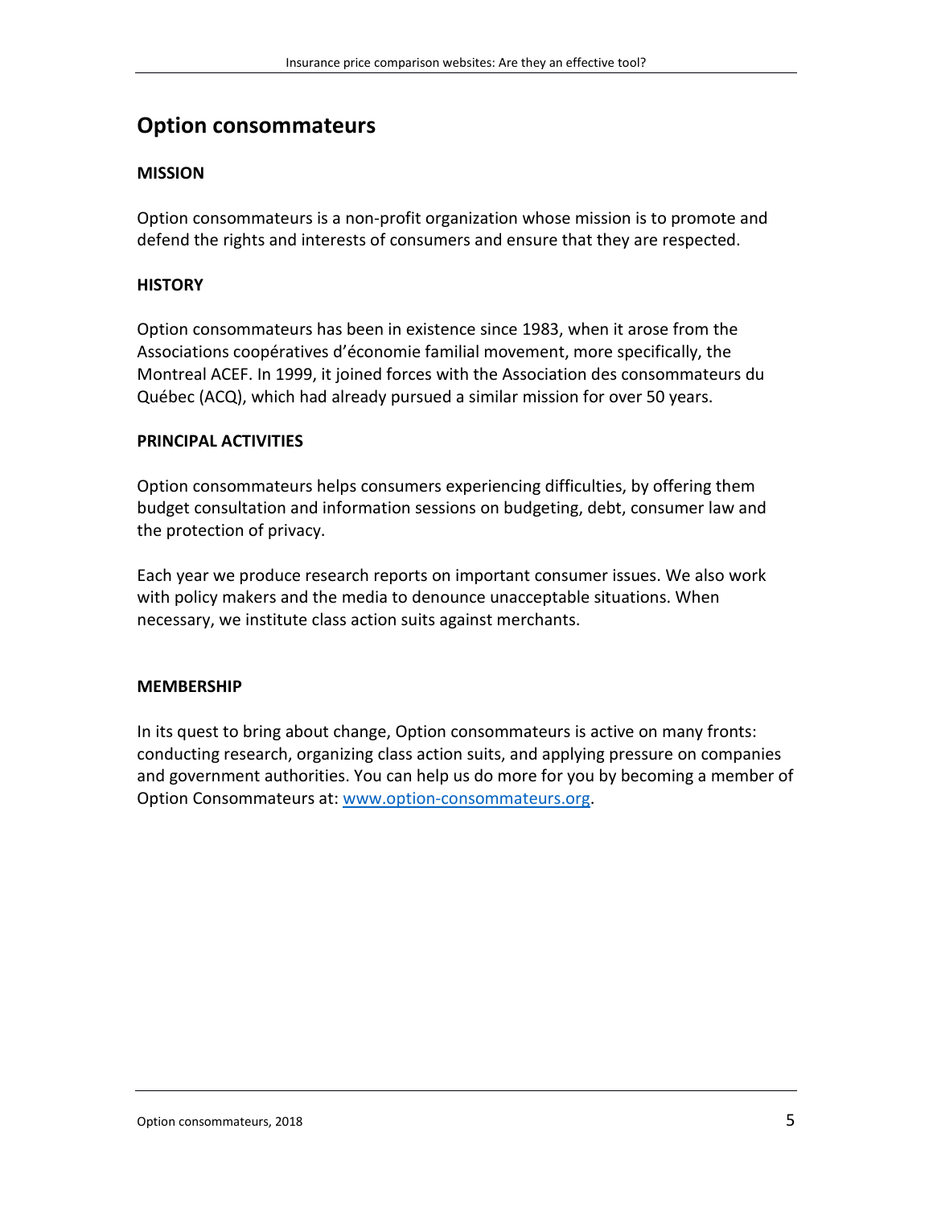# Option consommateurs

## MISSION

Option consommateurs is a non-profit organization whose mission is to promote and defend the rights and interests of consumers and ensure that they are respected.

## HISTORY

Option consommateurs has been in existence since 1983, when it arose from the Associations coopératives d'économie familial movement, more specifically, the Montreal ACEF. In 1999, it joined forces with the Association des consommateurs du Québec (ACQ), which had already pursued a similar mission for over 50 years.

## PRINCIPAL ACTIVITIES

Option consommateurs helps consumers experiencing difficulties, by offering them budget consultation and information sessions on budgeting, debt, consumer law and the protection of privacy.

Each year we produce research reports on important consumer issues. We also work with policy makers and the media to denounce unacceptable situations. When necessary, we institute class action suits against merchants.

## MEMBERSHIP

In its quest to bring about change, Option consommateurs is active on many fronts: conducting research, organizing class action suits, and applying pressure on companies and government authorities. You can help us do more for you by becoming a member of Option Consommateurs at: [www.option-consommateurs.org](http://www.option-consommateurs.org).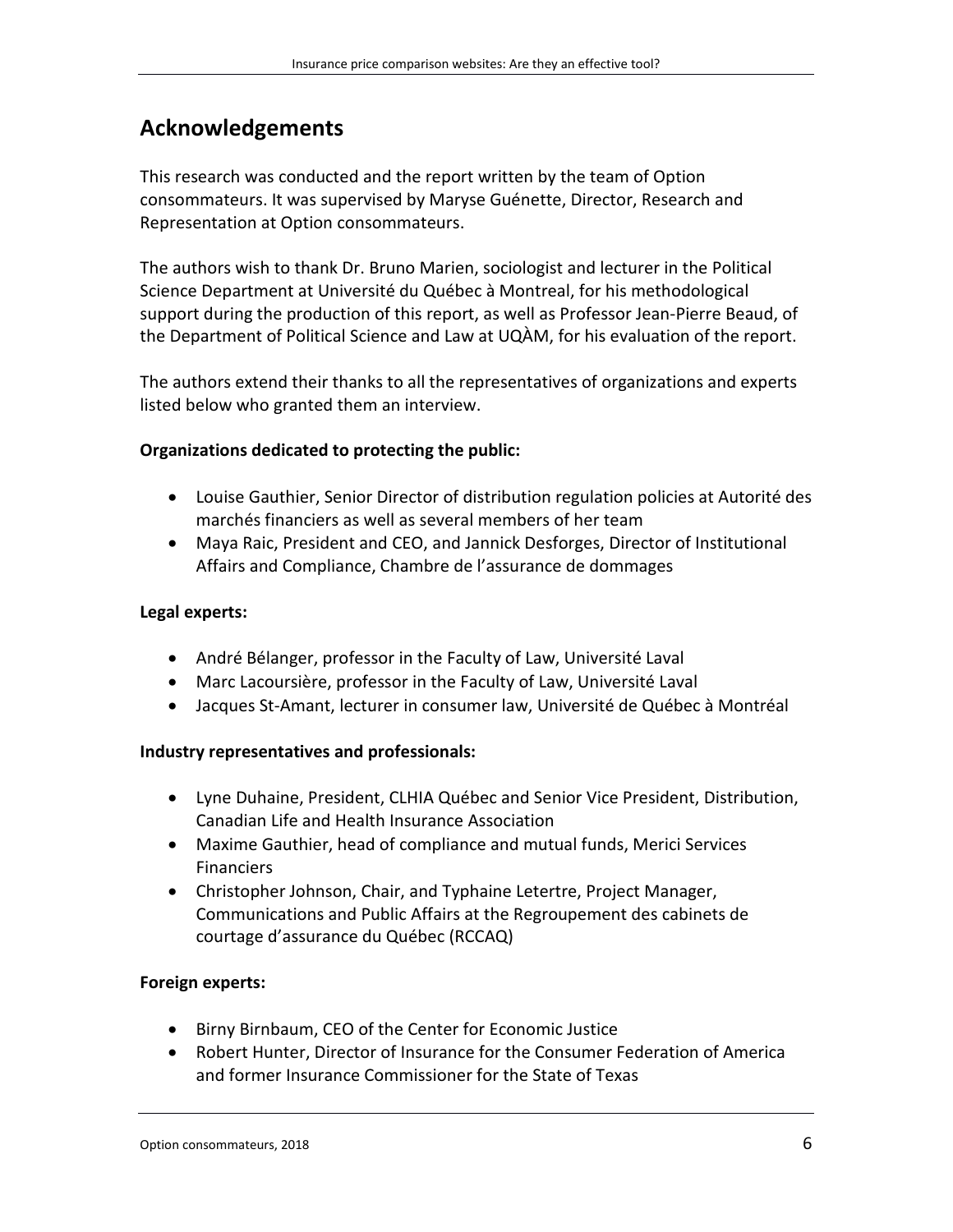## Acknowledgements

This research was conducted and the report written by the team of Option consommateurs. It was supervised by Maryse Guénette, Director, Research and Representation at Option consommateurs.

The authors wish to thank Dr. Bruno Marien, sociologist and lecturer in the Political Science Department at Université du Québec à Montreal, for his methodological support during the production of this report, as well as Professor Jean-Pierre Beaud, of the Department of Political Science and Law at UQÀM, for his evaluation of the report.

The authors extend their thanks to all the representatives of organizations and experts listed below who granted them an interview.

**Organizations dedicated to protecting the public:**

- Louise Gauthier, Senior Director of distribution regulation policies at Autorité des marchés financiers as well as several members of her team
- Maya Raic, President and CEO, and Jannick Desforges, Director of Institutional Affairs and Compliance, Chambre de l'assurance de dommages

**Legal experts:**

- André Bélanger, professor in the Faculty of Law, Université Laval
- Marc Lacoursière, professor in the Faculty of Law, Université Laval
- Jacques St-Amant, lecturer in consumer law, Université de Québec à Montréal

**Industry representatives and professionals:**

- Lyne Duhaine, President, CLHIA Québec and Senior Vice President, Distribution, Canadian Life and Health Insurance Association
- Maxime Gauthier, head of compliance and mutual funds, Merici Services Financiers
- Christopher Johnson, Chair, and Typhaine Letertre, Project Manager, Communications and Public Affairs at the Regroupement des cabinets de courtage d'assurance du Québec (RCCAQ)

**Foreign experts:**

- Birny Birnbaum, CEO of the Center for Economic Justice
- Robert Hunter, Director of Insurance for the Consumer Federation of America and former Insurance Commissioner for the State of Texas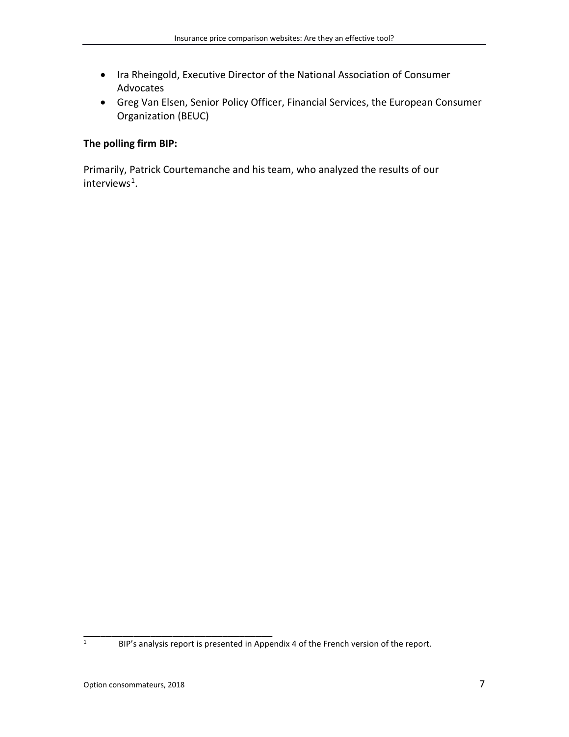- Ira Rheingold, Executive Director of the National Association of Consumer Advocates
- Greg Van Elsen, Senior Policy Officer, Financial Services, the European Consumer Organization (BEUC)

**The polling firm BIP:**

Primarily, Patrick Courtemanche and his team, who analyzed the results of our interviews[1].

[1] BIP's analysis report is presented in Appendix 4 of the French version of the report.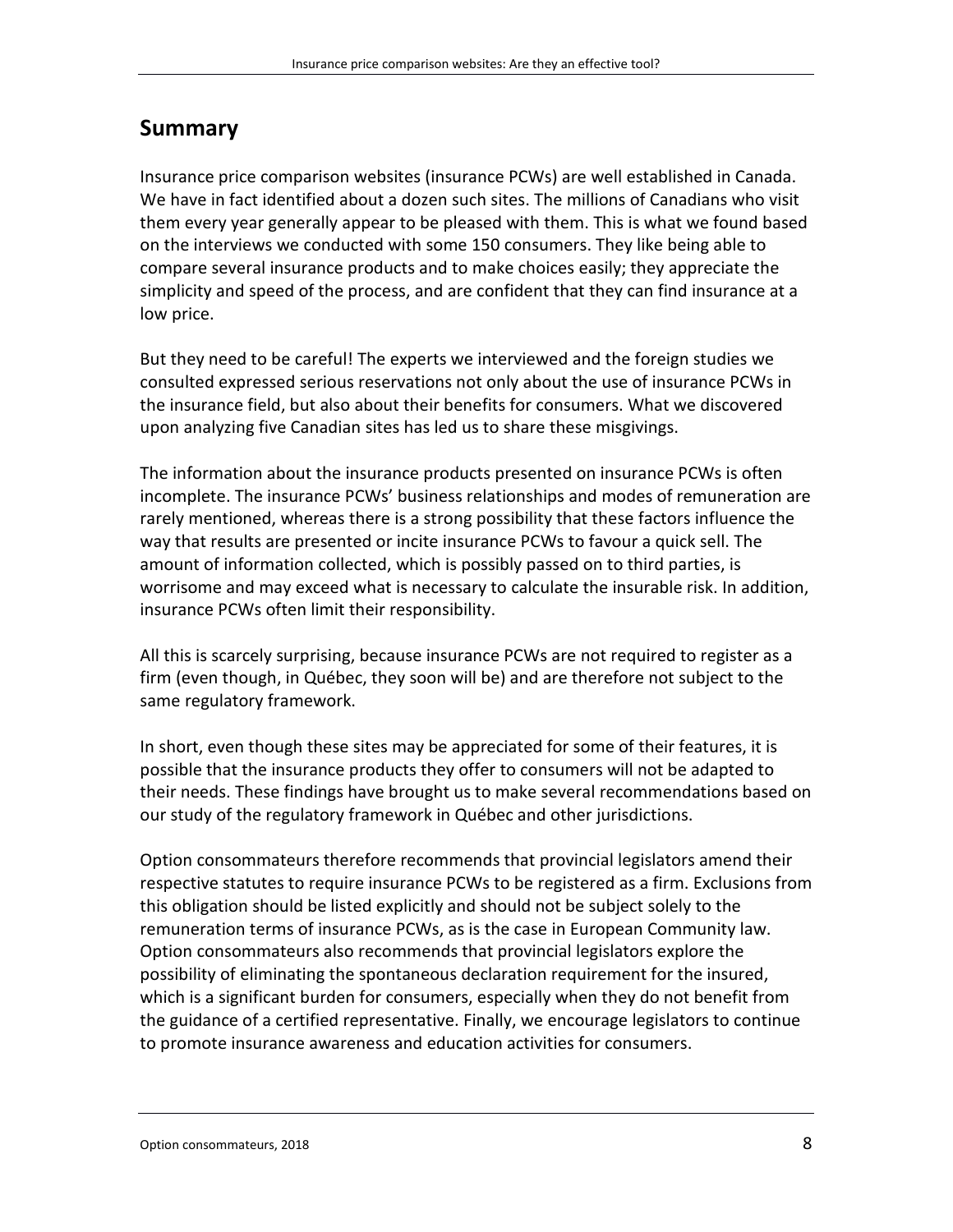## Summary

Insurance price comparison websites (insurance PCWs) are well established in Canada. We have in fact identified about a dozen such sites. The millions of Canadians who visit them every year generally appear to be pleased with them. This is what we found based on the interviews we conducted with some 150 consumers. They like being able to compare several insurance products and to make choices easily; they appreciate the simplicity and speed of the process, and are confident that they can find insurance at a low price.

But they need to be careful! The experts we interviewed and the foreign studies we consulted expressed serious reservations not only about the use of insurance PCWs in the insurance field, but also about their benefits for consumers. What we discovered upon analyzing five Canadian sites has led us to share these misgivings.

The information about the insurance products presented on insurance PCWs is often incomplete. The insurance PCWs' business relationships and modes of remuneration are rarely mentioned, whereas there is a strong possibility that these factors influence the way that results are presented or incite insurance PCWs to favour a quick sell. The amount of information collected, which is possibly passed on to third parties, is worrisome and may exceed what is necessary to calculate the insurable risk. In addition, insurance PCWs often limit their responsibility.

All this is scarcely surprising, because insurance PCWs are not required to register as a firm (even though, in Québec, they soon will be) and are therefore not subject to the same regulatory framework.

In short, even though these sites may be appreciated for some of their features, it is possible that the insurance products they offer to consumers will not be adapted to their needs. These findings have brought us to make several recommendations based on our study of the regulatory framework in Québec and other jurisdictions.

Option consommateurs therefore recommends that provincial legislators amend their respective statutes to require insurance PCWs to be registered as a firm. Exclusions from this obligation should be listed explicitly and should not be subject solely to the remuneration terms of insurance PCWs, as is the case in European Community law. Option consommateurs also recommends that provincial legislators explore the possibility of eliminating the spontaneous declaration requirement for the insured, which is a significant burden for consumers, especially when they do not benefit from the guidance of a certified representative. Finally, we encourage legislators to continue to promote insurance awareness and education activities for consumers.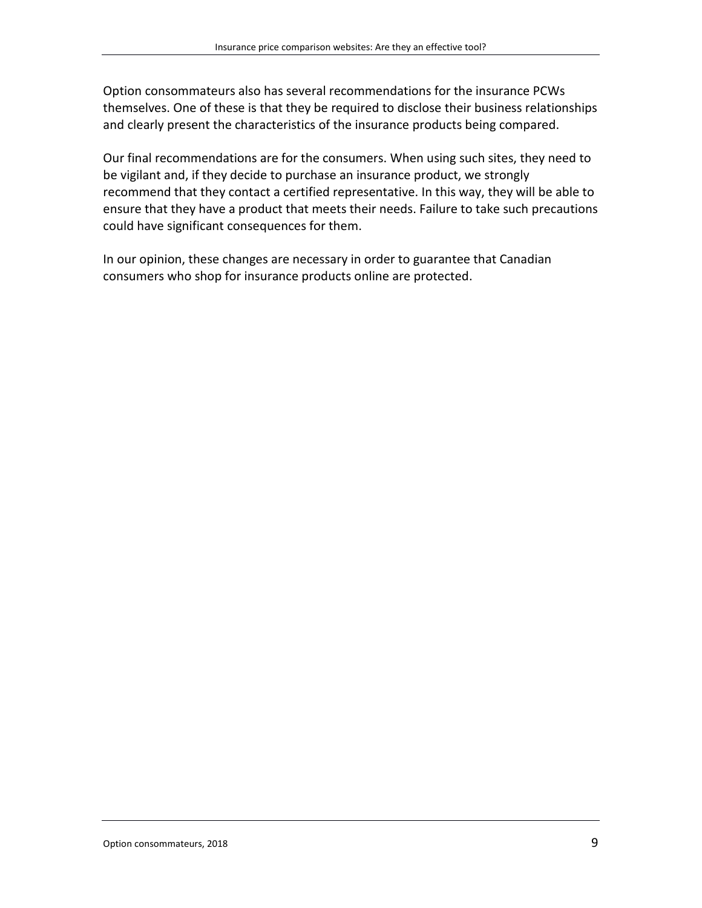Option consommateurs also has several recommendations for the insurance PCWs themselves. One of these is that they be required to disclose their business relationships and clearly present the characteristics of the insurance products being compared.

Our final recommendations are for the consumers. When using such sites, they need to be vigilant and, if they decide to purchase an insurance product, we strongly recommend that they contact a certified representative. In this way, they will be able to ensure that they have a product that meets their needs. Failure to take such precautions could have significant consequences for them.

In our opinion, these changes are necessary in order to guarantee that Canadian consumers who shop for insurance products online are protected.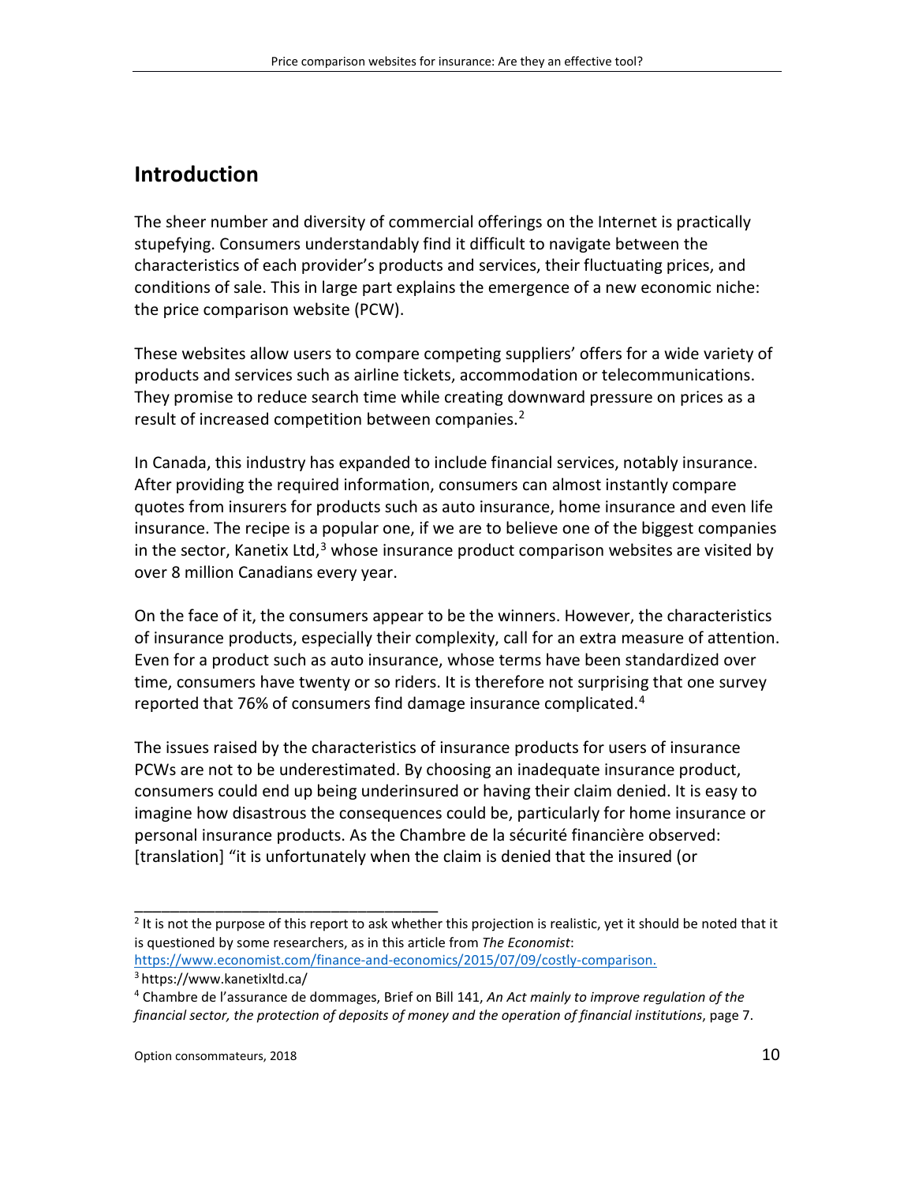## Introduction

The sheer number and diversity of commercial offerings on the Internet is practically stupefying. Consumers understandably find it difficult to navigate between the characteristics of each provider's products and services, their fluctuating prices, and conditions of sale. This in large part explains the emergence of a new economic niche: the price comparison website (PCW).

These websites allow users to compare competing suppliers' offers for a wide variety of products and services such as airline tickets, accommodation or telecommunications. They promise to reduce search time while creating downward pressure on prices as a result of increased competition between companies.[2]

In Canada, this industry has expanded to include financial services, notably insurance. After providing the required information, consumers can almost instantly compare quotes from insurers for products such as auto insurance, home insurance and even life insurance. The recipe is a popular one, if we are to believe one of the biggest companies in the sector, Kanetix Ltd,[3] whose insurance product comparison websites are visited by over 8 million Canadians every year.

On the face of it, the consumers appear to be the winners. However, the characteristics of insurance products, especially their complexity, call for an extra measure of attention. Even for a product such as auto insurance, whose terms have been standardized over time, consumers have twenty or so riders. It is therefore not surprising that one survey reported that 76% of consumers find damage insurance complicated.[4]

The issues raised by the characteristics of insurance products for users of insurance PCWs are not to be underestimated. By choosing an inadequate insurance product, consumers could end up being underinsured or having their claim denied. It is easy to imagine how disastrous the consequences could be, particularly for home insurance or personal insurance products. As the Chambre de la sécurité financière observed: [translation] "it is unfortunately when the claim is denied that the insured (or

---

[2] It is not the purpose of this report to ask whether this projection is realistic, yet it should be noted that it is questioned by some researchers, as in this article from *The Economist*: https://www.economist.com/finance-and-economics/2015/07/09/costly-comparison.

[3] https://www.kanetixltd.ca/

[4] Chambre de l'assurance de dommages, Brief on Bill 141, *An Act mainly to improve regulation of the financial sector, the protection of deposits of money and the operation of financial institutions*, page 7.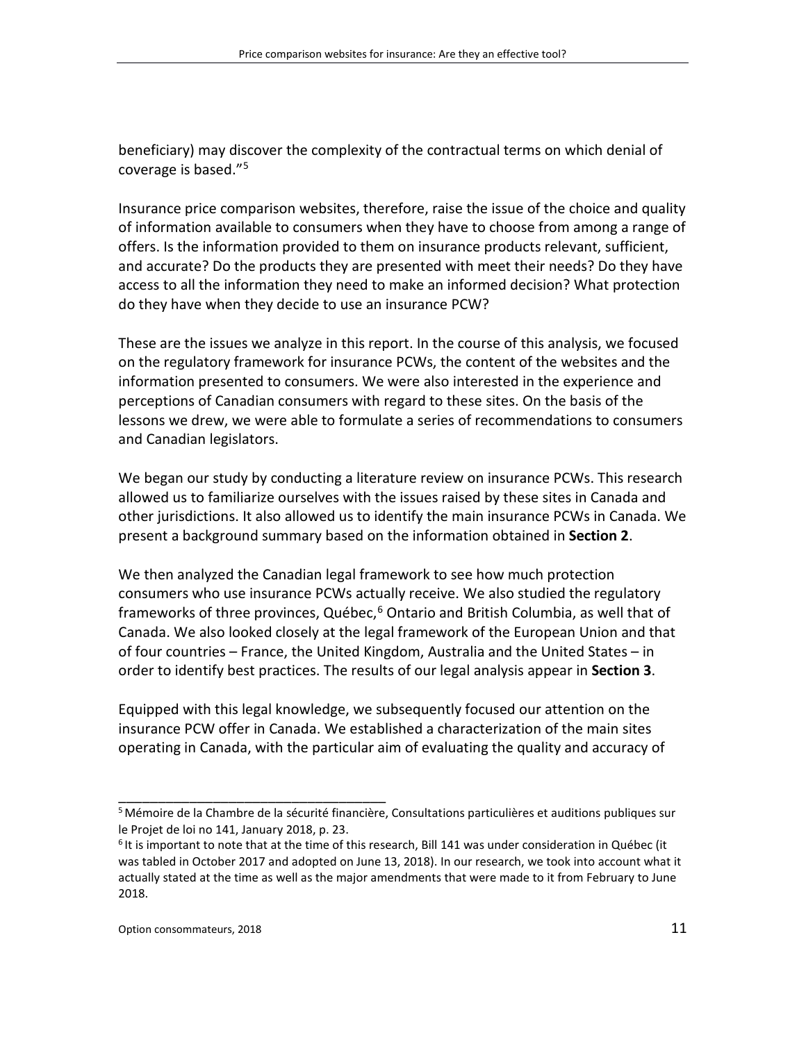beneficiary) may discover the complexity of the contractual terms on which denial of coverage is based."[5]

Insurance price comparison websites, therefore, raise the issue of the choice and quality of information available to consumers when they have to choose from among a range of offers. Is the information provided to them on insurance products relevant, sufficient, and accurate? Do the products they are presented with meet their needs? Do they have access to all the information they need to make an informed decision? What protection do they have when they decide to use an insurance PCW?

These are the issues we analyze in this report. In the course of this analysis, we focused on the regulatory framework for insurance PCWs, the content of the websites and the information presented to consumers. We were also interested in the experience and perceptions of Canadian consumers with regard to these sites. On the basis of the lessons we drew, we were able to formulate a series of recommendations to consumers and Canadian legislators.

We began our study by conducting a literature review on insurance PCWs. This research allowed us to familiarize ourselves with the issues raised by these sites in Canada and other jurisdictions. It also allowed us to identify the main insurance PCWs in Canada. We present a background summary based on the information obtained in **Section 2**.

We then analyzed the Canadian legal framework to see how much protection consumers who use insurance PCWs actually receive. We also studied the regulatory frameworks of three provinces, Québec,[6] Ontario and British Columbia, as well that of Canada. We also looked closely at the legal framework of the European Union and that of four countries – France, the United Kingdom, Australia and the United States – in order to identify best practices. The results of our legal analysis appear in **Section 3**.

Equipped with this legal knowledge, we subsequently focused our attention on the insurance PCW offer in Canada. We established a characterization of the main sites operating in Canada, with the particular aim of evaluating the quality and accuracy of

---

[5] Mémoire de la Chambre de la sécurité financière, Consultations particulières et auditions publiques sur le Projet de loi no 141, January 2018, p. 23.

[6] It is important to note that at the time of this research, Bill 141 was under consideration in Québec (it was tabled in October 2017 and adopted on June 13, 2018). In our research, we took into account what it actually stated at the time as well as the major amendments that were made to it from February to June 2018.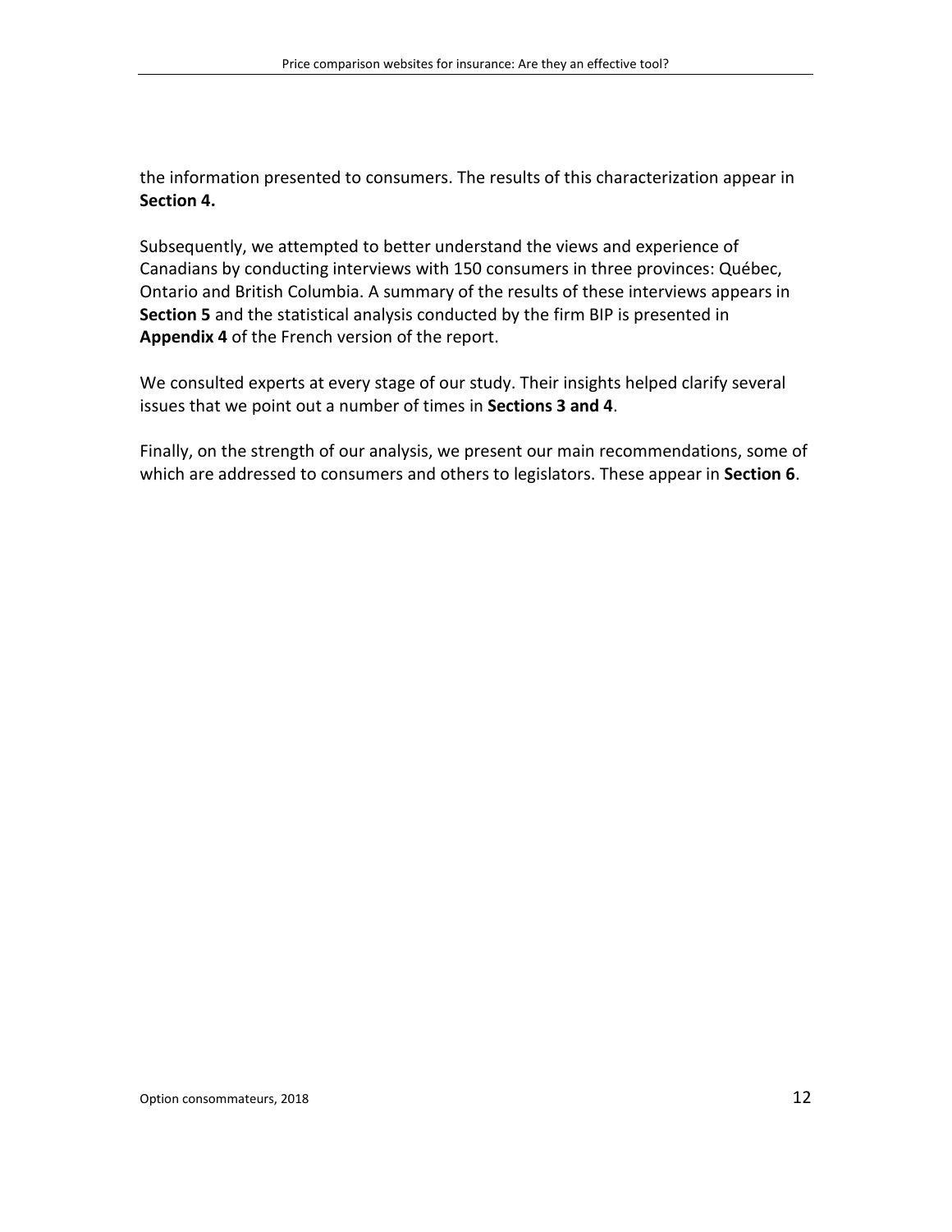the information presented to consumers. The results of this characterization appear in **Section 4.**

Subsequently, we attempted to better understand the views and experience of Canadians by conducting interviews with 150 consumers in three provinces: Québec, Ontario and British Columbia. A summary of the results of these interviews appears in **Section 5** and the statistical analysis conducted by the firm BIP is presented in **Appendix 4** of the French version of the report.

We consulted experts at every stage of our study. Their insights helped clarify several issues that we point out a number of times in **Sections 3 and 4**.

Finally, on the strength of our analysis, we present our main recommendations, some of which are addressed to consumers and others to legislators. These appear in **Section 6**.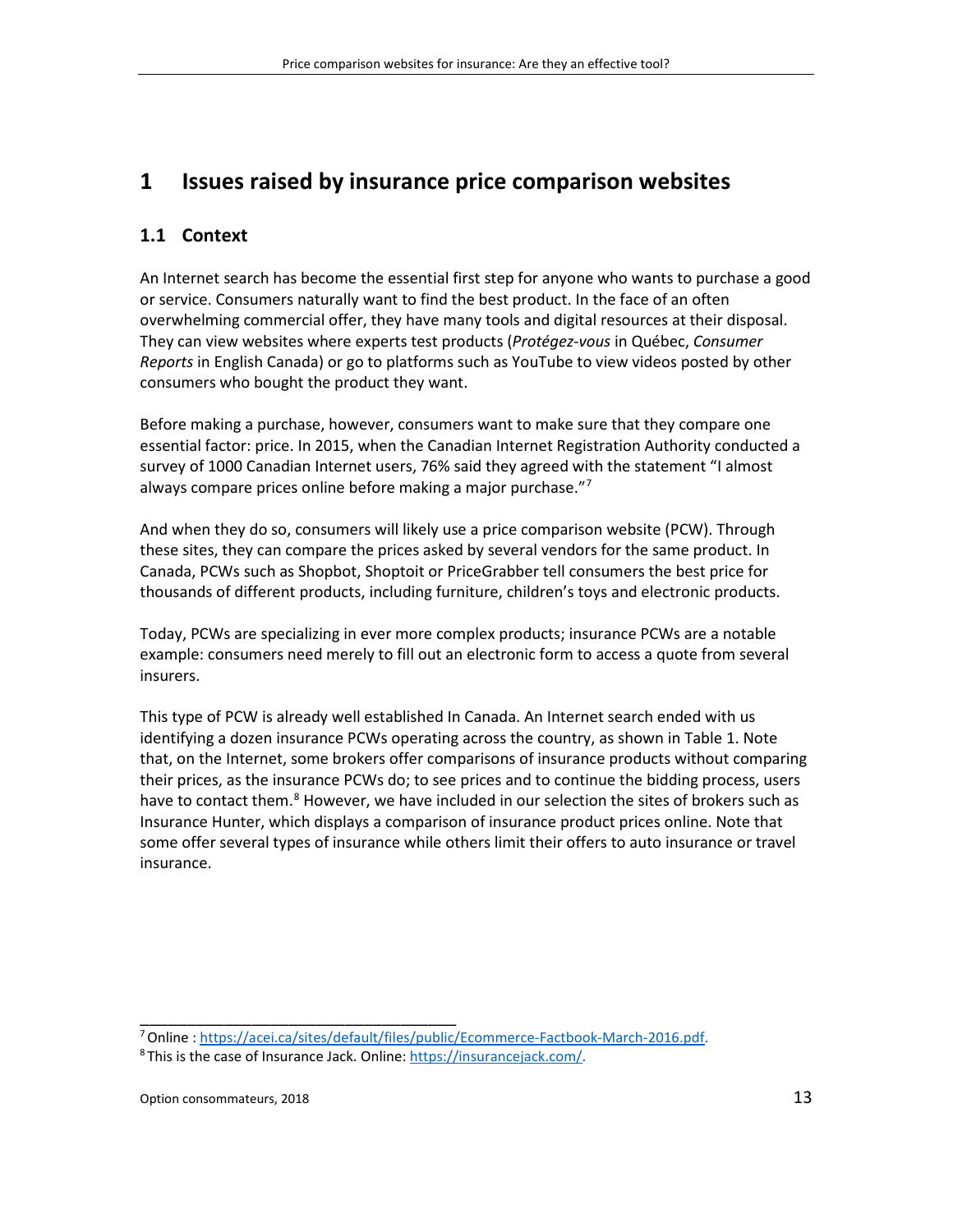# 1 Issues raised by insurance price comparison websites

## 1.1 Context

An Internet search has become the essential first step for anyone who wants to purchase a good or service. Consumers naturally want to find the best product. In the face of an often overwhelming commercial offer, they have many tools and digital resources at their disposal. They can view websites where experts test products (*Protégez-vous* in Québec, *Consumer Reports* in English Canada) or go to platforms such as YouTube to view videos posted by other consumers who bought the product they want.

Before making a purchase, however, consumers want to make sure that they compare one essential factor: price. In 2015, when the Canadian Internet Registration Authority conducted a survey of 1000 Canadian Internet users, 76% said they agreed with the statement "I almost always compare prices online before making a major purchase."[7]

And when they do so, consumers will likely use a price comparison website (PCW). Through these sites, they can compare the prices asked by several vendors for the same product. In Canada, PCWs such as Shopbot, Shoptoit or PriceGrabber tell consumers the best price for thousands of different products, including furniture, children's toys and electronic products.

Today, PCWs are specializing in ever more complex products; insurance PCWs are a notable example: consumers need merely to fill out an electronic form to access a quote from several insurers.

This type of PCW is already well established In Canada. An Internet search ended with us identifying a dozen insurance PCWs operating across the country, as shown in Table 1. Note that, on the Internet, some brokers offer comparisons of insurance products without comparing their prices, as the insurance PCWs do; to see prices and to continue the bidding process, users have to contact them.[8] However, we have included in our selection the sites of brokers such as Insurance Hunter, which displays a comparison of insurance product prices online. Note that some offer several types of insurance while others limit their offers to auto insurance or travel insurance.

---

[7] Online : https://acei.ca/sites/default/files/public/Ecommerce-Factbook-March-2016.pdf.

[8] This is the case of Insurance Jack. Online: https://insurancejack.com/.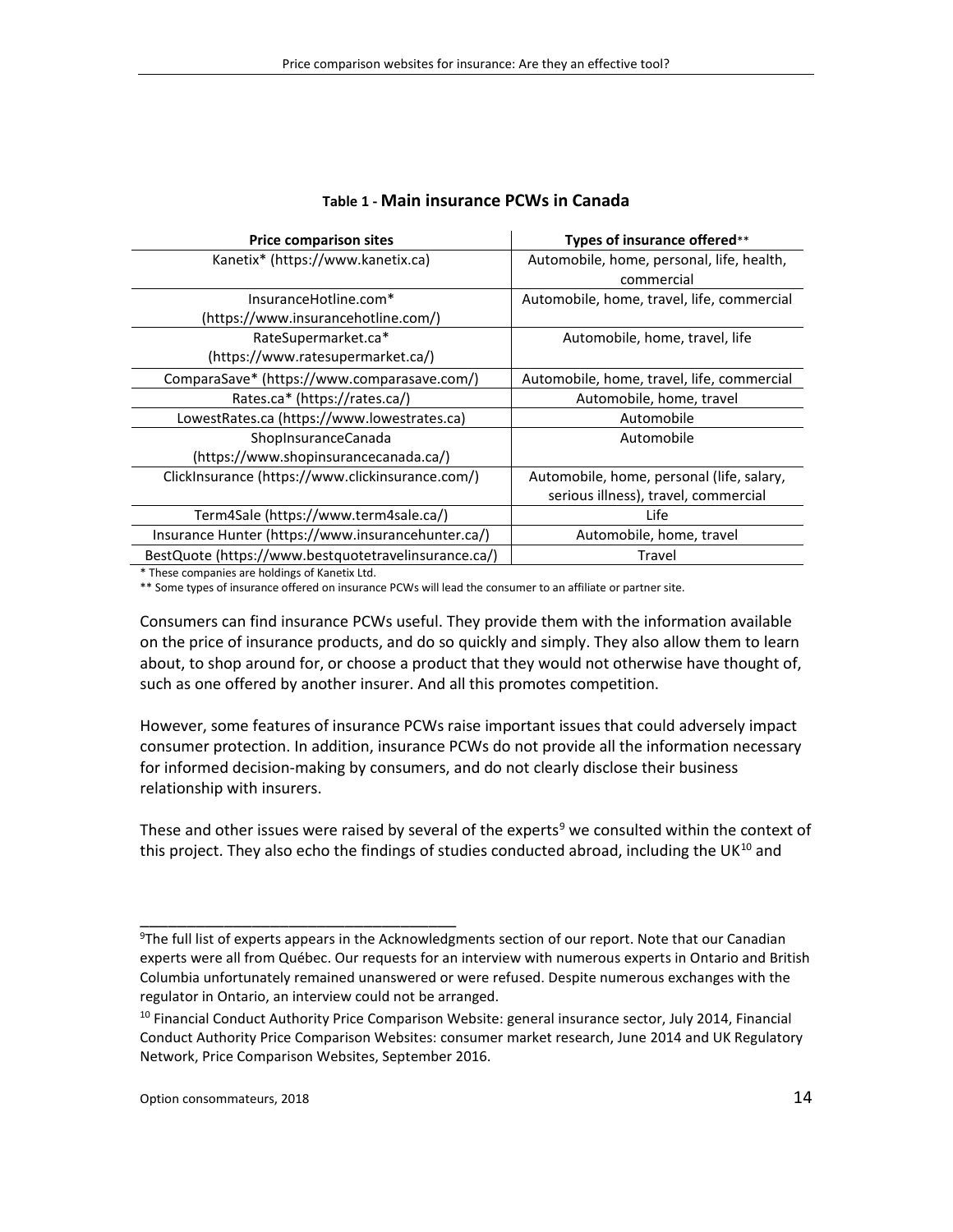**Table 1 - Main insurance PCWs in Canada**

| Price comparison sites | Types of insurance offered** |
|---|---|
| Kanetix* (https://www.kanetix.ca) | Automobile, home, personal, life, health, commercial |
| InsuranceHotline.com* (https://www.insurancehotline.com/) | Automobile, home, travel, life, commercial |
| RateSupermarket.ca* (https://www.ratesupermarket.ca/) | Automobile, home, travel, life |
| ComparaSave* (https://www.comparasave.com/) | Automobile, home, travel, life, commercial |
| Rates.ca* (https://rates.ca/) | Automobile, home, travel |
| LowestRates.ca (https://www.lowestrates.ca) | Automobile |
| ShopInsuranceCanada (https://www.shopinsurancecanada.ca/) | Automobile |
| ClickInsurance (https://www.clickinsurance.com/) | Automobile, home, personal (life, salary, serious illness), travel, commercial |
| Term4Sale (https://www.term4sale.ca/) | Life |
| Insurance Hunter (https://www.insurancehunter.ca/) | Automobile, home, travel |
| BestQuote (https://www.bestquotetravelinsurance.ca/) | Travel |

\* These companies are holdings of Kanetix Ltd.

\*\* Some types of insurance offered on insurance PCWs will lead the consumer to an affiliate or partner site.

Consumers can find insurance PCWs useful. They provide them with the information available on the price of insurance products, and do so quickly and simply. They also allow them to learn about, to shop around for, or choose a product that they would not otherwise have thought of, such as one offered by another insurer. And all this promotes competition.

However, some features of insurance PCWs raise important issues that could adversely impact consumer protection. In addition, insurance PCWs do not provide all the information necessary for informed decision-making by consumers, and do not clearly disclose their business relationship with insurers.

These and other issues were raised by several of the experts[9] we consulted within the context of this project. They also echo the findings of studies conducted abroad, including the UK[10] and

---

[9] The full list of experts appears in the Acknowledgments section of our report. Note that our Canadian experts were all from Québec. Our requests for an interview with numerous experts in Ontario and British Columbia unfortunately remained unanswered or were refused. Despite numerous exchanges with the regulator in Ontario, an interview could not be arranged.

[10] Financial Conduct Authority Price Comparison Website: general insurance sector, July 2014, Financial Conduct Authority Price Comparison Websites: consumer market research, June 2014 and UK Regulatory Network, Price Comparison Websites, September 2016.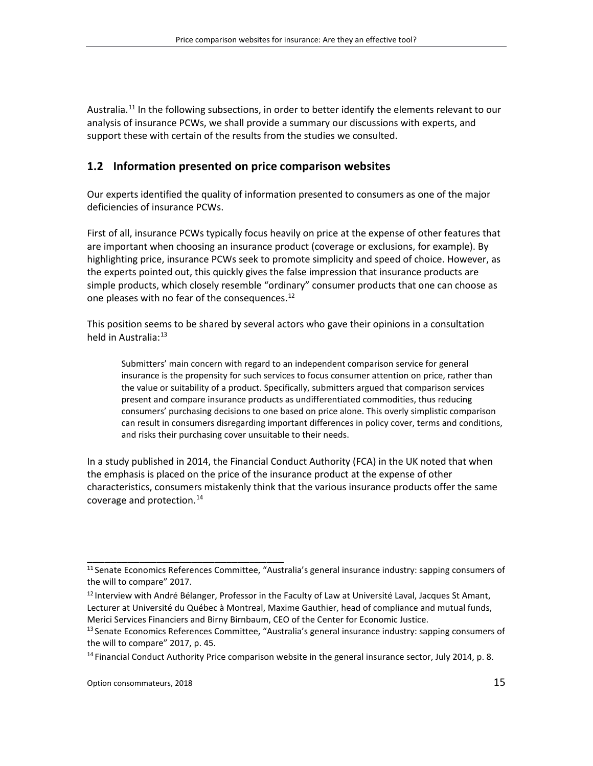Australia.[11] In the following subsections, in order to better identify the elements relevant to our analysis of insurance PCWs, we shall provide a summary our discussions with experts, and support these with certain of the results from the studies we consulted.

## 1.2 Information presented on price comparison websites

Our experts identified the quality of information presented to consumers as one of the major deficiencies of insurance PCWs.

First of all, insurance PCWs typically focus heavily on price at the expense of other features that are important when choosing an insurance product (coverage or exclusions, for example). By highlighting price, insurance PCWs seek to promote simplicity and speed of choice. However, as the experts pointed out, this quickly gives the false impression that insurance products are simple products, which closely resemble "ordinary" consumer products that one can choose as one pleases with no fear of the consequences.[12]

This position seems to be shared by several actors who gave their opinions in a consultation held in Australia:[13]

> Submitters' main concern with regard to an independent comparison service for general insurance is the propensity for such services to focus consumer attention on price, rather than the value or suitability of a product. Specifically, submitters argued that comparison services present and compare insurance products as undifferentiated commodities, thus reducing consumers' purchasing decisions to one based on price alone. This overly simplistic comparison can result in consumers disregarding important differences in policy cover, terms and conditions, and risks their purchasing cover unsuitable to their needs.

In a study published in 2014, the Financial Conduct Authority (FCA) in the UK noted that when the emphasis is placed on the price of the insurance product at the expense of other characteristics, consumers mistakenly think that the various insurance products offer the same coverage and protection.[14]

---

[11] Senate Economics References Committee, "Australia's general insurance industry: sapping consumers of the will to compare" 2017.

[12] Interview with André Bélanger, Professor in the Faculty of Law at Université Laval, Jacques St Amant, Lecturer at Université du Québec à Montreal, Maxime Gauthier, head of compliance and mutual funds, Merici Services Financiers and Birny Birnbaum, CEO of the Center for Economic Justice.

[13] Senate Economics References Committee, "Australia's general insurance industry: sapping consumers of the will to compare" 2017, p. 45.

[14] Financial Conduct Authority Price comparison website in the general insurance sector, July 2014, p. 8.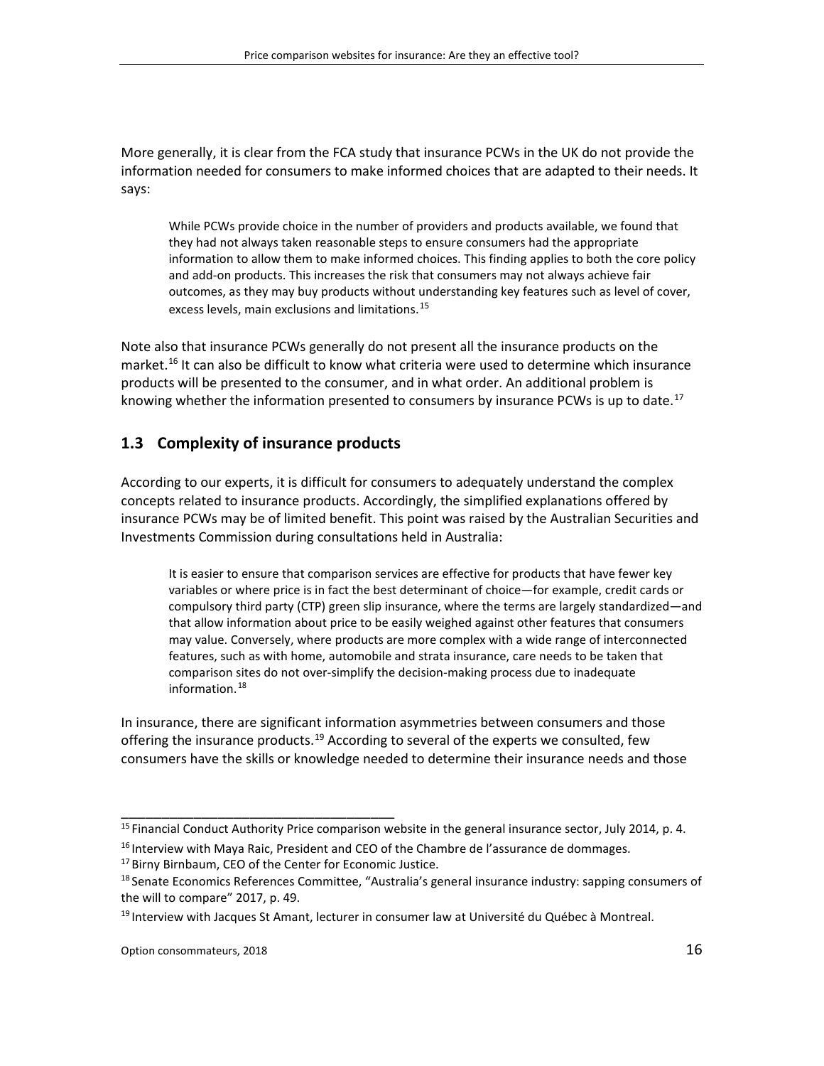More generally, it is clear from the FCA study that insurance PCWs in the UK do not provide the information needed for consumers to make informed choices that are adapted to their needs. It says:

> While PCWs provide choice in the number of providers and products available, we found that they had not always taken reasonable steps to ensure consumers had the appropriate information to allow them to make informed choices. This finding applies to both the core policy and add-on products. This increases the risk that consumers may not always achieve fair outcomes, as they may buy products without understanding key features such as level of cover, excess levels, main exclusions and limitations.[15]

Note also that insurance PCWs generally do not present all the insurance products on the market.[16] It can also be difficult to know what criteria were used to determine which insurance products will be presented to the consumer, and in what order. An additional problem is knowing whether the information presented to consumers by insurance PCWs is up to date.[17]

## 1.3 Complexity of insurance products

According to our experts, it is difficult for consumers to adequately understand the complex concepts related to insurance products. Accordingly, the simplified explanations offered by insurance PCWs may be of limited benefit. This point was raised by the Australian Securities and Investments Commission during consultations held in Australia:

> It is easier to ensure that comparison services are effective for products that have fewer key variables or where price is in fact the best determinant of choice—for example, credit cards or compulsory third party (CTP) green slip insurance, where the terms are largely standardized—and that allow information about price to be easily weighed against other features that consumers may value. Conversely, where products are more complex with a wide range of interconnected features, such as with home, automobile and strata insurance, care needs to be taken that comparison sites do not over-simplify the decision-making process due to inadequate information.[18]

In insurance, there are significant information asymmetries between consumers and those offering the insurance products.[19] According to several of the experts we consulted, few consumers have the skills or knowledge needed to determine their insurance needs and those

---

[15] Financial Conduct Authority Price comparison website in the general insurance sector, July 2014, p. 4.

[16] Interview with Maya Raic, President and CEO of the Chambre de l'assurance de dommages.

[17] Birny Birnbaum, CEO of the Center for Economic Justice.

[18] Senate Economics References Committee, "Australia's general insurance industry: sapping consumers of the will to compare" 2017, p. 49.

[19] Interview with Jacques St Amant, lecturer in consumer law at Université du Québec à Montreal.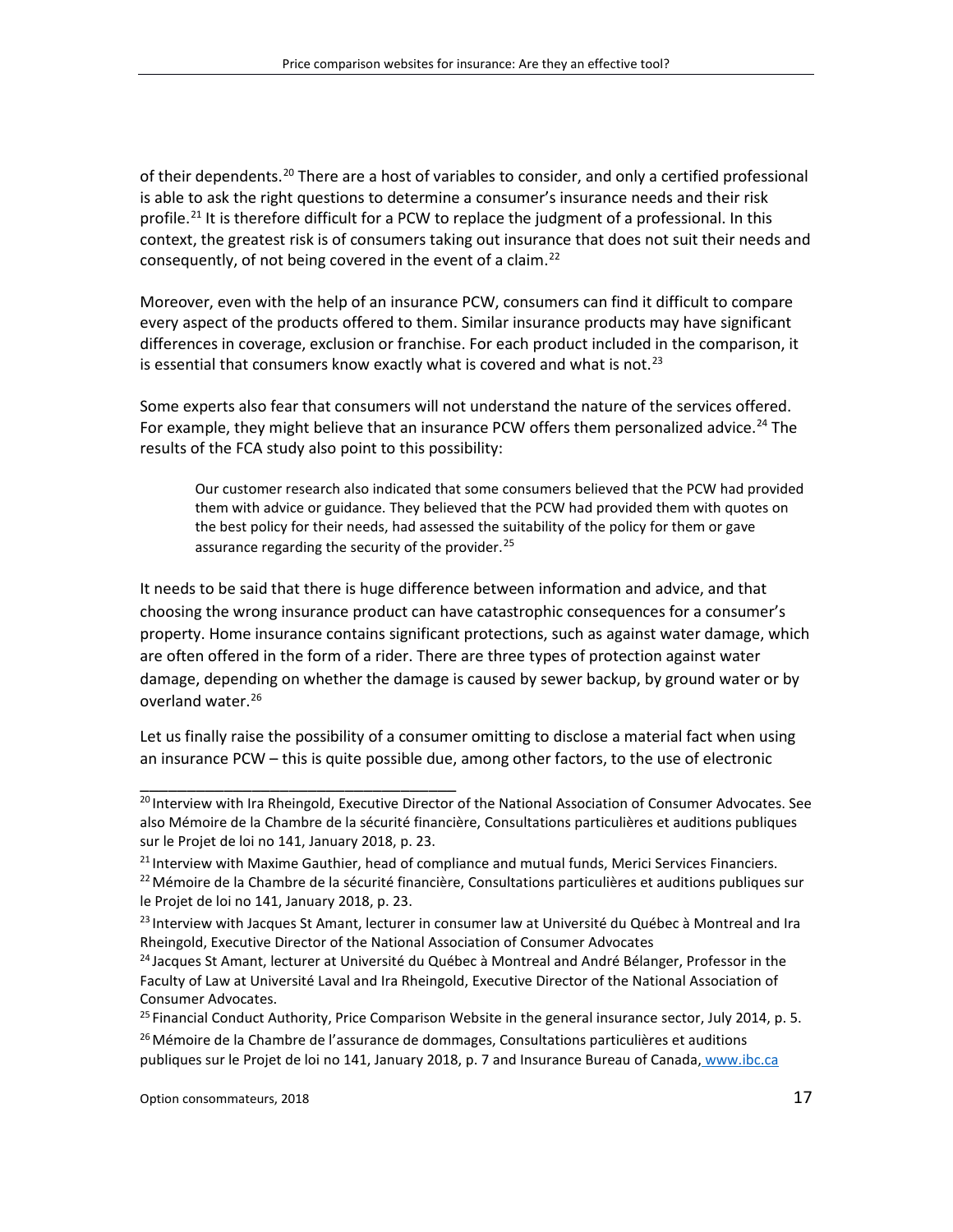of their dependents.[20] There are a host of variables to consider, and only a certified professional is able to ask the right questions to determine a consumer's insurance needs and their risk profile.[21] It is therefore difficult for a PCW to replace the judgment of a professional. In this context, the greatest risk is of consumers taking out insurance that does not suit their needs and consequently, of not being covered in the event of a claim.[22]

Moreover, even with the help of an insurance PCW, consumers can find it difficult to compare every aspect of the products offered to them. Similar insurance products may have significant differences in coverage, exclusion or franchise. For each product included in the comparison, it is essential that consumers know exactly what is covered and what is not.[23]

Some experts also fear that consumers will not understand the nature of the services offered. For example, they might believe that an insurance PCW offers them personalized advice.[24] The results of the FCA study also point to this possibility:

> Our customer research also indicated that some consumers believed that the PCW had provided them with advice or guidance. They believed that the PCW had provided them with quotes on the best policy for their needs, had assessed the suitability of the policy for them or gave assurance regarding the security of the provider.[25]

It needs to be said that there is huge difference between information and advice, and that choosing the wrong insurance product can have catastrophic consequences for a consumer's property. Home insurance contains significant protections, such as against water damage, which are often offered in the form of a rider. There are three types of protection against water damage, depending on whether the damage is caused by sewer backup, by ground water or by overland water.[26]

Let us finally raise the possibility of a consumer omitting to disclose a material fact when using an insurance PCW – this is quite possible due, among other factors, to the use of electronic

---

[20] Interview with Ira Rheingold, Executive Director of the National Association of Consumer Advocates. See also Mémoire de la Chambre de la sécurité financière, Consultations particulières et auditions publiques sur le Projet de loi no 141, January 2018, p. 23.

[21] Interview with Maxime Gauthier, head of compliance and mutual funds, Merici Services Financiers.

[22] Mémoire de la Chambre de la sécurité financière, Consultations particulières et auditions publiques sur le Projet de loi no 141, January 2018, p. 23.

[23] Interview with Jacques St Amant, lecturer in consumer law at Université du Québec à Montreal and Ira Rheingold, Executive Director of the National Association of Consumer Advocates

[24] Jacques St Amant, lecturer at Université du Québec à Montreal and André Bélanger, Professor in the Faculty of Law at Université Laval and Ira Rheingold, Executive Director of the National Association of Consumer Advocates.

[25] Financial Conduct Authority, Price Comparison Website in the general insurance sector, July 2014, p. 5.

[26] Mémoire de la Chambre de l'assurance de dommages, Consultations particulières et auditions publiques sur le Projet de loi no 141, January 2018, p. 7 and Insurance Bureau of Canada, www.ibc.ca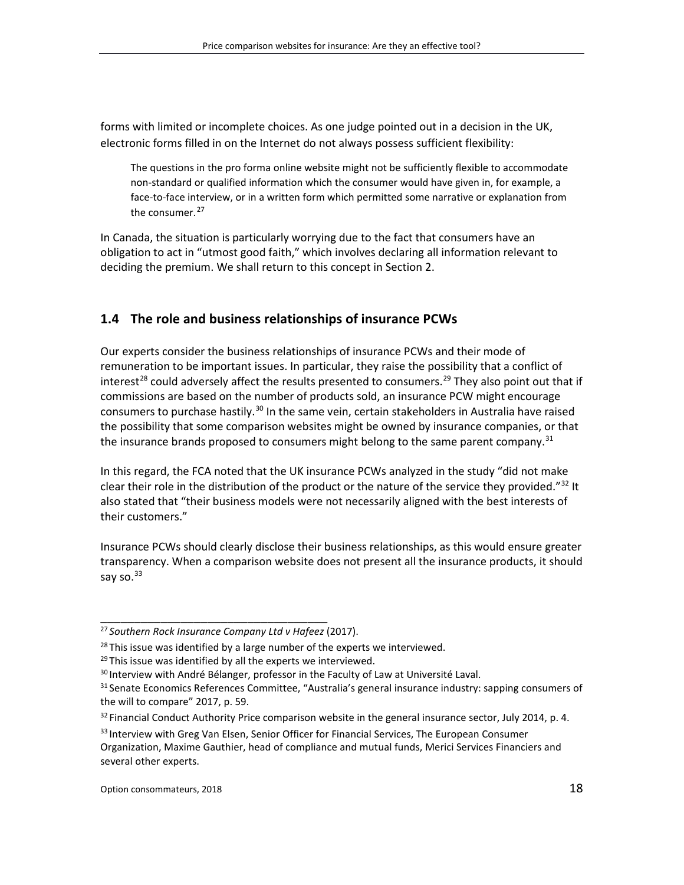forms with limited or incomplete choices. As one judge pointed out in a decision in the UK, electronic forms filled in on the Internet do not always possess sufficient flexibility:

> The questions in the pro forma online website might not be sufficiently flexible to accommodate non-standard or qualified information which the consumer would have given in, for example, a face-to-face interview, or in a written form which permitted some narrative or explanation from the consumer.[27]

In Canada, the situation is particularly worrying due to the fact that consumers have an obligation to act in "utmost good faith," which involves declaring all information relevant to deciding the premium. We shall return to this concept in Section 2.

## 1.4 The role and business relationships of insurance PCWs

Our experts consider the business relationships of insurance PCWs and their mode of remuneration to be important issues. In particular, they raise the possibility that a conflict of interest[28] could adversely affect the results presented to consumers.[29] They also point out that if commissions are based on the number of products sold, an insurance PCW might encourage consumers to purchase hastily.[30] In the same vein, certain stakeholders in Australia have raised the possibility that some comparison websites might be owned by insurance companies, or that the insurance brands proposed to consumers might belong to the same parent company.[31]

In this regard, the FCA noted that the UK insurance PCWs analyzed in the study "did not make clear their role in the distribution of the product or the nature of the service they provided."[32] It also stated that "their business models were not necessarily aligned with the best interests of their customers."

Insurance PCWs should clearly disclose their business relationships, as this would ensure greater transparency. When a comparison website does not present all the insurance products, it should say so.[33]

---

[27] *Southern Rock Insurance Company Ltd v Hafeez* (2017).

[28] This issue was identified by a large number of the experts we interviewed.

[29] This issue was identified by all the experts we interviewed.

[30] Interview with André Bélanger, professor in the Faculty of Law at Université Laval.

[31] Senate Economics References Committee, "Australia's general insurance industry: sapping consumers of the will to compare" 2017, p. 59.

[32] Financial Conduct Authority Price comparison website in the general insurance sector, July 2014, p. 4.

[33] Interview with Greg Van Elsen, Senior Officer for Financial Services, The European Consumer Organization, Maxime Gauthier, head of compliance and mutual funds, Merici Services Financiers and several other experts.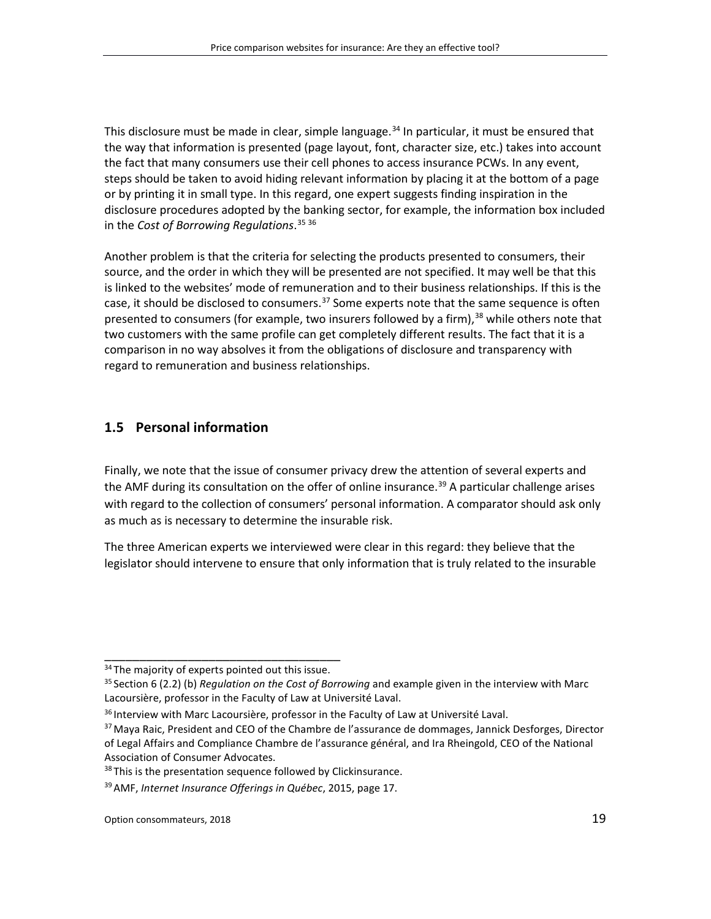This disclosure must be made in clear, simple language.[34] In particular, it must be ensured that the way that information is presented (page layout, font, character size, etc.) takes into account the fact that many consumers use their cell phones to access insurance PCWs. In any event, steps should be taken to avoid hiding relevant information by placing it at the bottom of a page or by printing it in small type. In this regard, one expert suggests finding inspiration in the disclosure procedures adopted by the banking sector, for example, the information box included in the *Cost of Borrowing Regulations*.[35] [36]

Another problem is that the criteria for selecting the products presented to consumers, their source, and the order in which they will be presented are not specified. It may well be that this is linked to the websites' mode of remuneration and to their business relationships. If this is the case, it should be disclosed to consumers.[37] Some experts note that the same sequence is often presented to consumers (for example, two insurers followed by a firm),[38] while others note that two customers with the same profile can get completely different results. The fact that it is a comparison in no way absolves it from the obligations of disclosure and transparency with regard to remuneration and business relationships.

## 1.5 Personal information

Finally, we note that the issue of consumer privacy drew the attention of several experts and the AMF during its consultation on the offer of online insurance.[39] A particular challenge arises with regard to the collection of consumers' personal information. A comparator should ask only as much as is necessary to determine the insurable risk.

The three American experts we interviewed were clear in this regard: they believe that the legislator should intervene to ensure that only information that is truly related to the insurable

---

[34] The majority of experts pointed out this issue.

[35] Section 6 (2.2) (b) *Regulation on the Cost of Borrowing* and example given in the interview with Marc Lacoursière, professor in the Faculty of Law at Université Laval.

[36] Interview with Marc Lacoursière, professor in the Faculty of Law at Université Laval.

[37] Maya Raic, President and CEO of the Chambre de l'assurance de dommages, Jannick Desforges, Director of Legal Affairs and Compliance Chambre de l'assurance général, and Ira Rheingold, CEO of the National Association of Consumer Advocates.

[38] This is the presentation sequence followed by Clickinsurance.

[39] AMF, *Internet Insurance Offerings in Québec*, 2015, page 17.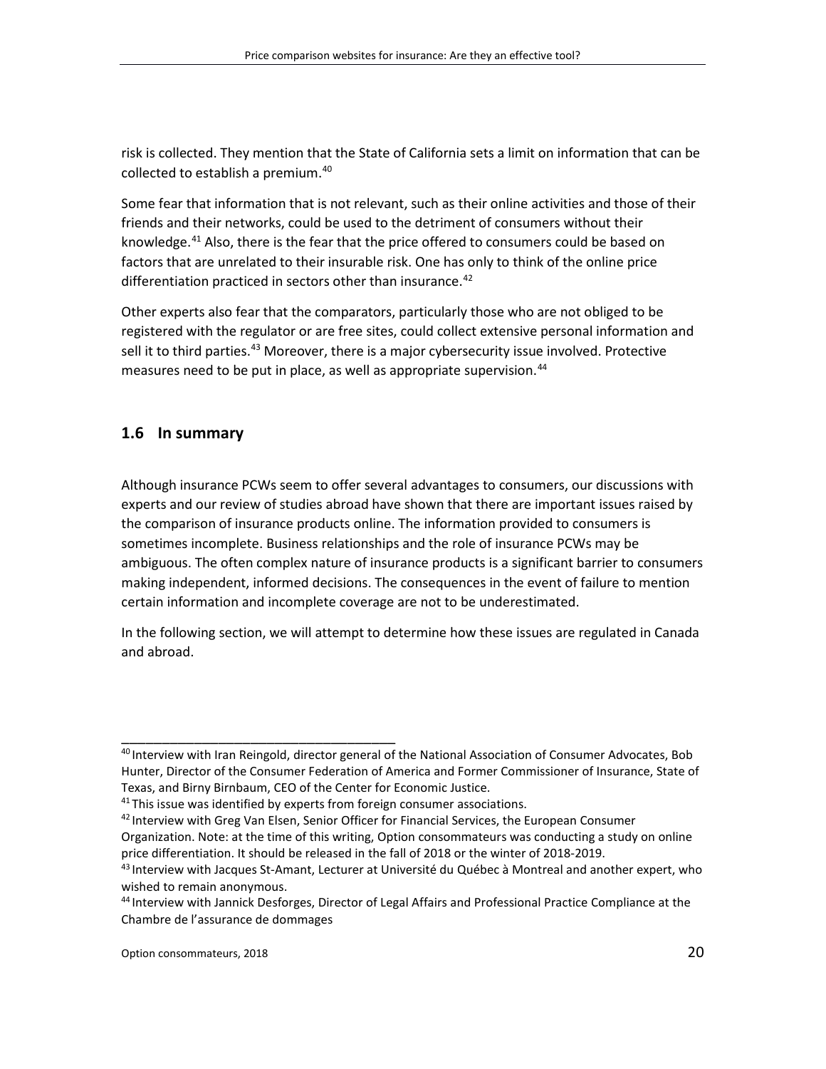risk is collected. They mention that the State of California sets a limit on information that can be collected to establish a premium.[40]

Some fear that information that is not relevant, such as their online activities and those of their friends and their networks, could be used to the detriment of consumers without their knowledge.[41] Also, there is the fear that the price offered to consumers could be based on factors that are unrelated to their insurable risk. One has only to think of the online price differentiation practiced in sectors other than insurance.[42]

Other experts also fear that the comparators, particularly those who are not obliged to be registered with the regulator or are free sites, could collect extensive personal information and sell it to third parties.[43] Moreover, there is a major cybersecurity issue involved. Protective measures need to be put in place, as well as appropriate supervision.[44]

## 1.6 In summary

Although insurance PCWs seem to offer several advantages to consumers, our discussions with experts and our review of studies abroad have shown that there are important issues raised by the comparison of insurance products online. The information provided to consumers is sometimes incomplete. Business relationships and the role of insurance PCWs may be ambiguous. The often complex nature of insurance products is a significant barrier to consumers making independent, informed decisions. The consequences in the event of failure to mention certain information and incomplete coverage are not to be underestimated.

In the following section, we will attempt to determine how these issues are regulated in Canada and abroad.

---

[40] Interview with Iran Reingold, director general of the National Association of Consumer Advocates, Bob Hunter, Director of the Consumer Federation of America and Former Commissioner of Insurance, State of Texas, and Birny Birnbaum, CEO of the Center for Economic Justice.

[41] This issue was identified by experts from foreign consumer associations.

[42] Interview with Greg Van Elsen, Senior Officer for Financial Services, the European Consumer Organization. Note: at the time of this writing, Option consommateurs was conducting a study on online price differentiation. It should be released in the fall of 2018 or the winter of 2018-2019.

[43] Interview with Jacques St-Amant, Lecturer at Université du Québec à Montreal and another expert, who wished to remain anonymous.

[44] Interview with Jannick Desforges, Director of Legal Affairs and Professional Practice Compliance at the Chambre de l'assurance de dommages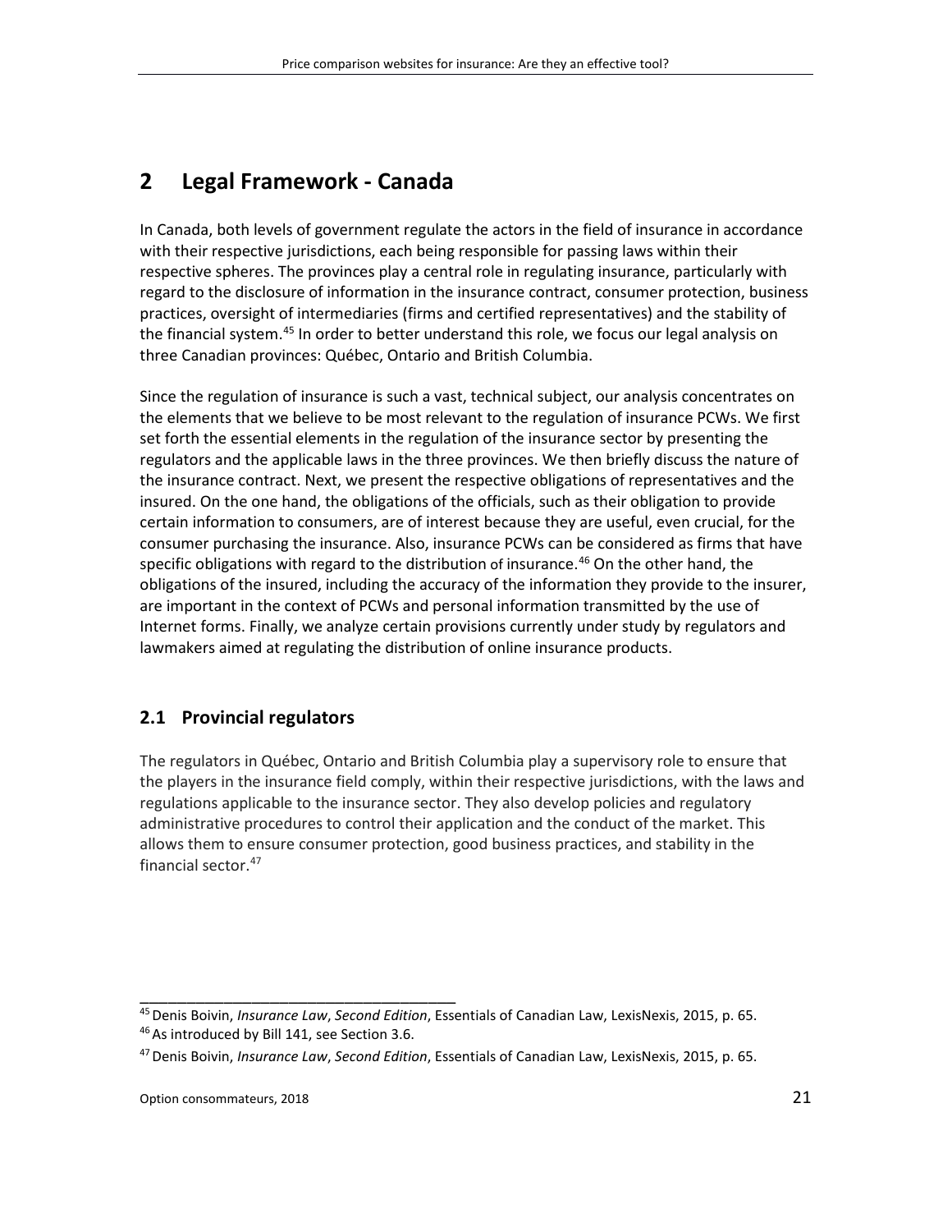## 2 Legal Framework - Canada

In Canada, both levels of government regulate the actors in the field of insurance in accordance with their respective jurisdictions, each being responsible for passing laws within their respective spheres. The provinces play a central role in regulating insurance, particularly with regard to the disclosure of information in the insurance contract, consumer protection, business practices, oversight of intermediaries (firms and certified representatives) and the stability of the financial system.[45] In order to better understand this role, we focus our legal analysis on three Canadian provinces: Québec, Ontario and British Columbia.

Since the regulation of insurance is such a vast, technical subject, our analysis concentrates on the elements that we believe to be most relevant to the regulation of insurance PCWs. We first set forth the essential elements in the regulation of the insurance sector by presenting the regulators and the applicable laws in the three provinces. We then briefly discuss the nature of the insurance contract. Next, we present the respective obligations of representatives and the insured. On the one hand, the obligations of the officials, such as their obligation to provide certain information to consumers, are of interest because they are useful, even crucial, for the consumer purchasing the insurance. Also, insurance PCWs can be considered as firms that have specific obligations with regard to the distribution of insurance.[46] On the other hand, the obligations of the insured, including the accuracy of the information they provide to the insurer, are important in the context of PCWs and personal information transmitted by the use of Internet forms. Finally, we analyze certain provisions currently under study by regulators and lawmakers aimed at regulating the distribution of online insurance products.

### 2.1 Provincial regulators

The regulators in Québec, Ontario and British Columbia play a supervisory role to ensure that the players in the insurance field comply, within their respective jurisdictions, with the laws and regulations applicable to the insurance sector. They also develop policies and regulatory administrative procedures to control their application and the conduct of the market. This allows them to ensure consumer protection, good business practices, and stability in the financial sector.[47]

---

[45] Denis Boivin, *Insurance Law*, *Second Edition*, Essentials of Canadian Law, LexisNexis, 2015, p. 65.

[46] As introduced by Bill 141, see Section 3.6.

[47] Denis Boivin, *Insurance Law*, *Second Edition*, Essentials of Canadian Law, LexisNexis, 2015, p. 65.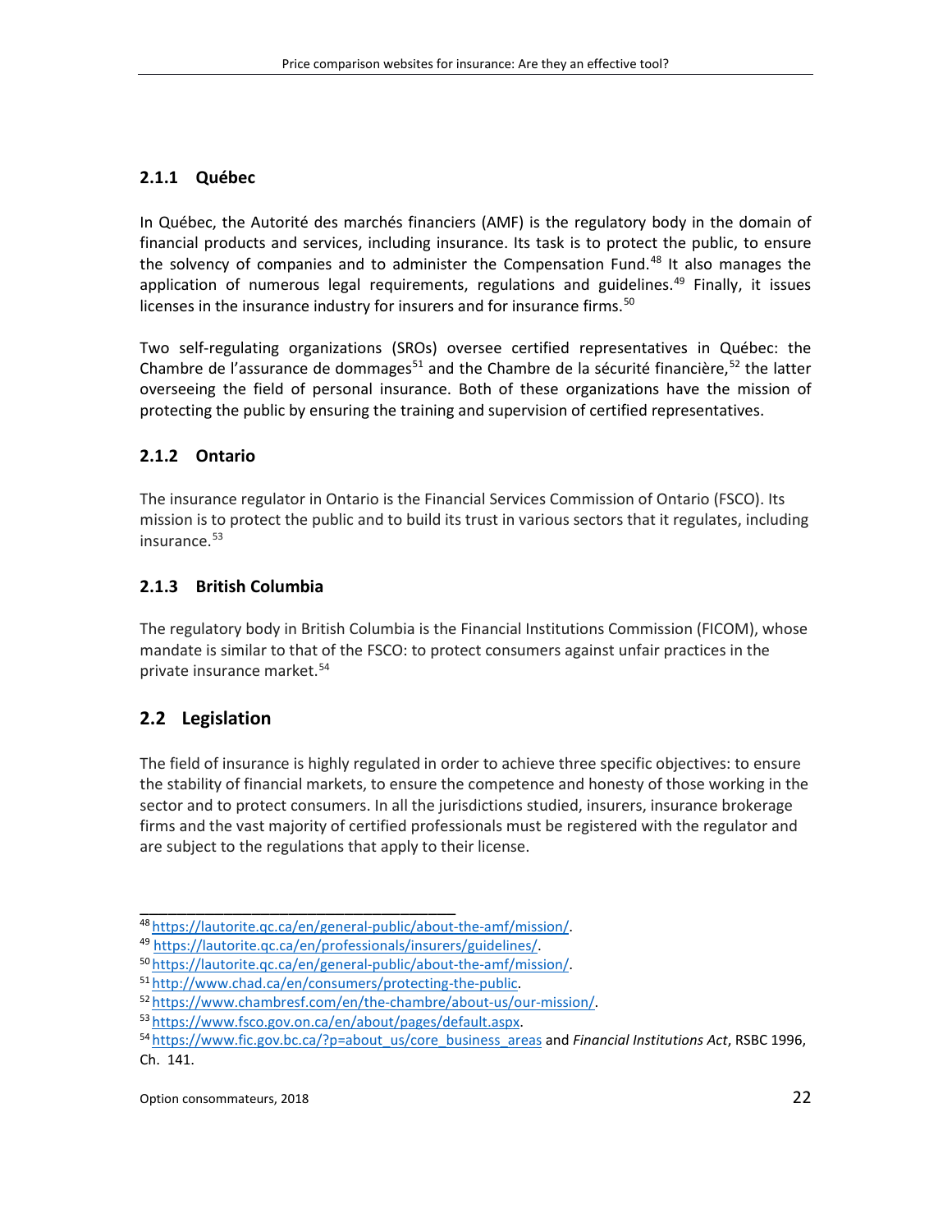### 2.1.1 Québec

In Québec, the Autorité des marchés financiers (AMF) is the regulatory body in the domain of financial products and services, including insurance. Its task is to protect the public, to ensure the solvency of companies and to administer the Compensation Fund.[48] It also manages the application of numerous legal requirements, regulations and guidelines.[49] Finally, it issues licenses in the insurance industry for insurers and for insurance firms.[50]

Two self-regulating organizations (SROs) oversee certified representatives in Québec: the Chambre de l'assurance de dommages[51] and the Chambre de la sécurité financière,[52] the latter overseeing the field of personal insurance. Both of these organizations have the mission of protecting the public by ensuring the training and supervision of certified representatives.

### 2.1.2 Ontario

The insurance regulator in Ontario is the Financial Services Commission of Ontario (FSCO). Its mission is to protect the public and to build its trust in various sectors that it regulates, including insurance.[53]

### 2.1.3 British Columbia

The regulatory body in British Columbia is the Financial Institutions Commission (FICOM), whose mandate is similar to that of the FSCO: to protect consumers against unfair practices in the private insurance market.[54]

## 2.2 Legislation

The field of insurance is highly regulated in order to achieve three specific objectives: to ensure the stability of financial markets, to ensure the competence and honesty of those working in the sector and to protect consumers. In all the jurisdictions studied, insurers, insurance brokerage firms and the vast majority of certified professionals must be registered with the regulator and are subject to the regulations that apply to their license.

---

[48] https://lautorite.qc.ca/en/general-public/about-the-amf/mission/.
[49] https://lautorite.qc.ca/en/professionals/insurers/guidelines/.
[50] https://lautorite.qc.ca/en/general-public/about-the-amf/mission/.
[51] http://www.chad.ca/en/consumers/protecting-the-public.
[52] https://www.chambresf.com/en/the-chambre/about-us/our-mission/.
[53] https://www.fsco.gov.on.ca/en/about/pages/default.aspx.
[54] https://www.fic.gov.bc.ca/?p=about_us/core_business_areas and *Financial Institutions Act*, RSBC 1996, Ch. 141.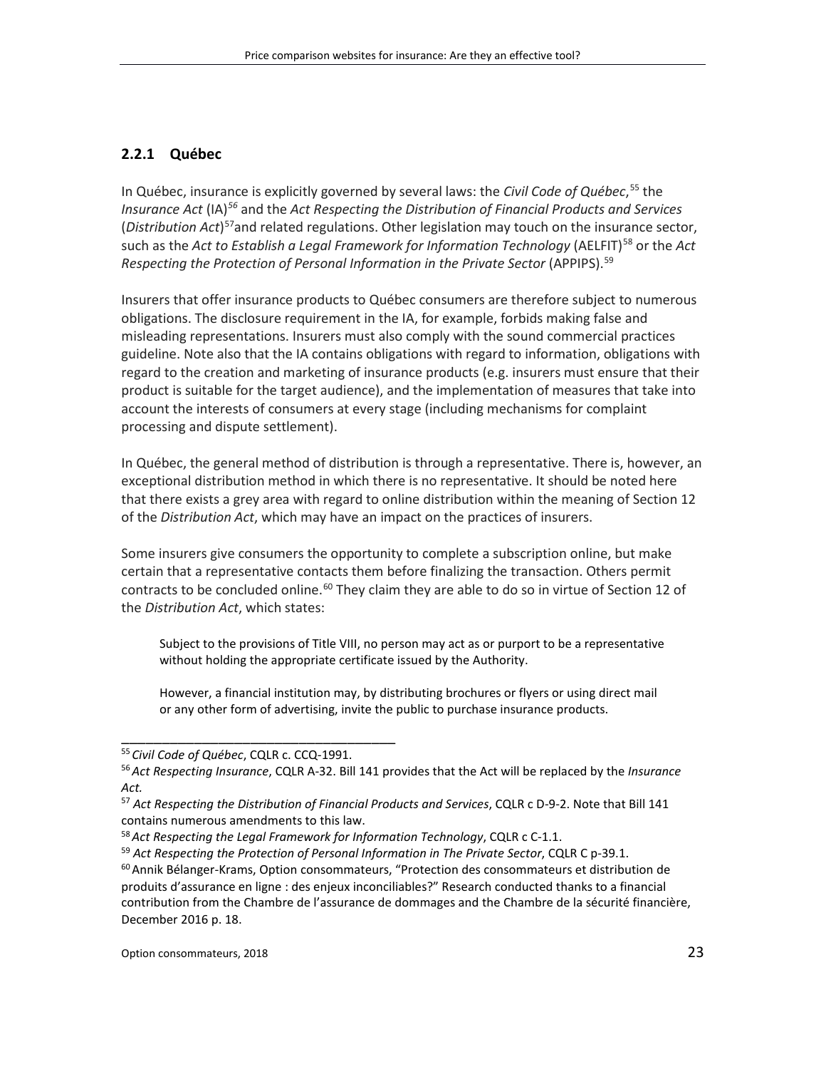### 2.2.1 Québec

In Québec, insurance is explicitly governed by several laws: the *Civil Code of Québec*,[55] the *Insurance Act* (IA)[56] and the *Act Respecting the Distribution of Financial Products and Services* (*Distribution Act*)[57]and related regulations. Other legislation may touch on the insurance sector, such as the *Act to Establish a Legal Framework for Information Technology* (AELFIT)[58] or the *Act Respecting the Protection of Personal Information in the Private Sector* (APPIPS).[59]

Insurers that offer insurance products to Québec consumers are therefore subject to numerous obligations. The disclosure requirement in the IA, for example, forbids making false and misleading representations. Insurers must also comply with the sound commercial practices guideline. Note also that the IA contains obligations with regard to information, obligations with regard to the creation and marketing of insurance products (e.g. insurers must ensure that their product is suitable for the target audience), and the implementation of measures that take into account the interests of consumers at every stage (including mechanisms for complaint processing and dispute settlement).

In Québec, the general method of distribution is through a representative. There is, however, an exceptional distribution method in which there is no representative. It should be noted here that there exists a grey area with regard to online distribution within the meaning of Section 12 of the *Distribution Act*, which may have an impact on the practices of insurers.

Some insurers give consumers the opportunity to complete a subscription online, but make certain that a representative contacts them before finalizing the transaction. Others permit contracts to be concluded online.[60] They claim they are able to do so in virtue of Section 12 of the *Distribution Act*, which states:

> Subject to the provisions of Title VIII, no person may act as or purport to be a representative without holding the appropriate certificate issued by the Authority.
>
> However, a financial institution may, by distributing brochures or flyers or using direct mail or any other form of advertising, invite the public to purchase insurance products.

---

[55] *Civil Code of Québec*, CQLR c. CCQ-1991.

[56] *Act Respecting Insurance*, CQLR A-32. Bill 141 provides that the Act will be replaced by the *Insurance Act.*

[57] *Act Respecting the Distribution of Financial Products and Services*, CQLR c D-9-2. Note that Bill 141 contains numerous amendments to this law.

[58] *Act Respecting the Legal Framework for Information Technology*, CQLR c C-1.1.

[59] *Act Respecting the Protection of Personal Information in The Private Sector*, CQLR C p-39.1.

[60] Annik Bélanger-Krams, Option consommateurs, "Protection des consommateurs et distribution de produits d'assurance en ligne : des enjeux inconciliables?" Research conducted thanks to a financial contribution from the Chambre de l'assurance de dommages and the Chambre de la sécurité financière, December 2016 p. 18.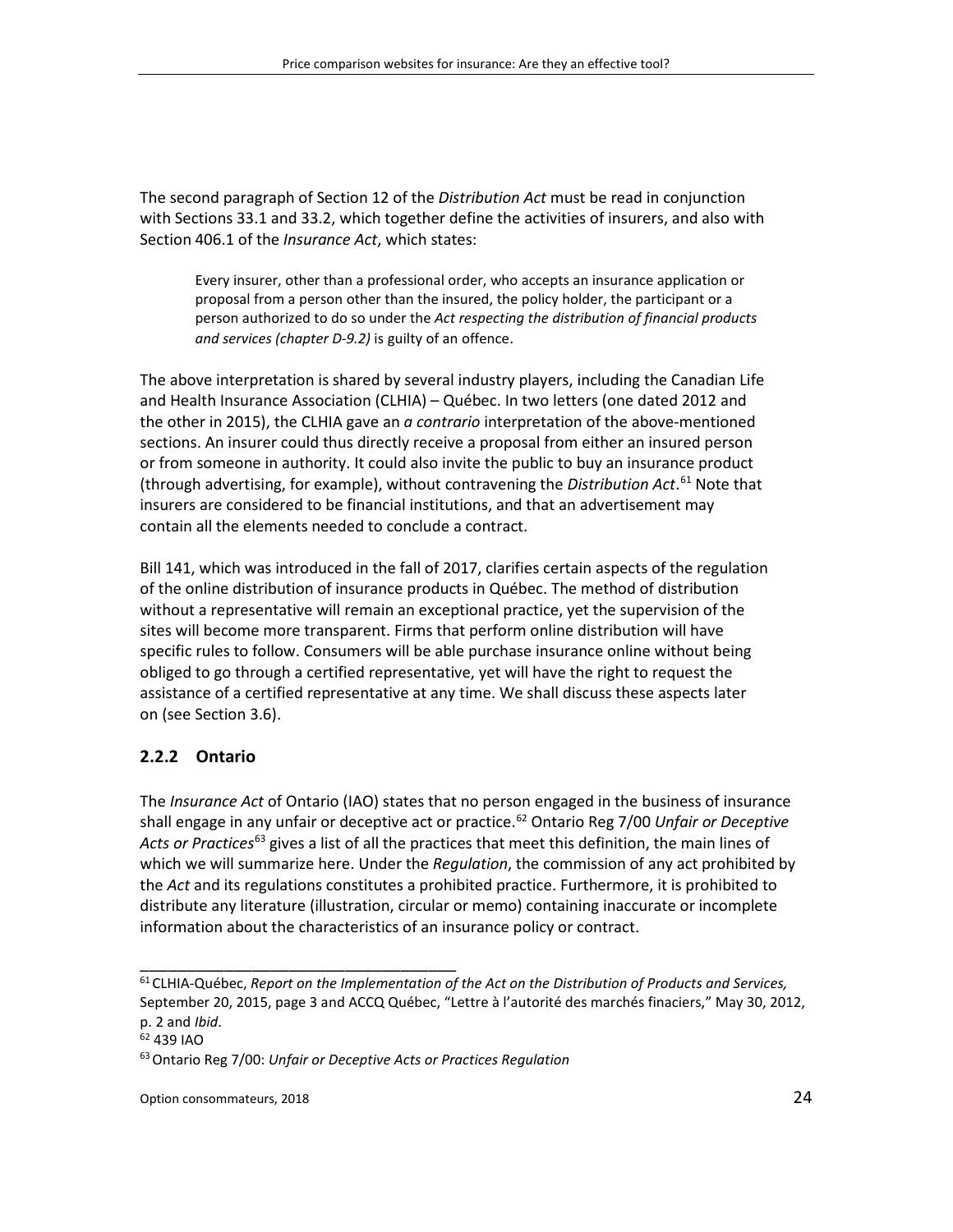The second paragraph of Section 12 of the *Distribution Act* must be read in conjunction with Sections 33.1 and 33.2, which together define the activities of insurers, and also with Section 406.1 of the *Insurance Act*, which states:

> Every insurer, other than a professional order, who accepts an insurance application or proposal from a person other than the insured, the policy holder, the participant or a person authorized to do so under the *Act respecting the distribution of financial products and services (chapter D-9.2)* is guilty of an offence.

The above interpretation is shared by several industry players, including the Canadian Life and Health Insurance Association (CLHIA) – Québec. In two letters (one dated 2012 and the other in 2015), the CLHIA gave an *a contrario* interpretation of the above-mentioned sections. An insurer could thus directly receive a proposal from either an insured person or from someone in authority. It could also invite the public to buy an insurance product (through advertising, for example), without contravening the *Distribution Act*.[61] Note that insurers are considered to be financial institutions, and that an advertisement may contain all the elements needed to conclude a contract.

Bill 141, which was introduced in the fall of 2017, clarifies certain aspects of the regulation of the online distribution of insurance products in Québec. The method of distribution without a representative will remain an exceptional practice, yet the supervision of the sites will become more transparent. Firms that perform online distribution will have specific rules to follow. Consumers will be able purchase insurance online without being obliged to go through a certified representative, yet will have the right to request the assistance of a certified representative at any time. We shall discuss these aspects later on (see Section 3.6).

### 2.2.2 Ontario

The *Insurance Act* of Ontario (IAO) states that no person engaged in the business of insurance shall engage in any unfair or deceptive act or practice.[62] Ontario Reg 7/00 *Unfair or Deceptive Acts or Practices*[63] gives a list of all the practices that meet this definition, the main lines of which we will summarize here. Under the *Regulation*, the commission of any act prohibited by the *Act* and its regulations constitutes a prohibited practice. Furthermore, it is prohibited to distribute any literature (illustration, circular or memo) containing inaccurate or incomplete information about the characteristics of an insurance policy or contract.

---

[61] CLHIA-Québec, *Report on the Implementation of the Act on the Distribution of Products and Services,* September 20, 2015, page 3 and ACCQ Québec, "Lettre à l'autorité des marchés finaciers," May 30, 2012, p. 2 and *Ibid*.

[62] 439 IAO

[63] Ontario Reg 7/00: *Unfair or Deceptive Acts or Practices Regulation*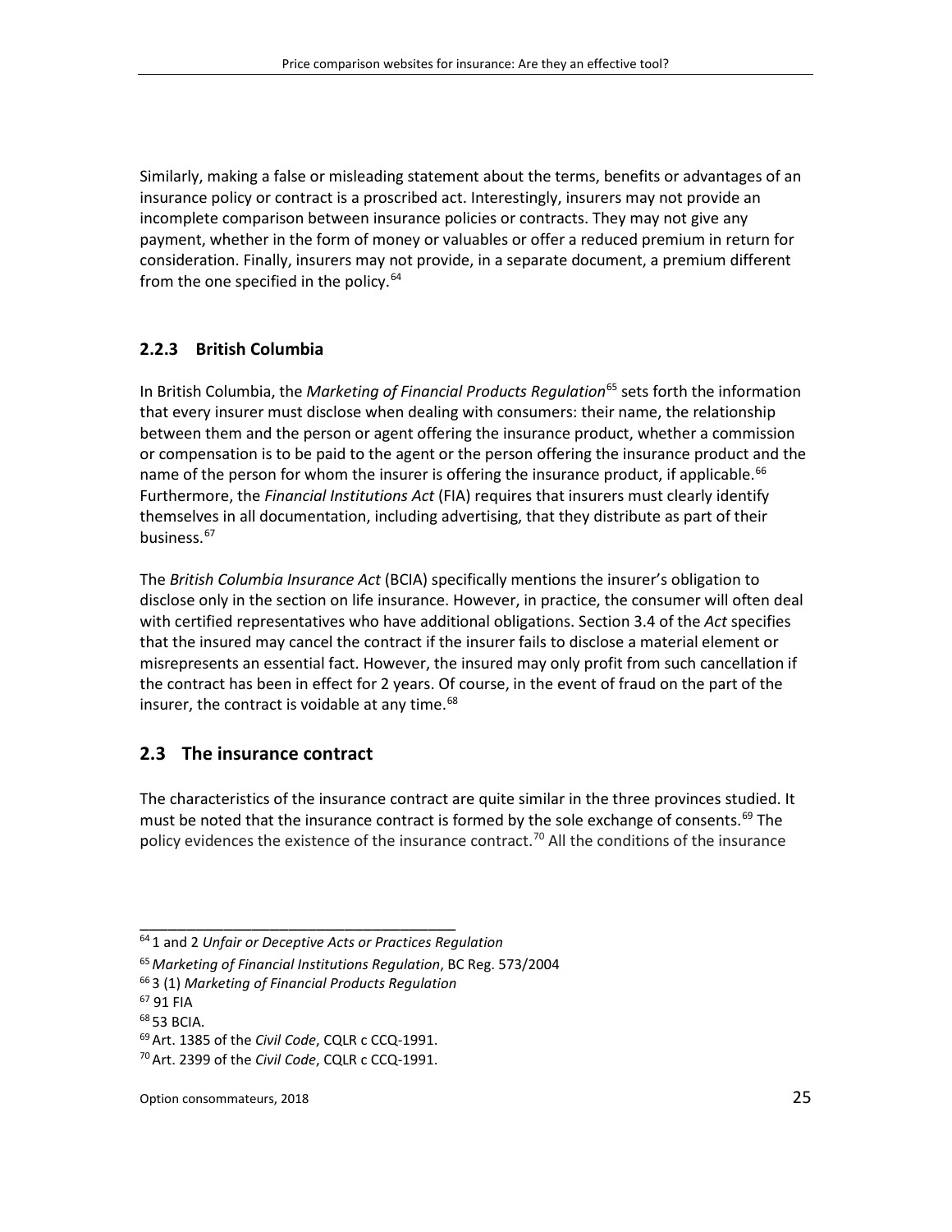Similarly, making a false or misleading statement about the terms, benefits or advantages of an insurance policy or contract is a proscribed act. Interestingly, insurers may not provide an incomplete comparison between insurance policies or contracts. They may not give any payment, whether in the form of money or valuables or offer a reduced premium in return for consideration. Finally, insurers may not provide, in a separate document, a premium different from the one specified in the policy.[64]

### 2.2.3 British Columbia

In British Columbia, the *Marketing of Financial Products Regulation*[65] sets forth the information that every insurer must disclose when dealing with consumers: their name, the relationship between them and the person or agent offering the insurance product, whether a commission or compensation is to be paid to the agent or the person offering the insurance product and the name of the person for whom the insurer is offering the insurance product, if applicable.[66] Furthermore, the *Financial Institutions Act* (FIA) requires that insurers must clearly identify themselves in all documentation, including advertising, that they distribute as part of their business.[67]

The *British Columbia Insurance Act* (BCIA) specifically mentions the insurer's obligation to disclose only in the section on life insurance. However, in practice, the consumer will often deal with certified representatives who have additional obligations. Section 3.4 of the *Act* specifies that the insured may cancel the contract if the insurer fails to disclose a material element or misrepresents an essential fact. However, the insured may only profit from such cancellation if the contract has been in effect for 2 years. Of course, in the event of fraud on the part of the insurer, the contract is voidable at any time.[68]

## 2.3 The insurance contract

The characteristics of the insurance contract are quite similar in the three provinces studied. It must be noted that the insurance contract is formed by the sole exchange of consents.[69] The policy evidences the existence of the insurance contract.[70] All the conditions of the insurance

---

[64] 1 and 2 *Unfair or Deceptive Acts or Practices Regulation*

[65] *Marketing of Financial Institutions Regulation*, BC Reg. 573/2004

[66] 3 (1) *Marketing of Financial Products Regulation*

[67] 91 FIA

[68] 53 BCIA.

[69] Art. 1385 of the *Civil Code*, CQLR c CCQ-1991.

[70] Art. 2399 of the *Civil Code*, CQLR c CCQ-1991.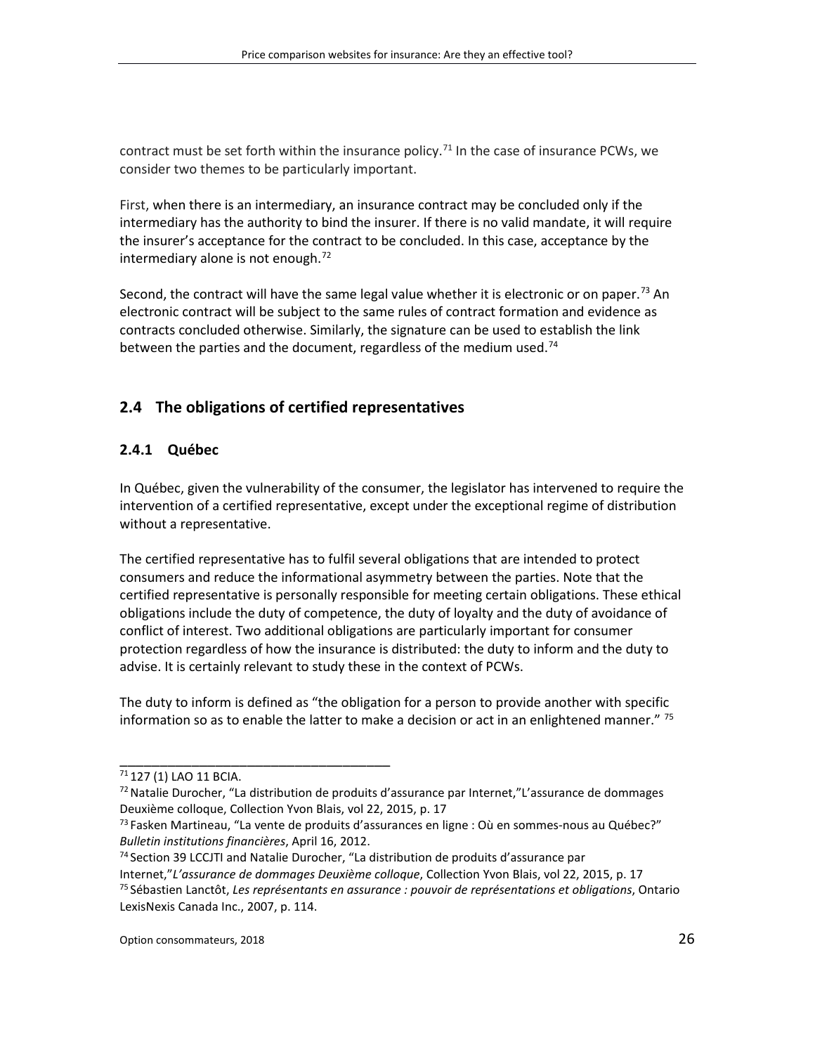contract must be set forth within the insurance policy.[71] In the case of insurance PCWs, we consider two themes to be particularly important.

First, when there is an intermediary, an insurance contract may be concluded only if the intermediary has the authority to bind the insurer. If there is no valid mandate, it will require the insurer's acceptance for the contract to be concluded. In this case, acceptance by the intermediary alone is not enough.[72]

Second, the contract will have the same legal value whether it is electronic or on paper.[73] An electronic contract will be subject to the same rules of contract formation and evidence as contracts concluded otherwise. Similarly, the signature can be used to establish the link between the parties and the document, regardless of the medium used.[74]

## 2.4 The obligations of certified representatives

### 2.4.1 Québec

In Québec, given the vulnerability of the consumer, the legislator has intervened to require the intervention of a certified representative, except under the exceptional regime of distribution without a representative.

The certified representative has to fulfil several obligations that are intended to protect consumers and reduce the informational asymmetry between the parties. Note that the certified representative is personally responsible for meeting certain obligations. These ethical obligations include the duty of competence, the duty of loyalty and the duty of avoidance of conflict of interest. Two additional obligations are particularly important for consumer protection regardless of how the insurance is distributed: the duty to inform and the duty to advise. It is certainly relevant to study these in the context of PCWs.

The duty to inform is defined as "the obligation for a person to provide another with specific information so as to enable the latter to make a decision or act in an enlightened manner." [75]

---

[71] 127 (1) LAO 11 BCIA.

[72] Natalie Durocher, "La distribution de produits d'assurance par Internet,"L'assurance de dommages Deuxième colloque, Collection Yvon Blais, vol 22, 2015, p. 17

[73] Fasken Martineau, "La vente de produits d'assurances en ligne : Où en sommes-nous au Québec?" *Bulletin institutions financières*, April 16, 2012.

[74] Section 39 LCCJTI and Natalie Durocher, "La distribution de produits d'assurance par Internet,"*L'assurance de dommages Deuxième colloque*, Collection Yvon Blais, vol 22, 2015, p. 17

[75] Sébastien Lanctôt, *Les représentants en assurance : pouvoir de représentations et obligations*, Ontario LexisNexis Canada Inc., 2007, p. 114.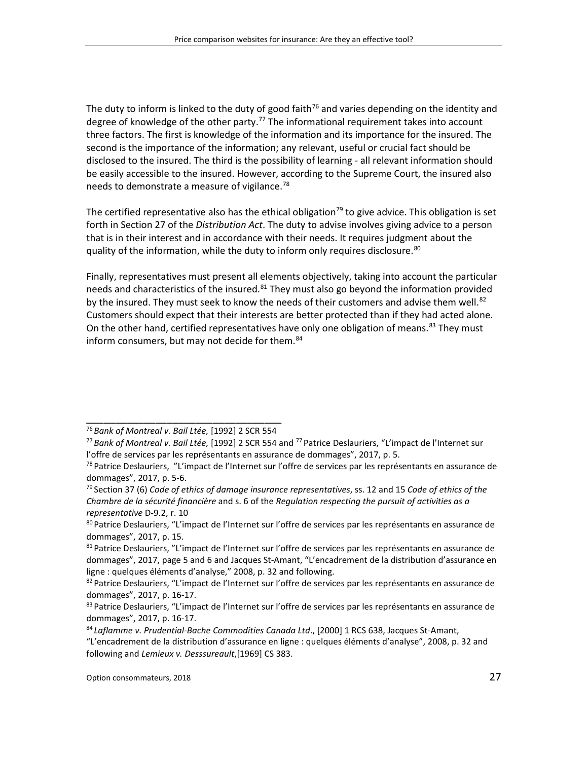The duty to inform is linked to the duty of good faith[76] and varies depending on the identity and degree of knowledge of the other party.[77] The informational requirement takes into account three factors. The first is knowledge of the information and its importance for the insured. The second is the importance of the information; any relevant, useful or crucial fact should be disclosed to the insured. The third is the possibility of learning - all relevant information should be easily accessible to the insured. However, according to the Supreme Court, the insured also needs to demonstrate a measure of vigilance.[78]

The certified representative also has the ethical obligation[79] to give advice. This obligation is set forth in Section 27 of the *Distribution Act*. The duty to advise involves giving advice to a person that is in their interest and in accordance with their needs. It requires judgment about the quality of the information, while the duty to inform only requires disclosure.[80]

Finally, representatives must present all elements objectively, taking into account the particular needs and characteristics of the insured.[81] They must also go beyond the information provided by the insured. They must seek to know the needs of their customers and advise them well.[82] Customers should expect that their interests are better protected than if they had acted alone. On the other hand, certified representatives have only one obligation of means.[83] They must inform consumers, but may not decide for them.[84]

---

[76] *Bank of Montreal v. Bail Ltée,* [1992] 2 SCR 554

[77] *Bank of Montreal v. Bail Ltée,* [1992] 2 SCR 554 and [77] Patrice Deslauriers, "L'impact de l'Internet sur l'offre de services par les représentants en assurance de dommages", 2017, p. 5.

[78] Patrice Deslauriers, "L'impact de l'Internet sur l'offre de services par les représentants en assurance de dommages", 2017, p. 5-6.

[79] Section 37 (6) *Code of ethics of damage insurance representatives*, ss. 12 and 15 *Code of ethics of the Chambre de la sécurité financière* and s. 6 of the *Regulation respecting the pursuit of activities as a representative* D-9.2, r. 10

[80] Patrice Deslauriers, "L'impact de l'Internet sur l'offre de services par les représentants en assurance de dommages", 2017, p. 15.

[81] Patrice Deslauriers, "L'impact de l'Internet sur l'offre de services par les représentants en assurance de dommages", 2017, page 5 and 6 and Jacques St-Amant, "L'encadrement de la distribution d'assurance en ligne : quelques éléments d'analyse," 2008, p. 32 and following.

[82] Patrice Deslauriers, "L'impact de l'Internet sur l'offre de services par les représentants en assurance de dommages", 2017, p. 16-17.

[83] Patrice Deslauriers, "L'impact de l'Internet sur l'offre de services par les représentants en assurance de dommages", 2017, p. 16-17.

[84] *Laflamme v. Prudential-Bache Commodities Canada Ltd*., [2000] 1 RCS 638, Jacques St-Amant, "L'encadrement de la distribution d'assurance en ligne : quelques éléments d'analyse", 2008, p. 32 and following and *Lemieux v. Desssureault*,[1969] CS 383.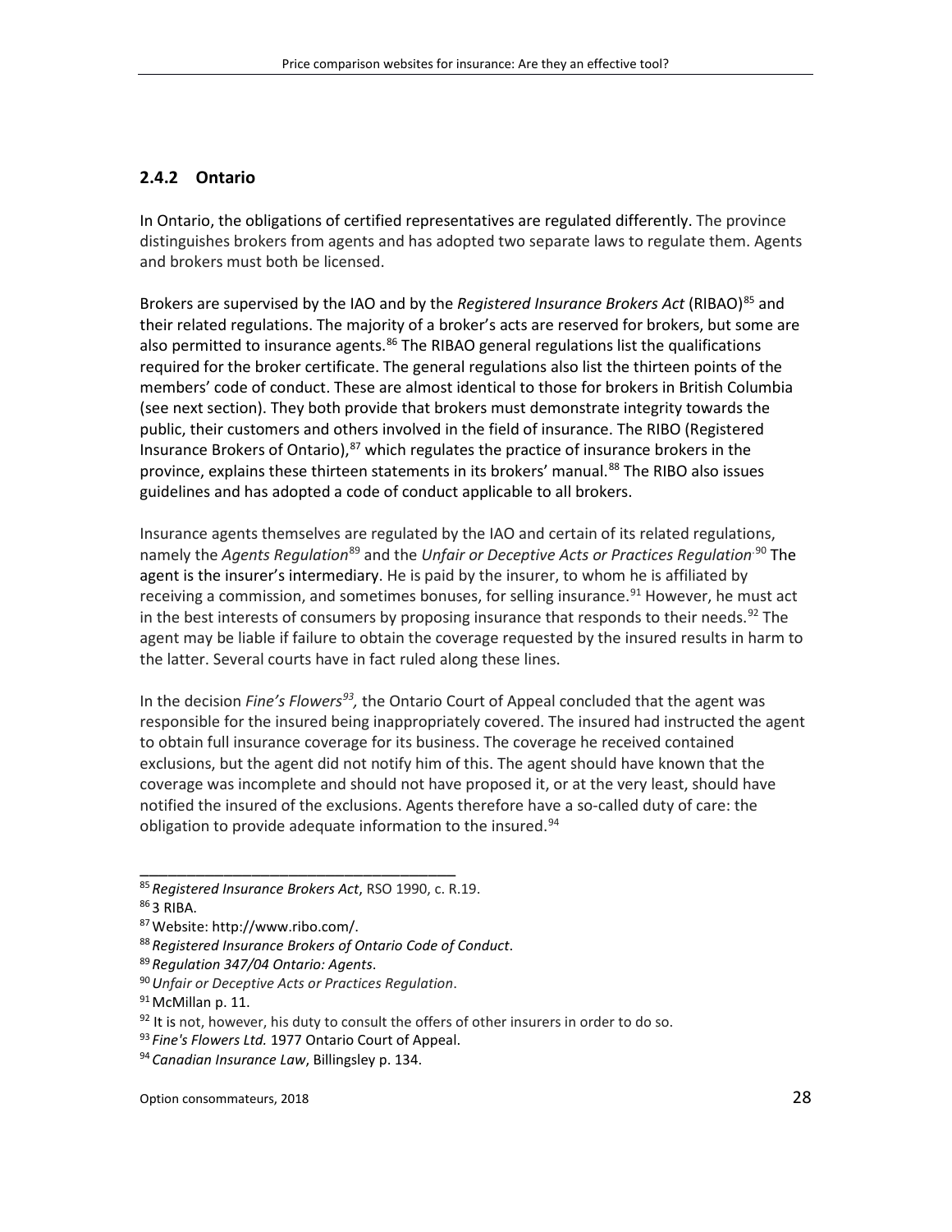### 2.4.2 Ontario

In Ontario, the obligations of certified representatives are regulated differently. The province distinguishes brokers from agents and has adopted two separate laws to regulate them. Agents and brokers must both be licensed.

Brokers are supervised by the IAO and by the *Registered Insurance Brokers Act* (RIBAO)[85] and their related regulations. The majority of a broker's acts are reserved for brokers, but some are also permitted to insurance agents.[86] The RIBAO general regulations list the qualifications required for the broker certificate. The general regulations also list the thirteen points of the members' code of conduct. These are almost identical to those for brokers in British Columbia (see next section). They both provide that brokers must demonstrate integrity towards the public, their customers and others involved in the field of insurance. The RIBO (Registered Insurance Brokers of Ontario),[87] which regulates the practice of insurance brokers in the province, explains these thirteen statements in its brokers' manual.[88] The RIBO also issues guidelines and has adopted a code of conduct applicable to all brokers.

Insurance agents themselves are regulated by the IAO and certain of its related regulations, namely the *Agents Regulation*[89] and the *Unfair or Deceptive Acts or Practices Regulation*.[90] The agent is the insurer's intermediary. He is paid by the insurer, to whom he is affiliated by receiving a commission, and sometimes bonuses, for selling insurance.[91] However, he must act in the best interests of consumers by proposing insurance that responds to their needs.[92] The agent may be liable if failure to obtain the coverage requested by the insured results in harm to the latter. Several courts have in fact ruled along these lines.

In the decision *Fine's Flowers*[93], the Ontario Court of Appeal concluded that the agent was responsible for the insured being inappropriately covered. The insured had instructed the agent to obtain full insurance coverage for his business. The coverage he received contained exclusions, but the agent did not notify him of this. The agent should have known that the coverage was incomplete and should not have proposed it, or at the very least, should have notified the insured of the exclusions. Agents therefore have a so-called duty of care: the obligation to provide adequate information to the insured.[94]

---

[85] *Registered Insurance Brokers Act*, RSO 1990, c. R.19.

[86] 3 RIBA.

[87] Website: http://www.ribo.com/.

[88] *Registered Insurance Brokers of Ontario Code of Conduct.*

[89] *Regulation 347/04 Ontario: Agents*.

[90] *Unfair or Deceptive Acts or Practices Regulation*.

[91] McMillan p. 11.

[92] It is not, however, his duty to consult the offers of other insurers in order to do so.

[93] *Fine's Flowers Ltd.* 1977 Ontario Court of Appeal.

[94] *Canadian Insurance Law*, Billingsley p. 134.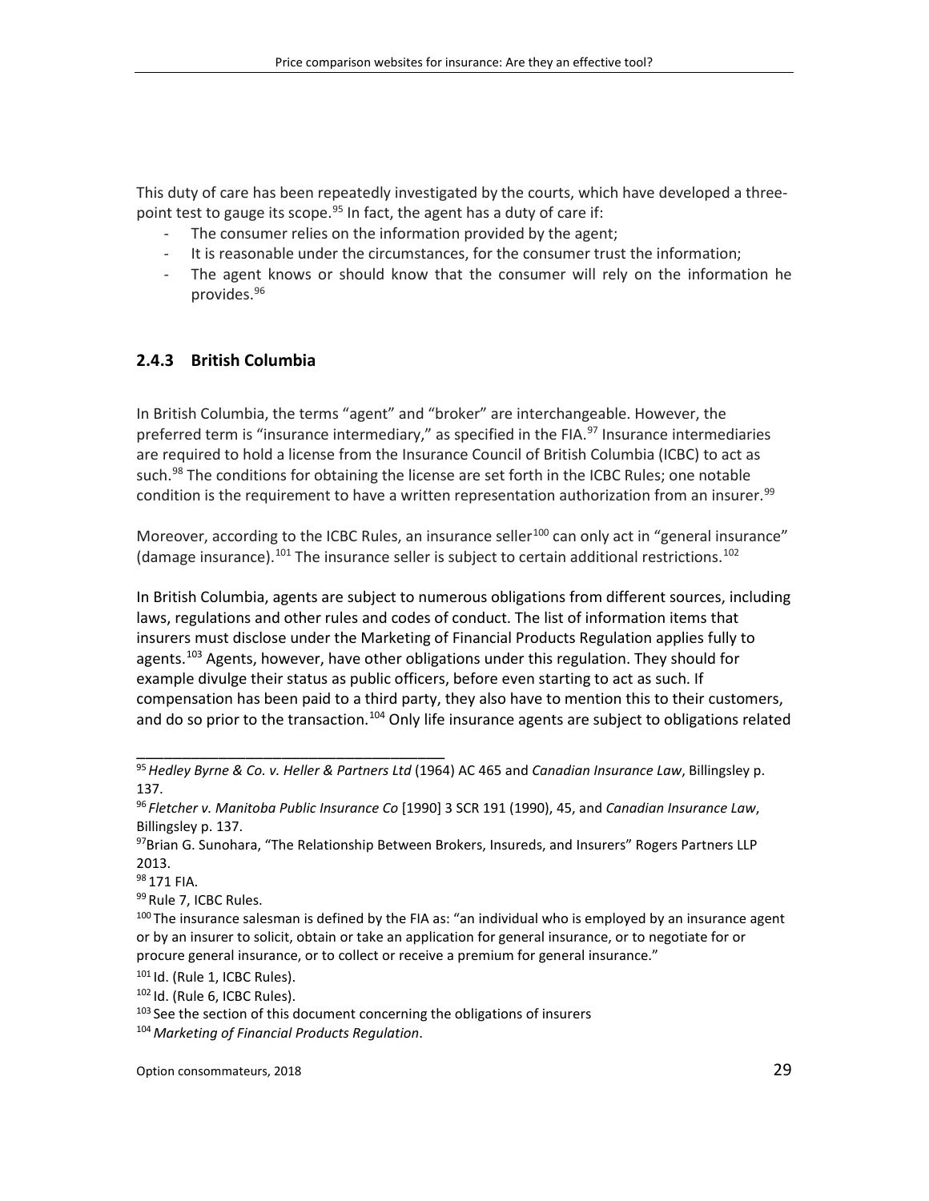This duty of care has been repeatedly investigated by the courts, which have developed a three-point test to gauge its scope.[95] In fact, the agent has a duty of care if:

- The consumer relies on the information provided by the agent;
- It is reasonable under the circumstances, for the consumer trust the information;
- The agent knows or should know that the consumer will rely on the information he provides.[96]

### 2.4.3 British Columbia

In British Columbia, the terms "agent" and "broker" are interchangeable. However, the preferred term is "insurance intermediary," as specified in the FIA.[97] Insurance intermediaries are required to hold a license from the Insurance Council of British Columbia (ICBC) to act as such.[98] The conditions for obtaining the license are set forth in the ICBC Rules; one notable condition is the requirement to have a written representation authorization from an insurer.[99]

Moreover, according to the ICBC Rules, an insurance seller[100] can only act in "general insurance" (damage insurance).[101] The insurance seller is subject to certain additional restrictions.[102]

In British Columbia, agents are subject to numerous obligations from different sources, including laws, regulations and other rules and codes of conduct. The list of information items that insurers must disclose under the Marketing of Financial Products Regulation applies fully to agents.[103] Agents, however, have other obligations under this regulation. They should for example divulge their status as public officers, before even starting to act as such. If compensation has been paid to a third party, they also have to mention this to their customers, and do so prior to the transaction.[104] Only life insurance agents are subject to obligations related

---

[95] *Hedley Byrne & Co. v. Heller & Partners Ltd* (1964) AC 465 and *Canadian Insurance Law*, Billingsley p. 137.

[96] *Fletcher v. Manitoba Public Insurance Co* [1990] 3 SCR 191 (1990), 45, and *Canadian Insurance Law*, Billingsley p. 137.

[97] Brian G. Sunohara, "The Relationship Between Brokers, Insureds, and Insurers" Rogers Partners LLP 2013.

[98] 171 FIA.

[99] Rule 7, ICBC Rules.

[100] The insurance salesman is defined by the FIA as: "an individual who is employed by an insurance agent or by an insurer to solicit, obtain or take an application for general insurance, or to negotiate for or procure general insurance, or to collect or receive a premium for general insurance."

[101] Id. (Rule 1, ICBC Rules).

[102] Id. (Rule 6, ICBC Rules).

[103] See the section of this document concerning the obligations of insurers

[104] *Marketing of Financial Products Regulation*.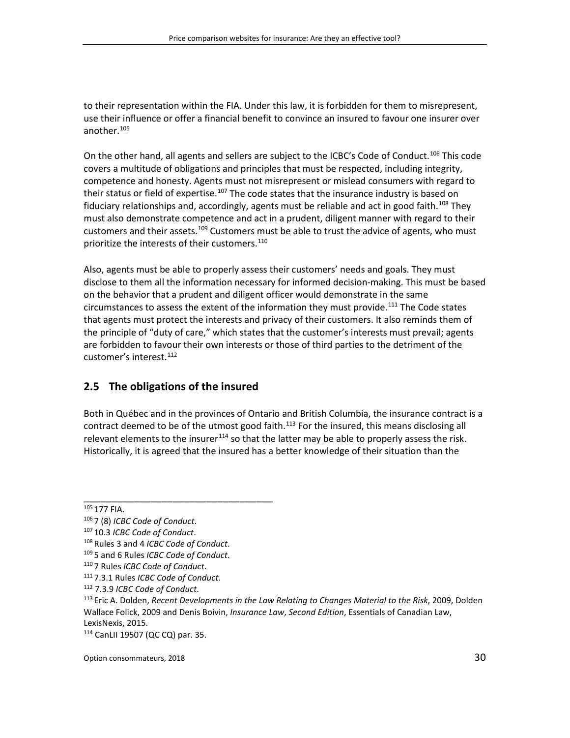to their representation within the FIA. Under this law, it is forbidden for them to misrepresent, use their influence or offer a financial benefit to convince an insured to favour one insurer over another.[105]

On the other hand, all agents and sellers are subject to the ICBC's Code of Conduct.[106] This code covers a multitude of obligations and principles that must be respected, including integrity, competence and honesty. Agents must not misrepresent or mislead consumers with regard to their status or field of expertise.[107] The code states that the insurance industry is based on fiduciary relationships and, accordingly, agents must be reliable and act in good faith.[108] They must also demonstrate competence and act in a prudent, diligent manner with regard to their customers and their assets.[109] Customers must be able to trust the advice of agents, who must prioritize the interests of their customers.[110]

Also, agents must be able to properly assess their customers' needs and goals. They must disclose to them all the information necessary for informed decision-making. This must be based on the behavior that a prudent and diligent officer would demonstrate in the same circumstances to assess the extent of the information they must provide.[111] The Code states that agents must protect the interests and privacy of their customers. It also reminds them of the principle of "duty of care," which states that the customer's interests must prevail; agents are forbidden to favour their own interests or those of third parties to the detriment of the customer's interest.[112]

## 2.5 The obligations of the insured

Both in Québec and in the provinces of Ontario and British Columbia, the insurance contract is a contract deemed to be of the utmost good faith.[113] For the insured, this means disclosing all relevant elements to the insurer[114] so that the latter may be able to properly assess the risk. Historically, it is agreed that the insured has a better knowledge of their situation than the

---

[105] 177 FIA.

[106] 7 (8) *ICBC Code of Conduct*.

[107] 10.3 *ICBC Code of Conduct*.

[108] Rules 3 and 4 *ICBC Code of Conduct*.

[109] 5 and 6 Rules *ICBC Code of Conduct*.

[110] 7 Rules *ICBC Code of Conduct*.

[111] 7.3.1 Rules *ICBC Code of Conduct*.

[112] 7.3.9 *ICBC Code of Conduct*.

[113] Eric A. Dolden, *Recent Developments in the Law Relating to Changes Material to the Risk*, 2009, Dolden Wallace Folick, 2009 and Denis Boivin, *Insurance Law*, *Second Edition*, Essentials of Canadian Law, LexisNexis, 2015.

[114] CanLII 19507 (QC CQ) par. 35.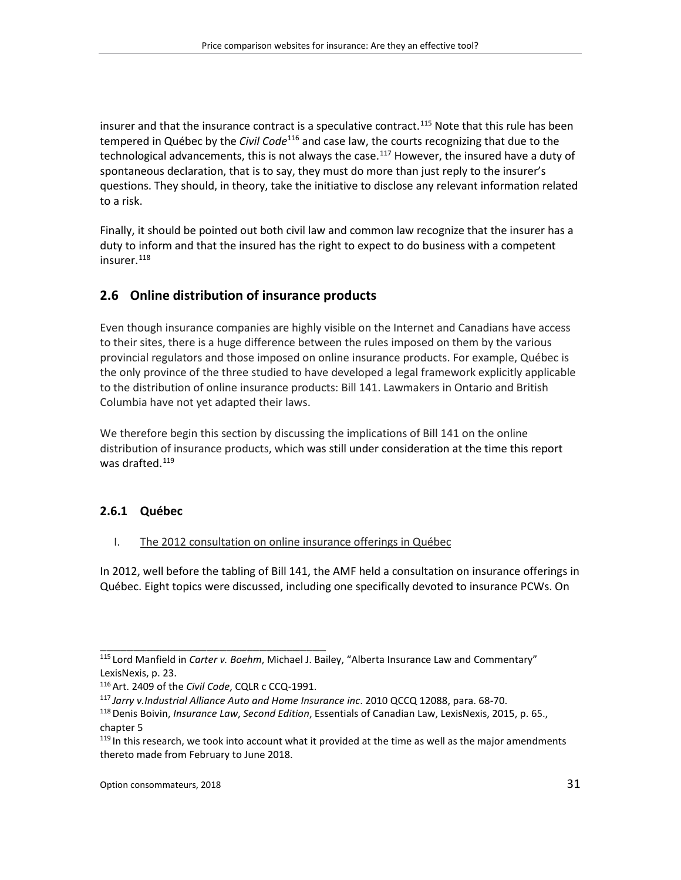insurer and that the insurance contract is a speculative contract.[115] Note that this rule has been tempered in Québec by the *Civil Code*[116] and case law, the courts recognizing that due to the technological advancements, this is not always the case.[117] However, the insured have a duty of spontaneous declaration, that is to say, they must do more than just reply to the insurer's questions. They should, in theory, take the initiative to disclose any relevant information related to a risk.

Finally, it should be pointed out both civil law and common law recognize that the insurer has a duty to inform and that the insured has the right to expect to do business with a competent insurer.[118]

## 2.6 Online distribution of insurance products

Even though insurance companies are highly visible on the Internet and Canadians have access to their sites, there is a huge difference between the rules imposed on them by the various provincial regulators and those imposed on online insurance products. For example, Québec is the only province of the three studied to have developed a legal framework explicitly applicable to the distribution of online insurance products: Bill 141. Lawmakers in Ontario and British Columbia have not yet adapted their laws.

We therefore begin this section by discussing the implications of Bill 141 on the online distribution of insurance products, which was still under consideration at the time this report was drafted.[119]

### 2.6.1 Québec

I. The 2012 consultation on online insurance offerings in Québec

In 2012, well before the tabling of Bill 141, the AMF held a consultation on insurance offerings in Québec. Eight topics were discussed, including one specifically devoted to insurance PCWs. On

---

[115] Lord Manfield in *Carter v. Boehm*, Michael J. Bailey, "Alberta Insurance Law and Commentary" LexisNexis, p. 23.

[116] Art. 2409 of the *Civil Code*, CQLR c CCQ-1991.

[117] *Jarry v.Industrial Alliance Auto and Home Insurance inc*. 2010 QCCQ 12088, para. 68-70.

[118] Denis Boivin, *Insurance Law*, *Second Edition*, Essentials of Canadian Law, LexisNexis, 2015, p. 65., chapter 5

[119] In this research, we took into account what it provided at the time as well as the major amendments thereto made from February to June 2018.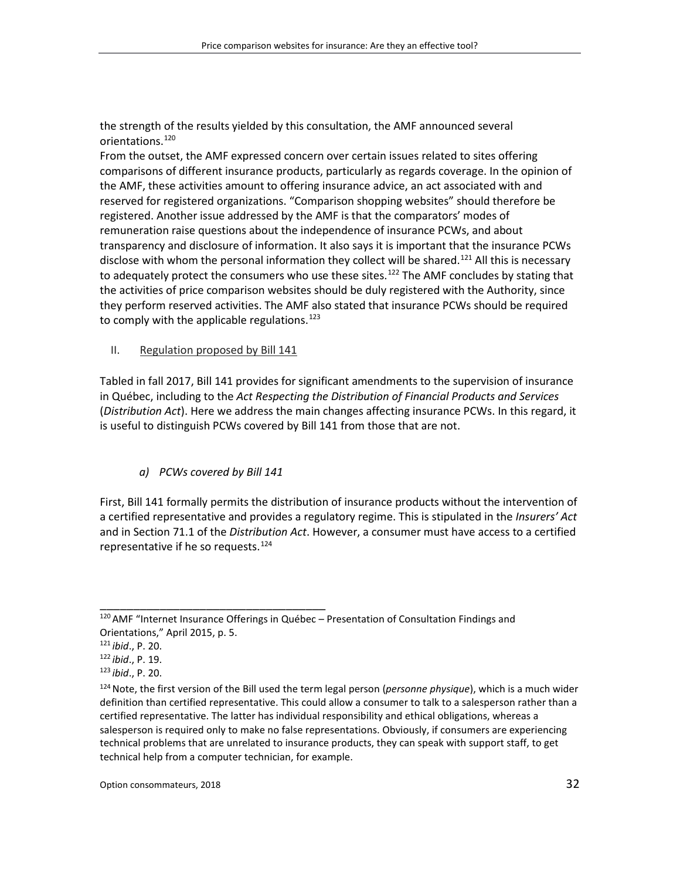the strength of the results yielded by this consultation, the AMF announced several orientations.[120]

From the outset, the AMF expressed concern over certain issues related to sites offering comparisons of different insurance products, particularly as regards coverage. In the opinion of the AMF, these activities amount to offering insurance advice, an act associated with and reserved for registered organizations. "Comparison shopping websites" should therefore be registered. Another issue addressed by the AMF is that the comparators' modes of remuneration raise questions about the independence of insurance PCWs, and about transparency and disclosure of information. It also says it is important that the insurance PCWs disclose with whom the personal information they collect will be shared.[121] All this is necessary to adequately protect the consumers who use these sites.[122] The AMF concludes by stating that the activities of price comparison websites should be duly registered with the Authority, since they perform reserved activities. The AMF also stated that insurance PCWs should be required to comply with the applicable regulations.[123]

II. Regulation proposed by Bill 141

Tabled in fall 2017, Bill 141 provides for significant amendments to the supervision of insurance in Québec, including to the *Act Respecting the Distribution of Financial Products and Services* (*Distribution Act*). Here we address the main changes affecting insurance PCWs. In this regard, it is useful to distinguish PCWs covered by Bill 141 from those that are not.

*a) PCWs covered by Bill 141*

First, Bill 141 formally permits the distribution of insurance products without the intervention of a certified representative and provides a regulatory regime. This is stipulated in the *Insurers' Act* and in Section 71.1 of the *Distribution Act*. However, a consumer must have access to a certified representative if he so requests.[124]

---

[120] AMF "Internet Insurance Offerings in Québec – Presentation of Consultation Findings and Orientations," April 2015, p. 5.

[121] *ibid*., P. 20.

[122] *ibid*., P. 19.

[123] *ibid*., P. 20.

[124] Note, the first version of the Bill used the term legal person (*personne physique*), which is a much wider definition than certified representative. This could allow a consumer to talk to a salesperson rather than a certified representative. The latter has individual responsibility and ethical obligations, whereas a salesperson is required only to make no false representations. Obviously, if consumers are experiencing technical problems that are unrelated to insurance products, they can speak with support staff, to get technical help from a computer technician, for example.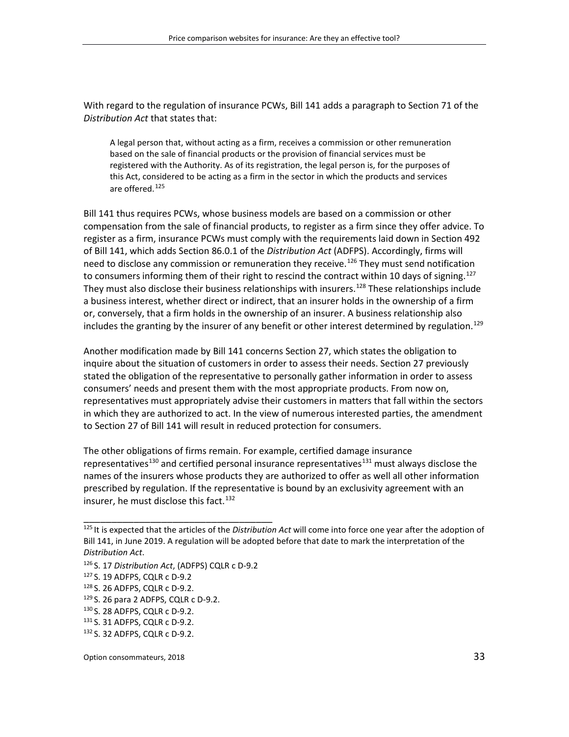With regard to the regulation of insurance PCWs, Bill 141 adds a paragraph to Section 71 of the *Distribution Act* that states that:

> A legal person that, without acting as a firm, receives a commission or other remuneration based on the sale of financial products or the provision of financial services must be registered with the Authority. As of its registration, the legal person is, for the purposes of this Act, considered to be acting as a firm in the sector in which the products and services are offered.[125]

Bill 141 thus requires PCWs, whose business models are based on a commission or other compensation from the sale of financial products, to register as a firm since they offer advice. To register as a firm, insurance PCWs must comply with the requirements laid down in Section 492 of Bill 141, which adds Section 86.0.1 of the *Distribution Act* (ADFPS). Accordingly, firms will need to disclose any commission or remuneration they receive.[126] They must send notification to consumers informing them of their right to rescind the contract within 10 days of signing.[127] They must also disclose their business relationships with insurers.[128] These relationships include a business interest, whether direct or indirect, that an insurer holds in the ownership of a firm or, conversely, that a firm holds in the ownership of an insurer. A business relationship also includes the granting by the insurer of any benefit or other interest determined by regulation.[129]

Another modification made by Bill 141 concerns Section 27, which states the obligation to inquire about the situation of customers in order to assess their needs. Section 27 previously stated the obligation of the representative to personally gather information in order to assess consumers' needs and present them with the most appropriate products. From now on, representatives must appropriately advise their customers in matters that fall within the sectors in which they are authorized to act. In the view of numerous interested parties, the amendment to Section 27 of Bill 141 will result in reduced protection for consumers.

The other obligations of firms remain. For example, certified damage insurance representatives[130] and certified personal insurance representatives[131] must always disclose the names of the insurers whose products they are authorized to offer as well all other information prescribed by regulation. If the representative is bound by an exclusivity agreement with an insurer, he must disclose this fact.[132]

---

[125] It is expected that the articles of the *Distribution Act* will come into force one year after the adoption of Bill 141, in June 2019. A regulation will be adopted before that date to mark the interpretation of the *Distribution Act*.

[126] S. 17 *Distribution Act*, (ADFPS) CQLR c D-9.2

[127] S. 19 ADFPS, CQLR c D-9.2

[128] S. 26 ADFPS, CQLR c D-9.2.

[129] S. 26 para 2 ADFPS, CQLR c D-9.2.

[130] S. 28 ADFPS, CQLR c D-9.2.

[131] S. 31 ADFPS, CQLR c D-9.2.

[132] S. 32 ADFPS, CQLR c D-9.2.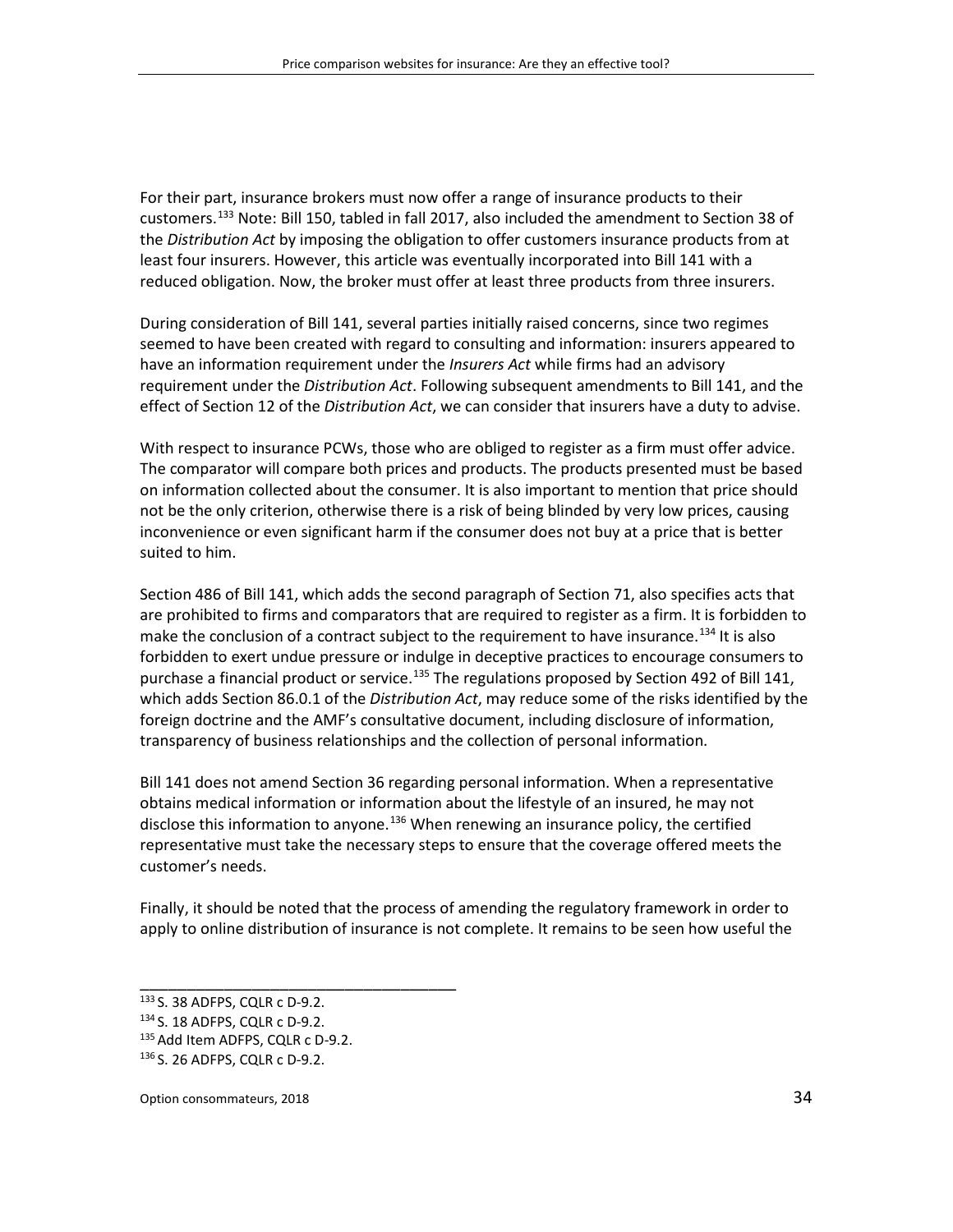For their part, insurance brokers must now offer a range of insurance products to their customers.[133] Note: Bill 150, tabled in fall 2017, also included the amendment to Section 38 of the *Distribution Act* by imposing the obligation to offer customers insurance products from at least four insurers. However, this article was eventually incorporated into Bill 141 with a reduced obligation. Now, the broker must offer at least three products from three insurers.

During consideration of Bill 141, several parties initially raised concerns, since two regimes seemed to have been created with regard to consulting and information: insurers appeared to have an information requirement under the *Insurers Act* while firms had an advisory requirement under the *Distribution Act*. Following subsequent amendments to Bill 141, and the effect of Section 12 of the *Distribution Act*, we can consider that insurers have a duty to advise.

With respect to insurance PCWs, those who are obliged to register as a firm must offer advice. The comparator will compare both prices and products. The products presented must be based on information collected about the consumer. It is also important to mention that price should not be the only criterion, otherwise there is a risk of being blinded by very low prices, causing inconvenience or even significant harm if the consumer does not buy at a price that is better suited to him.

Section 486 of Bill 141, which adds the second paragraph of Section 71, also specifies acts that are prohibited to firms and comparators that are required to register as a firm. It is forbidden to make the conclusion of a contract subject to the requirement to have insurance.[134] It is also forbidden to exert undue pressure or indulge in deceptive practices to encourage consumers to purchase a financial product or service.[135] The regulations proposed by Section 492 of Bill 141, which adds Section 86.0.1 of the *Distribution Act*, may reduce some of the risks identified by the foreign doctrine and the AMF's consultative document, including disclosure of information, transparency of business relationships and the collection of personal information.

Bill 141 does not amend Section 36 regarding personal information. When a representative obtains medical information or information about the lifestyle of an insured, he may not disclose this information to anyone.[136] When renewing an insurance policy, the certified representative must take the necessary steps to ensure that the coverage offered meets the customer's needs.

Finally, it should be noted that the process of amending the regulatory framework in order to apply to online distribution of insurance is not complete. It remains to be seen how useful the

---

[133] S. 38 ADFPS, CQLR c D-9.2.

[134] S. 18 ADFPS, CQLR c D-9.2.

[135] Add Item ADFPS, CQLR c D-9.2.

[136] S. 26 ADFPS, CQLR c D-9.2.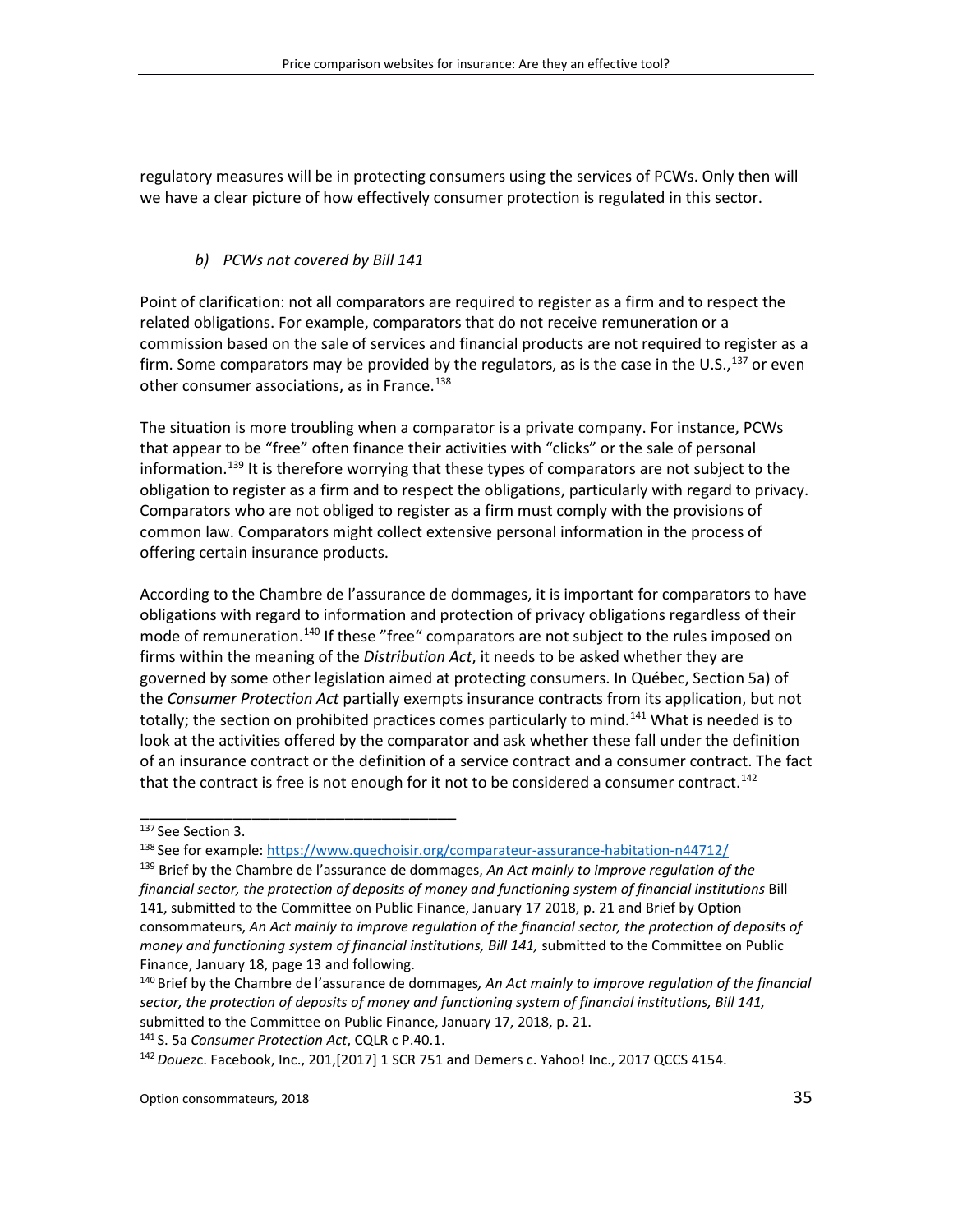regulatory measures will be in protecting consumers using the services of PCWs. Only then will we have a clear picture of how effectively consumer protection is regulated in this sector.

### *b) PCWs not covered by Bill 141*

Point of clarification: not all comparators are required to register as a firm and to respect the related obligations. For example, comparators that do not receive remuneration or a commission based on the sale of services and financial products are not required to register as a firm. Some comparators may be provided by the regulators, as is the case in the U.S.,[137] or even other consumer associations, as in France.[138]

The situation is more troubling when a comparator is a private company. For instance, PCWs that appear to be "free" often finance their activities with "clicks" or the sale of personal information.[139] It is therefore worrying that these types of comparators are not subject to the obligation to register as a firm and to respect the obligations, particularly with regard to privacy. Comparators who are not obliged to register as a firm must comply with the provisions of common law. Comparators might collect extensive personal information in the process of offering certain insurance products.

According to the Chambre de l'assurance de dommages, it is important for comparators to have obligations with regard to information and protection of privacy obligations regardless of their mode of remuneration.[140] If these "free" comparators are not subject to the rules imposed on firms within the meaning of the *Distribution Act*, it needs to be asked whether they are governed by some other legislation aimed at protecting consumers. In Québec, Section 5a) of the *Consumer Protection Act* partially exempts insurance contracts from its application, but not totally; the section on prohibited practices comes particularly to mind.[141] What is needed is to look at the activities offered by the comparator and ask whether these fall under the definition of an insurance contract or the definition of a service contract and a consumer contract. The fact that the contract is free is not enough for it not to be considered a consumer contract.[142]

---

[137] See Section 3.

[138] See for example: https://www.quechoisir.org/comparateur-assurance-habitation-n44712/

[139] Brief by the Chambre de l'assurance de dommages, *An Act mainly to improve regulation of the financial sector, the protection of deposits of money and functioning system of financial institutions* Bill 141, submitted to the Committee on Public Finance, January 17 2018, p. 21 and Brief by Option consommateurs, *An Act mainly to improve regulation of the financial sector, the protection of deposits of money and functioning system of financial institutions, Bill 141,* submitted to the Committee on Public Finance, January 18, page 13 and following.

[140] Brief by the Chambre de l'assurance de dommages*, An Act mainly to improve regulation of the financial sector, the protection of deposits of money and functioning system of financial institutions, Bill 141,* submitted to the Committee on Public Finance, January 17, 2018, p. 21.

[141] S. 5a *Consumer Protection Act*, CQLR c P.40.1.

[142] *Douez*c. Facebook, Inc., 201,[2017] 1 SCR 751 and Demers c. Yahoo! Inc., 2017 QCCS 4154.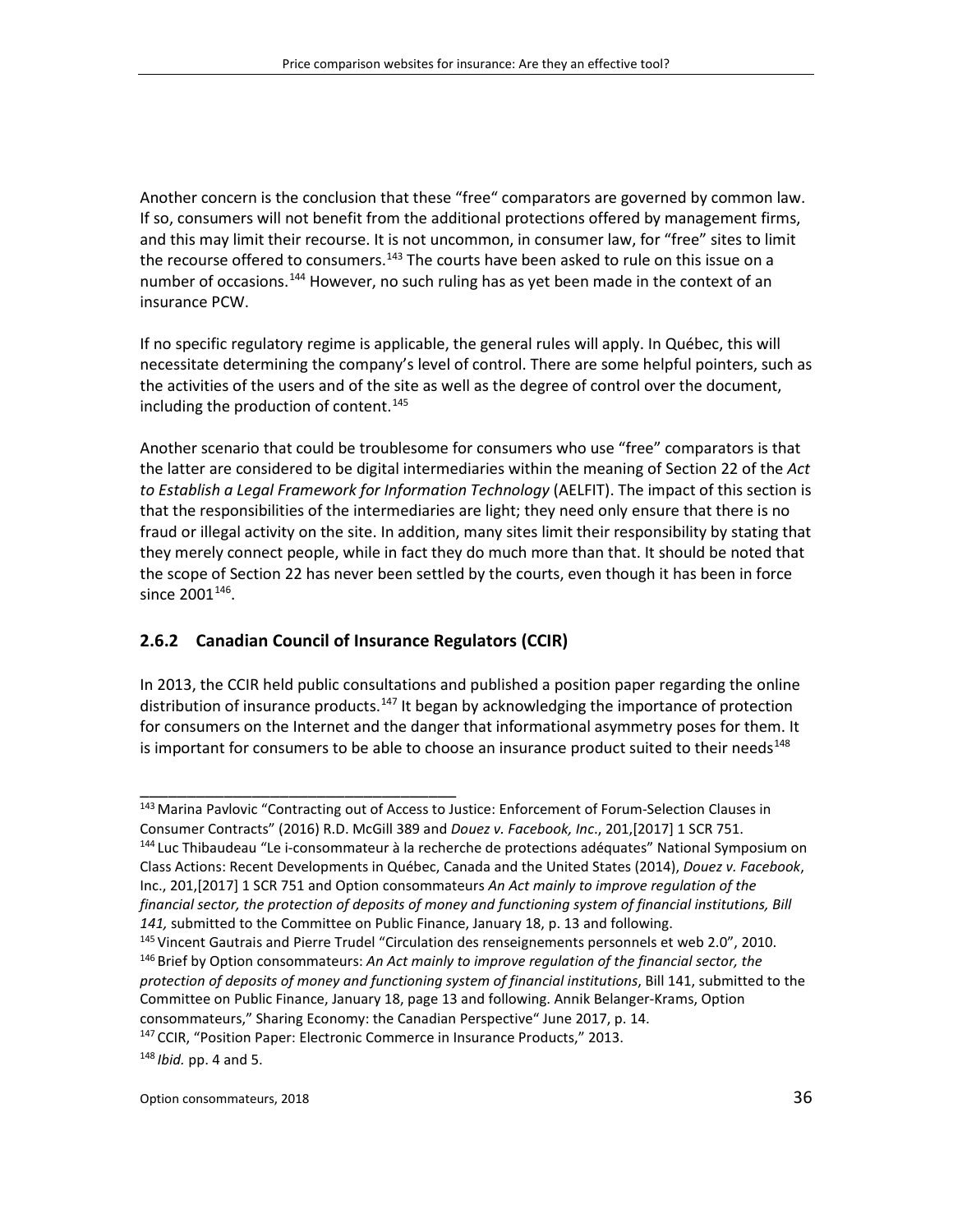Another concern is the conclusion that these "free" comparators are governed by common law. If so, consumers will not benefit from the additional protections offered by management firms, and this may limit their recourse. It is not uncommon, in consumer law, for "free" sites to limit the recourse offered to consumers.[143] The courts have been asked to rule on this issue on a number of occasions.[144] However, no such ruling has as yet been made in the context of an insurance PCW.

If no specific regulatory regime is applicable, the general rules will apply. In Québec, this will necessitate determining the company's level of control. There are some helpful pointers, such as the activities of the users and of the site as well as the degree of control over the document, including the production of content.[145]

Another scenario that could be troublesome for consumers who use "free" comparators is that the latter are considered to be digital intermediaries within the meaning of Section 22 of the *Act to Establish a Legal Framework for Information Technology* (AELFIT). The impact of this section is that the responsibilities of the intermediaries are light; they need only ensure that there is no fraud or illegal activity on the site. In addition, many sites limit their responsibility by stating that they merely connect people, while in fact they do much more than that. It should be noted that the scope of Section 22 has never been settled by the courts, even though it has been in force since 2001[146].

### 2.6.2 Canadian Council of Insurance Regulators (CCIR)

In 2013, the CCIR held public consultations and published a position paper regarding the online distribution of insurance products.[147] It began by acknowledging the importance of protection for consumers on the Internet and the danger that informational asymmetry poses for them. It is important for consumers to be able to choose an insurance product suited to their needs[148]

---

[143] Marina Pavlovic "Contracting out of Access to Justice: Enforcement of Forum-Selection Clauses in Consumer Contracts" (2016) R.D. McGill 389 and *Douez v. Facebook, Inc*., 201,[2017] 1 SCR 751.

[144] Luc Thibaudeau "Le i-consommateur à la recherche de protections adéquates" National Symposium on Class Actions: Recent Developments in Québec, Canada and the United States (2014), *Douez v. Facebook*, Inc., 201,[2017] 1 SCR 751 and Option consommateurs *An Act mainly to improve regulation of the financial sector, the protection of deposits of money and functioning system of financial institutions, Bill 141,* submitted to the Committee on Public Finance, January 18, p. 13 and following.

[145] Vincent Gautrais and Pierre Trudel "Circulation des renseignements personnels et web 2.0", 2010.

[146] Brief by Option consommateurs: *An Act mainly to improve regulation of the financial sector, the protection of deposits of money and functioning system of financial institutions*, Bill 141, submitted to the Committee on Public Finance, January 18, page 13 and following. Annik Belanger-Krams, Option consommateurs," Sharing Economy: the Canadian Perspective" June 2017, p. 14.

[147] CCIR, "Position Paper: Electronic Commerce in Insurance Products," 2013.

[148] *Ibid.* pp. 4 and 5.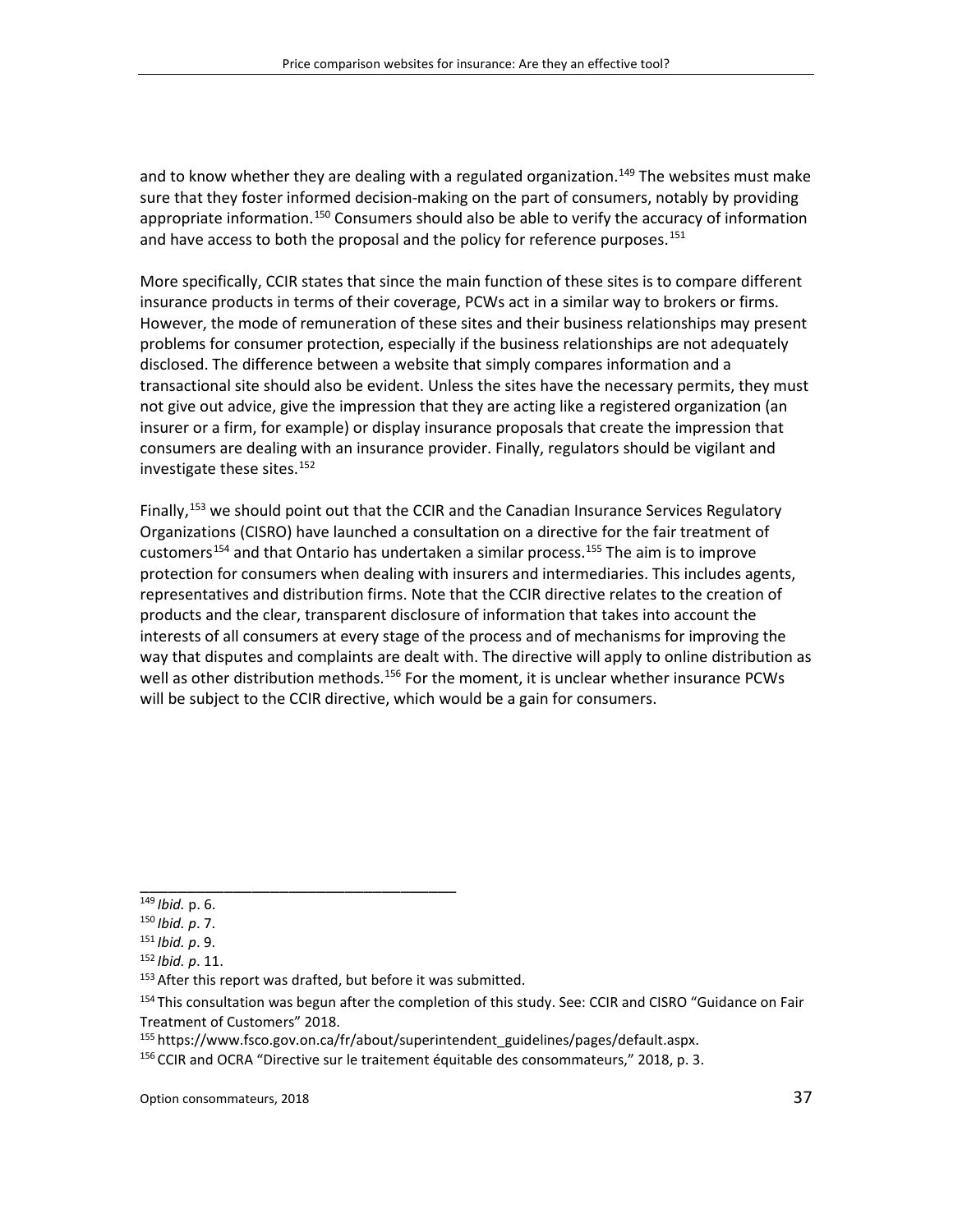and to know whether they are dealing with a regulated organization.[149] The websites must make sure that they foster informed decision-making on the part of consumers, notably by providing appropriate information.[150] Consumers should also be able to verify the accuracy of information and have access to both the proposal and the policy for reference purposes.[151]

More specifically, CCIR states that since the main function of these sites is to compare different insurance products in terms of their coverage, PCWs act in a similar way to brokers or firms. However, the mode of remuneration of these sites and their business relationships may present problems for consumer protection, especially if the business relationships are not adequately disclosed. The difference between a website that simply compares information and a transactional site should also be evident. Unless the sites have the necessary permits, they must not give out advice, give the impression that they are acting like a registered organization (an insurer or a firm, for example) or display insurance proposals that create the impression that consumers are dealing with an insurance provider. Finally, regulators should be vigilant and investigate these sites.[152]

Finally,[153] we should point out that the CCIR and the Canadian Insurance Services Regulatory Organizations (CISRO) have launched a consultation on a directive for the fair treatment of customers[154] and that Ontario has undertaken a similar process.[155] The aim is to improve protection for consumers when dealing with insurers and intermediaries. This includes agents, representatives and distribution firms. Note that the CCIR directive relates to the creation of products and the clear, transparent disclosure of information that takes into account the interests of all consumers at every stage of the process and of mechanisms for improving the way that disputes and complaints are dealt with. The directive will apply to online distribution as well as other distribution methods.[156] For the moment, it is unclear whether insurance PCWs will be subject to the CCIR directive, which would be a gain for consumers.

---

[149] *Ibid.* p. 6.

[150] *Ibid. p*. 7.

[151] *Ibid. p*. 9.

[152] *Ibid. p*. 11.

[153] After this report was drafted, but before it was submitted.

[154] This consultation was begun after the completion of this study. See: CCIR and CISRO "Guidance on Fair Treatment of Customers" 2018.

[155] https://www.fsco.gov.on.ca/fr/about/superintendent_guidelines/pages/default.aspx.

[156] CCIR and OCRA "Directive sur le traitement équitable des consommateurs," 2018, p. 3.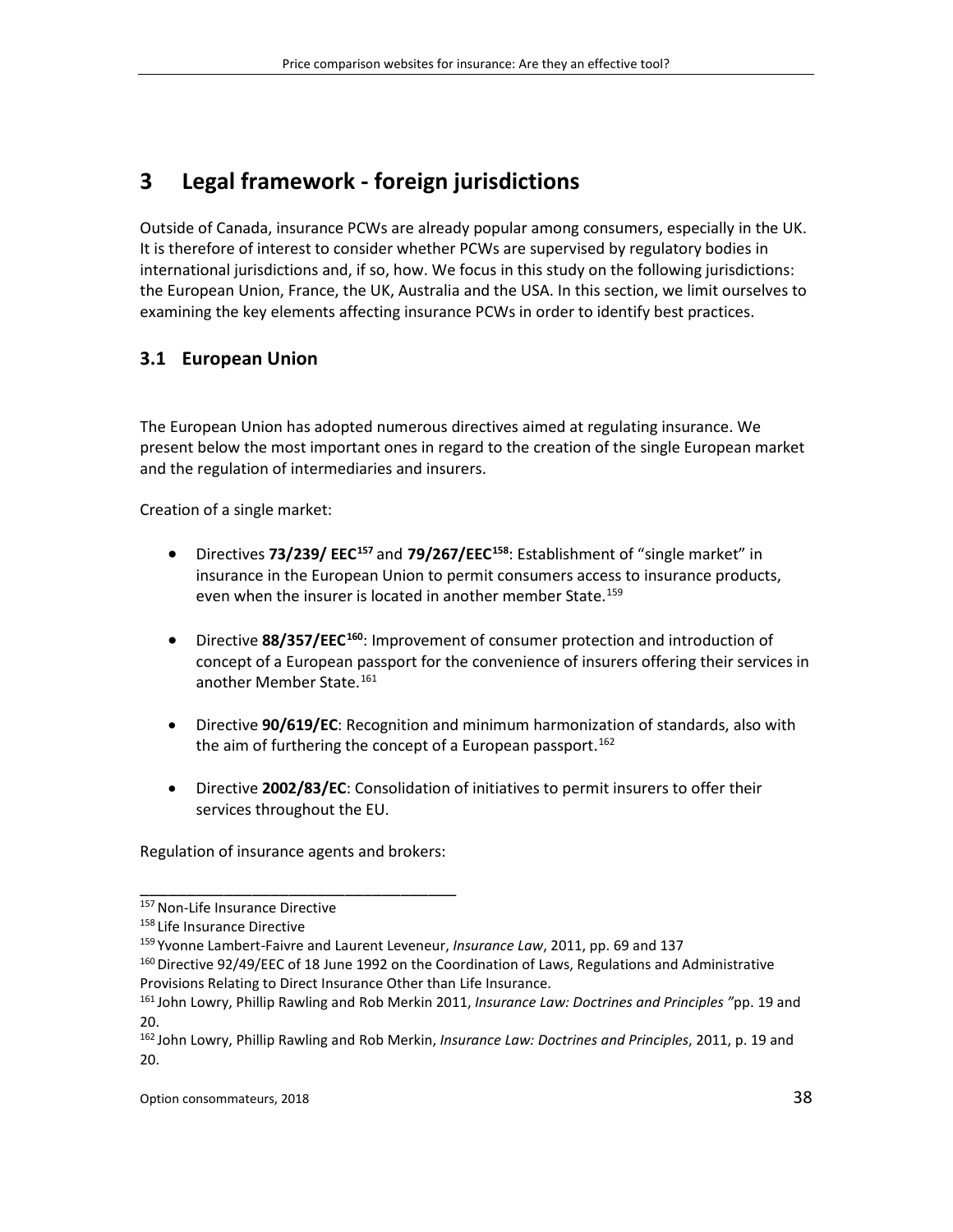# 3 Legal framework - foreign jurisdictions

Outside of Canada, insurance PCWs are already popular among consumers, especially in the UK. It is therefore of interest to consider whether PCWs are supervised by regulatory bodies in international jurisdictions and, if so, how. We focus in this study on the following jurisdictions: the European Union, France, the UK, Australia and the USA. In this section, we limit ourselves to examining the key elements affecting insurance PCWs in order to identify best practices.

## 3.1 European Union

The European Union has adopted numerous directives aimed at regulating insurance. We present below the most important ones in regard to the creation of the single European market and the regulation of intermediaries and insurers.

Creation of a single market:

- Directives **73/239/ EEC**[157] and **79/267/EEC**[158]: Establishment of "single market" in insurance in the European Union to permit consumers access to insurance products, even when the insurer is located in another member State.[159]

- Directive **88/357/EEC**[160]: Improvement of consumer protection and introduction of concept of a European passport for the convenience of insurers offering their services in another Member State.[161]

- Directive **90/619/EC**: Recognition and minimum harmonization of standards, also with the aim of furthering the concept of a European passport.[162]

- Directive **2002/83/EC**: Consolidation of initiatives to permit insurers to offer their services throughout the EU.

Regulation of insurance agents and brokers:

---

[157] Non-Life Insurance Directive

[158] Life Insurance Directive

[159] Yvonne Lambert-Faivre and Laurent Leveneur, *Insurance Law*, 2011, pp. 69 and 137

[160] Directive 92/49/EEC of 18 June 1992 on the Coordination of Laws, Regulations and Administrative Provisions Relating to Direct Insurance Other than Life Insurance.

[161] John Lowry, Phillip Rawling and Rob Merkin 2011, *Insurance Law: Doctrines and Principles "*pp. 19 and 20.

[162] John Lowry, Phillip Rawling and Rob Merkin, *Insurance Law: Doctrines and Principles*, 2011, p. 19 and 20.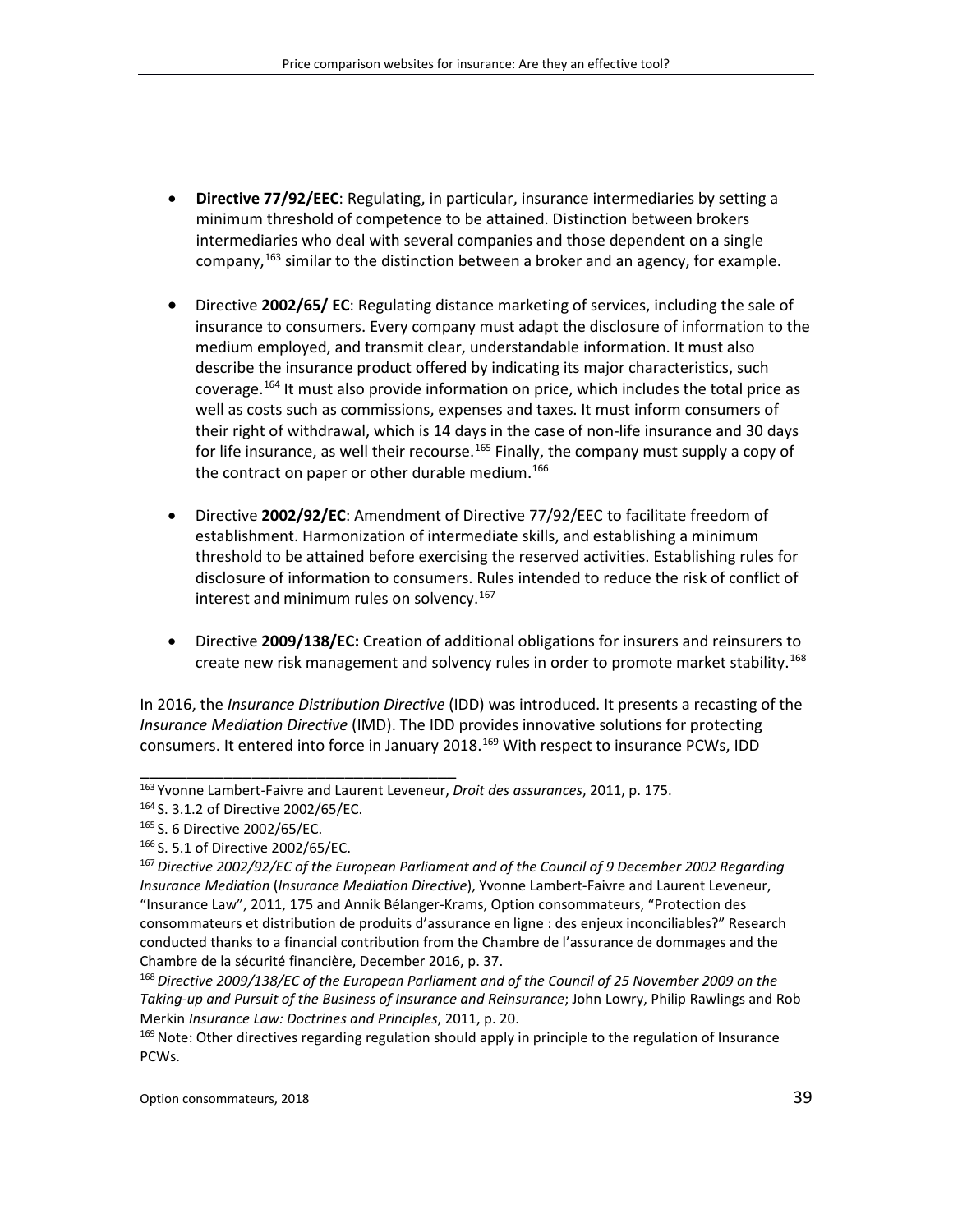- **Directive 77/92/EEC**: Regulating, in particular, insurance intermediaries by setting a minimum threshold of competence to be attained. Distinction between brokers intermediaries who deal with several companies and those dependent on a single company,[163] similar to the distinction between a broker and an agency, for example.

- Directive **2002/65/ EC**: Regulating distance marketing of services, including the sale of insurance to consumers. Every company must adapt the disclosure of information to the medium employed, and transmit clear, understandable information. It must also describe the insurance product offered by indicating its major characteristics, such coverage.[164] It must also provide information on price, which includes the total price as well as costs such as commissions, expenses and taxes. It must inform consumers of their right of withdrawal, which is 14 days in the case of non-life insurance and 30 days for life insurance, as well their recourse.[165] Finally, the company must supply a copy of the contract on paper or other durable medium.[166]

- Directive **2002/92/EC**: Amendment of Directive 77/92/EEC to facilitate freedom of establishment. Harmonization of intermediate skills, and establishing a minimum threshold to be attained before exercising the reserved activities. Establishing rules for disclosure of information to consumers. Rules intended to reduce the risk of conflict of interest and minimum rules on solvency.[167]

- Directive **2009/138/EC:** Creation of additional obligations for insurers and reinsurers to create new risk management and solvency rules in order to promote market stability.[168]

In 2016, the *Insurance Distribution Directive* (IDD) was introduced. It presents a recasting of the *Insurance Mediation Directive* (IMD). The IDD provides innovative solutions for protecting consumers. It entered into force in January 2018.[169] With respect to insurance PCWs, IDD

---

[163] Yvonne Lambert-Faivre and Laurent Leveneur, *Droit des assurances*, 2011, p. 175.

[164] S. 3.1.2 of Directive 2002/65/EC.

[165] S. 6 Directive 2002/65/EC.

[166] S. 5.1 of Directive 2002/65/EC.

[167] *Directive 2002/92/EC of the European Parliament and of the Council of 9 December 2002 Regarding Insurance Mediation* (*Insurance Mediation Directive*), Yvonne Lambert-Faivre and Laurent Leveneur, "Insurance Law", 2011, 175 and Annik Bélanger-Krams, Option consommateurs, "Protection des consommateurs et distribution de produits d'assurance en ligne : des enjeux inconciliables?" Research conducted thanks to a financial contribution from the Chambre de l'assurance de dommages and the Chambre de la sécurité financière, December 2016, p. 37.

[168] *Directive 2009/138/EC of the European Parliament and of the Council of 25 November 2009 on the Taking-up and Pursuit of the Business of Insurance and Reinsurance*; John Lowry, Philip Rawlings and Rob Merkin *Insurance Law: Doctrines and Principles*, 2011, p. 20.

[169] Note: Other directives regarding regulation should apply in principle to the regulation of Insurance PCWs.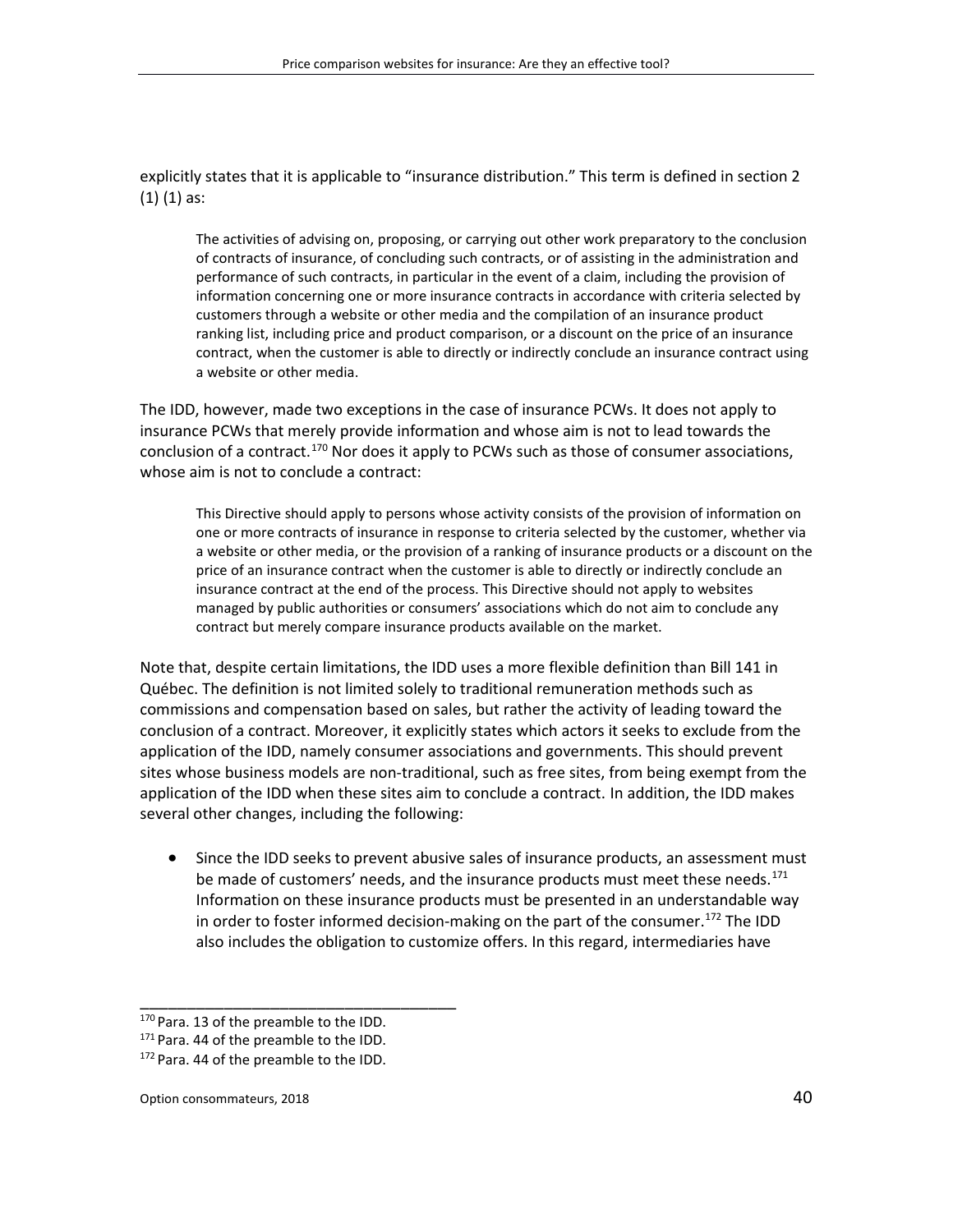explicitly states that it is applicable to "insurance distribution." This term is defined in section 2 (1) (1) as:

> The activities of advising on, proposing, or carrying out other work preparatory to the conclusion of contracts of insurance, of concluding such contracts, or of assisting in the administration and performance of such contracts, in particular in the event of a claim, including the provision of information concerning one or more insurance contracts in accordance with criteria selected by customers through a website or other media and the compilation of an insurance product ranking list, including price and product comparison, or a discount on the price of an insurance contract, when the customer is able to directly or indirectly conclude an insurance contract using a website or other media.

The IDD, however, made two exceptions in the case of insurance PCWs. It does not apply to insurance PCWs that merely provide information and whose aim is not to lead towards the conclusion of a contract.[170] Nor does it apply to PCWs such as those of consumer associations, whose aim is not to conclude a contract:

> This Directive should apply to persons whose activity consists of the provision of information on one or more contracts of insurance in response to criteria selected by the customer, whether via a website or other media, or the provision of a ranking of insurance products or a discount on the price of an insurance contract when the customer is able to directly or indirectly conclude an insurance contract at the end of the process. This Directive should not apply to websites managed by public authorities or consumers' associations which do not aim to conclude any contract but merely compare insurance products available on the market.

Note that, despite certain limitations, the IDD uses a more flexible definition than Bill 141 in Québec. The definition is not limited solely to traditional remuneration methods such as commissions and compensation based on sales, but rather the activity of leading toward the conclusion of a contract. Moreover, it explicitly states which actors it seeks to exclude from the application of the IDD, namely consumer associations and governments. This should prevent sites whose business models are non-traditional, such as free sites, from being exempt from the application of the IDD when these sites aim to conclude a contract. In addition, the IDD makes several other changes, including the following:

- Since the IDD seeks to prevent abusive sales of insurance products, an assessment must be made of customers' needs, and the insurance products must meet these needs.[171] Information on these insurance products must be presented in an understandable way in order to foster informed decision-making on the part of the consumer.[172] The IDD also includes the obligation to customize offers. In this regard, intermediaries have

---

[170] Para. 13 of the preamble to the IDD.

[171] Para. 44 of the preamble to the IDD.

[172] Para. 44 of the preamble to the IDD.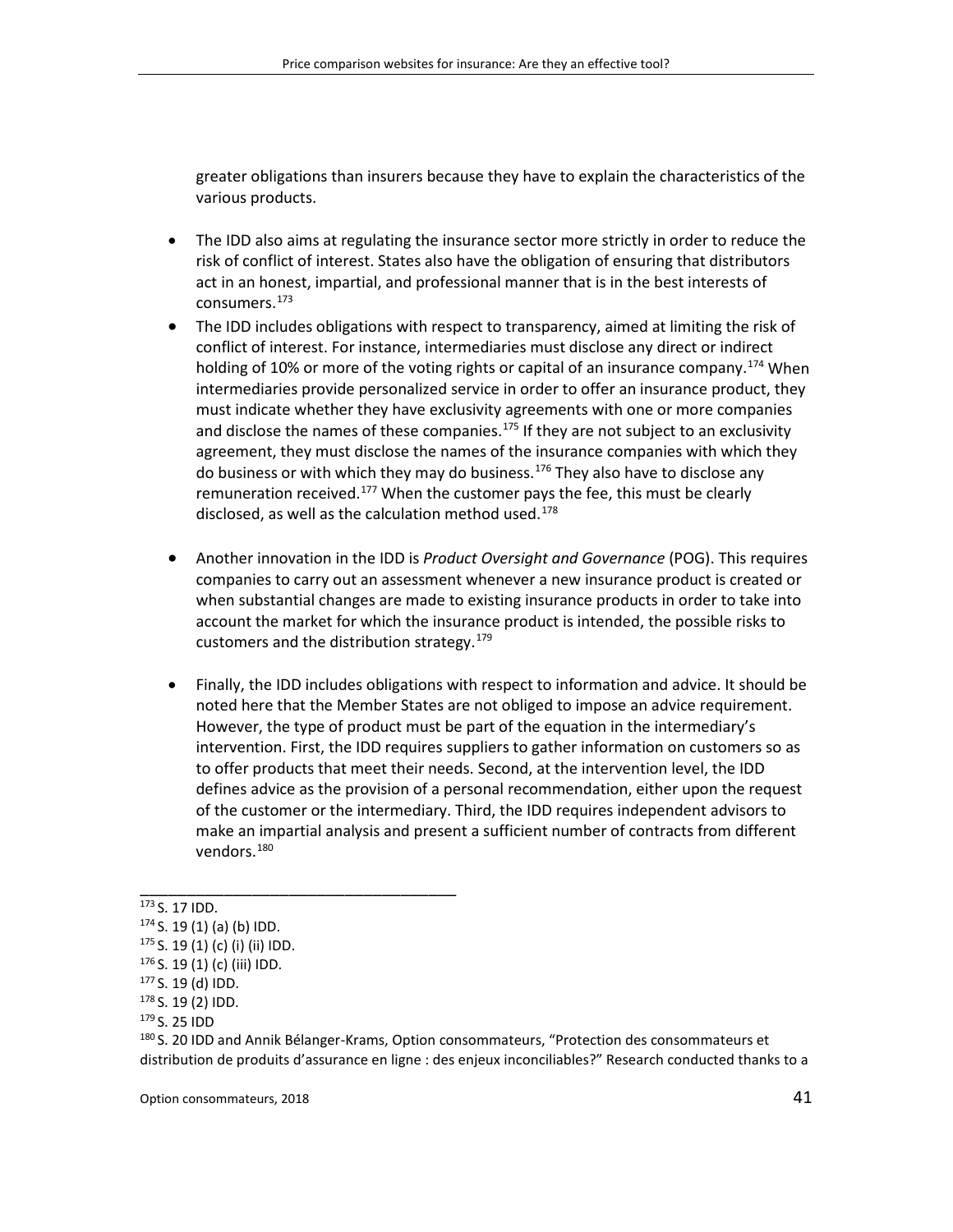greater obligations than insurers because they have to explain the characteristics of the various products.

- The IDD also aims at regulating the insurance sector more strictly in order to reduce the risk of conflict of interest. States also have the obligation of ensuring that distributors act in an honest, impartial, and professional manner that is in the best interests of consumers.[173]
- The IDD includes obligations with respect to transparency, aimed at limiting the risk of conflict of interest. For instance, intermediaries must disclose any direct or indirect holding of 10% or more of the voting rights or capital of an insurance company.[174] When intermediaries provide personalized service in order to offer an insurance product, they must indicate whether they have exclusivity agreements with one or more companies and disclose the names of these companies.[175] If they are not subject to an exclusivity agreement, they must disclose the names of the insurance companies with which they do business or with which they may do business.[176] They also have to disclose any remuneration received.[177] When the customer pays the fee, this must be clearly disclosed, as well as the calculation method used.[178]

- Another innovation in the IDD is *Product Oversight and Governance* (POG). This requires companies to carry out an assessment whenever a new insurance product is created or when substantial changes are made to existing insurance products in order to take into account the market for which the insurance product is intended, the possible risks to customers and the distribution strategy.[179]

- Finally, the IDD includes obligations with respect to information and advice. It should be noted here that the Member States are not obliged to impose an advice requirement. However, the type of product must be part of the equation in the intermediary's intervention. First, the IDD requires suppliers to gather information on customers so as to offer products that meet their needs. Second, at the intervention level, the IDD defines advice as the provision of a personal recommendation, either upon the request of the customer or the intermediary. Third, the IDD requires independent advisors to make an impartial analysis and present a sufficient number of contracts from different vendors.[180]

---

[173] S. 17 IDD.
[174] S. 19 (1) (a) (b) IDD.
[175] S. 19 (1) (c) (i) (ii) IDD.
[176] S. 19 (1) (c) (iii) IDD.
[177] S. 19 (d) IDD.
[178] S. 19 (2) IDD.
[179] S. 25 IDD
[180] S. 20 IDD and Annik Bélanger-Krams, Option consommateurs, "Protection des consommateurs et distribution de produits d'assurance en ligne : des enjeux inconciliables?" Research conducted thanks to a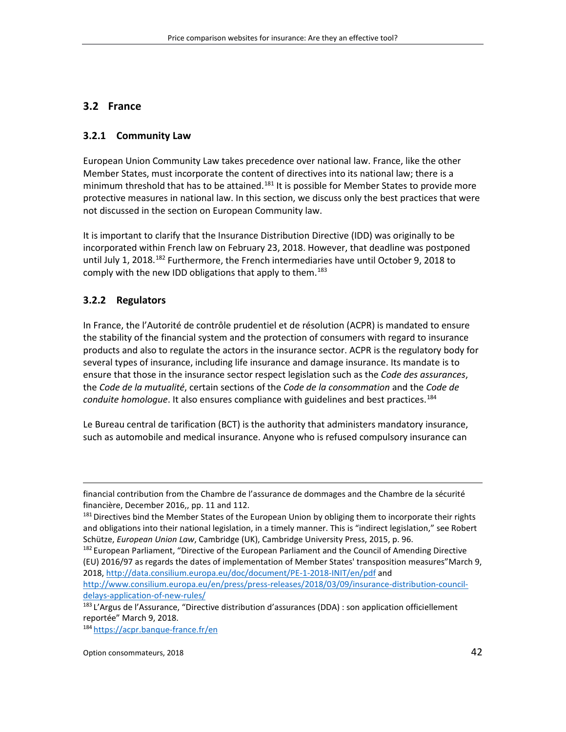## 3.2 France

### 3.2.1 Community Law

European Union Community Law takes precedence over national law. France, like the other Member States, must incorporate the content of directives into its national law; there is a minimum threshold that has to be attained.[181] It is possible for Member States to provide more protective measures in national law. In this section, we discuss only the best practices that were not discussed in the section on European Community law.

It is important to clarify that the Insurance Distribution Directive (IDD) was originally to be incorporated within French law on February 23, 2018. However, that deadline was postponed until July 1, 2018.[182] Furthermore, the French intermediaries have until October 9, 2018 to comply with the new IDD obligations that apply to them.[183]

### 3.2.2 Regulators

In France, the l'Autorité de contrôle prudentiel et de résolution (ACPR) is mandated to ensure the stability of the financial system and the protection of consumers with regard to insurance products and also to regulate the actors in the insurance sector. ACPR is the regulatory body for several types of insurance, including life insurance and damage insurance. Its mandate is to ensure that those in the insurance sector respect legislation such as the *Code des assurances*, the *Code de la mutualité*, certain sections of the *Code de la consommation* and the *Code de conduite homologue*. It also ensures compliance with guidelines and best practices.[184]

Le Bureau central de tarification (BCT) is the authority that administers mandatory insurance, such as automobile and medical insurance. Anyone who is refused compulsory insurance can

---

financial contribution from the Chambre de l'assurance de dommages and the Chambre de la sécurité financière, December 2016,, pp. 11 and 112.

[181] Directives bind the Member States of the European Union by obliging them to incorporate their rights and obligations into their national legislation, in a timely manner. This is "indirect legislation," see Robert Schütze, *European Union Law*, Cambridge (UK), Cambridge University Press, 2015, p. 96.

[182] European Parliament, "Directive of the European Parliament and the Council of Amending Directive (EU) 2016/97 as regards the dates of implementation of Member States' transposition measures"March 9, 2018, http://data.consilium.europa.eu/doc/document/PE-1-2018-INIT/en/pdf and http://www.consilium.europa.eu/en/press/press-releases/2018/03/09/insurance-distribution-council-delays-application-of-new-rules/

[183] L'Argus de l'Assurance, "Directive distribution d'assurances (DDA) : son application officiellement reportée" March 9, 2018.

[184] https://acpr.banque-france.fr/en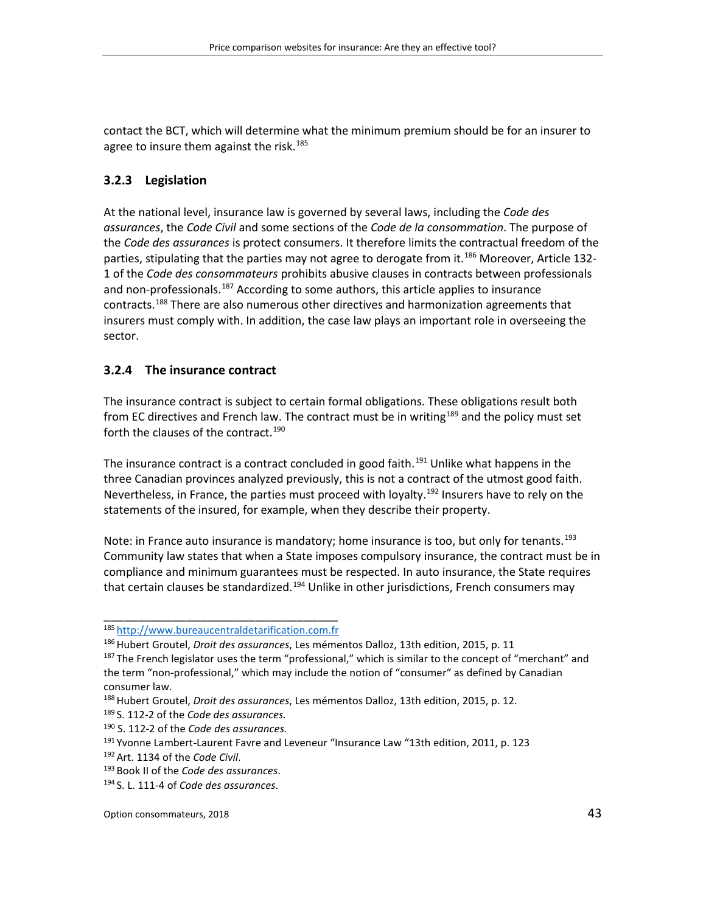contact the BCT, which will determine what the minimum premium should be for an insurer to agree to insure them against the risk.[185]

### 3.2.3 Legislation

At the national level, insurance law is governed by several laws, including the *Code des assurances*, the *Code Civil* and some sections of the *Code de la consommation*. The purpose of the *Code des assurances* is protect consumers. It therefore limits the contractual freedom of the parties, stipulating that the parties may not agree to derogate from it.[186] Moreover, Article 132-1 of the *Code des consommateurs* prohibits abusive clauses in contracts between professionals and non-professionals.[187] According to some authors, this article applies to insurance contracts.[188] There are also numerous other directives and harmonization agreements that insurers must comply with. In addition, the case law plays an important role in overseeing the sector.

### 3.2.4 The insurance contract

The insurance contract is subject to certain formal obligations. These obligations result both from EC directives and French law. The contract must be in writing[189] and the policy must set forth the clauses of the contract.[190]

The insurance contract is a contract concluded in good faith.[191] Unlike what happens in the three Canadian provinces analyzed previously, this is not a contract of the utmost good faith. Nevertheless, in France, the parties must proceed with loyalty.[192] Insurers have to rely on the statements of the insured, for example, when they describe their property.

Note: in France auto insurance is mandatory; home insurance is too, but only for tenants.[193] Community law states that when a State imposes compulsory insurance, the contract must be in compliance and minimum guarantees must be respected. In auto insurance, the State requires that certain clauses be standardized.[194] Unlike in other jurisdictions, French consumers may

---

[185] http://www.bureaucentraldetarification.com.fr

[186] Hubert Groutel, *Droit des assurances*, Les mémentos Dalloz, 13th edition, 2015, p. 11

[187] The French legislator uses the term "professional," which is similar to the concept of "merchant" and the term "non-professional," which may include the notion of "consumer" as defined by Canadian consumer law.

[188] Hubert Groutel, *Droit des assurances*, Les mémentos Dalloz, 13th edition, 2015, p. 12.

[189] S. 112-2 of the *Code des assurances.*

[190] S. 112-2 of the *Code des assurances.*

[191] Yvonne Lambert-Laurent Favre and Leveneur "Insurance Law "13th edition, 2011, p. 123

[192] Art. 1134 of the *Code Civil*.

[193] Book II of the *Code des assurances*.

[194] S. L. 111-4 of *Code des assurances*.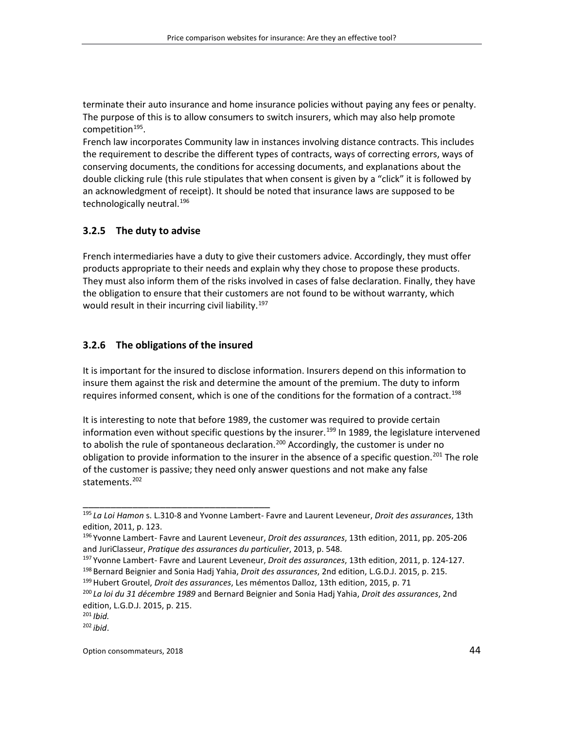terminate their auto insurance and home insurance policies without paying any fees or penalty. The purpose of this is to allow consumers to switch insurers, which may also help promote competition[195].

French law incorporates Community law in instances involving distance contracts. This includes the requirement to describe the different types of contracts, ways of correcting errors, ways of conserving documents, the conditions for accessing documents, and explanations about the double clicking rule (this rule stipulates that when consent is given by a "click" it is followed by an acknowledgment of receipt). It should be noted that insurance laws are supposed to be technologically neutral.[196]

### 3.2.5 The duty to advise

French intermediaries have a duty to give their customers advice. Accordingly, they must offer products appropriate to their needs and explain why they chose to propose these products. They must also inform them of the risks involved in cases of false declaration. Finally, they have the obligation to ensure that their customers are not found to be without warranty, which would result in their incurring civil liability.[197]

### 3.2.6 The obligations of the insured

It is important for the insured to disclose information. Insurers depend on this information to insure them against the risk and determine the amount of the premium. The duty to inform requires informed consent, which is one of the conditions for the formation of a contract.[198]

It is interesting to note that before 1989, the customer was required to provide certain information even without specific questions by the insurer.[199] In 1989, the legislature intervened to abolish the rule of spontaneous declaration.[200] Accordingly, the customer is under no obligation to provide information to the insurer in the absence of a specific question.[201] The role of the customer is passive; they need only answer questions and not make any false statements.[202]

---

[195] *La Loi Hamon* s. L.310-8 and Yvonne Lambert- Favre and Laurent Leveneur, *Droit des assurances*, 13th edition, 2011, p. 123.

[196] Yvonne Lambert- Favre and Laurent Leveneur, *Droit des assurances*, 13th edition, 2011, pp. 205-206 and JuriClasseur, *Pratique des assurances du particulier*, 2013, p. 548.

[197] Yvonne Lambert- Favre and Laurent Leveneur, *Droit des assurances*, 13th edition, 2011, p. 124-127.

[198] Bernard Beignier and Sonia Hadj Yahia, *Droit des assurances*, 2nd edition, L.G.D.J. 2015, p. 215.

[199] Hubert Groutel, *Droit des assurances*, Les mémentos Dalloz, 13th edition, 2015, p. 71

[200] *La loi du 31 décembre 1989* and Bernard Beignier and Sonia Hadj Yahia, *Droit des assurances*, 2nd edition, L.G.D.J. 2015, p. 215.

[201] *Ibid.*

[202] *ibid*.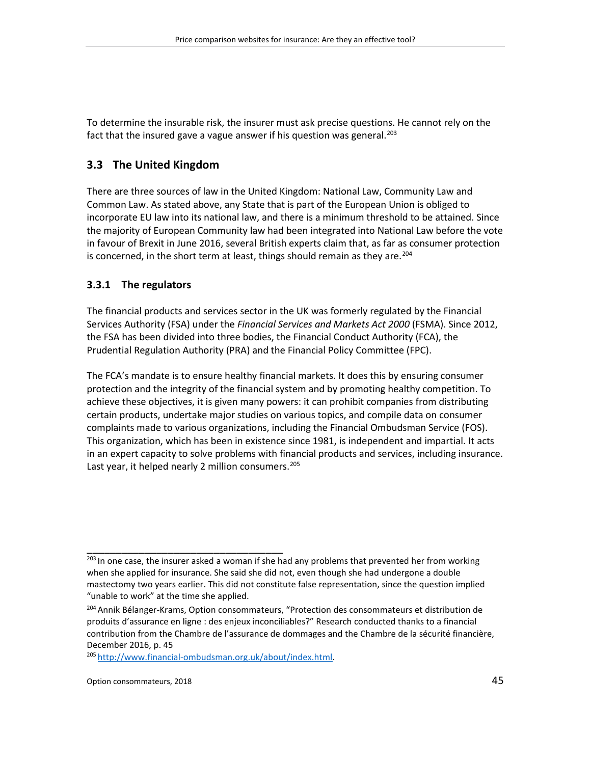To determine the insurable risk, the insurer must ask precise questions. He cannot rely on the fact that the insured gave a vague answer if his question was general.[203]

## 3.3 The United Kingdom

There are three sources of law in the United Kingdom: National Law, Community Law and Common Law. As stated above, any State that is part of the European Union is obliged to incorporate EU law into its national law, and there is a minimum threshold to be attained. Since the majority of European Community law had been integrated into National Law before the vote in favour of Brexit in June 2016, several British experts claim that, as far as consumer protection is concerned, in the short term at least, things should remain as they are.[204]

### 3.3.1 The regulators

The financial products and services sector in the UK was formerly regulated by the Financial Services Authority (FSA) under the *Financial Services and Markets Act 2000* (FSMA). Since 2012, the FSA has been divided into three bodies, the Financial Conduct Authority (FCA), the Prudential Regulation Authority (PRA) and the Financial Policy Committee (FPC).

The FCA's mandate is to ensure healthy financial markets. It does this by ensuring consumer protection and the integrity of the financial system and by promoting healthy competition. To achieve these objectives, it is given many powers: it can prohibit companies from distributing certain products, undertake major studies on various topics, and compile data on consumer complaints made to various organizations, including the Financial Ombudsman Service (FOS). This organization, which has been in existence since 1981, is independent and impartial. It acts in an expert capacity to solve problems with financial products and services, including insurance. Last year, it helped nearly 2 million consumers.[205]

---

[203] In one case, the insurer asked a woman if she had any problems that prevented her from working when she applied for insurance. She said she did not, even though she had undergone a double mastectomy two years earlier. This did not constitute false representation, since the question implied "unable to work" at the time she applied.

[204] Annik Bélanger-Krams, Option consommateurs, "Protection des consommateurs et distribution de produits d'assurance en ligne : des enjeux inconciliables?" Research conducted thanks to a financial contribution from the Chambre de l'assurance de dommages and the Chambre de la sécurité financière, December 2016, p. 45

[205] http://www.financial-ombudsman.org.uk/about/index.html.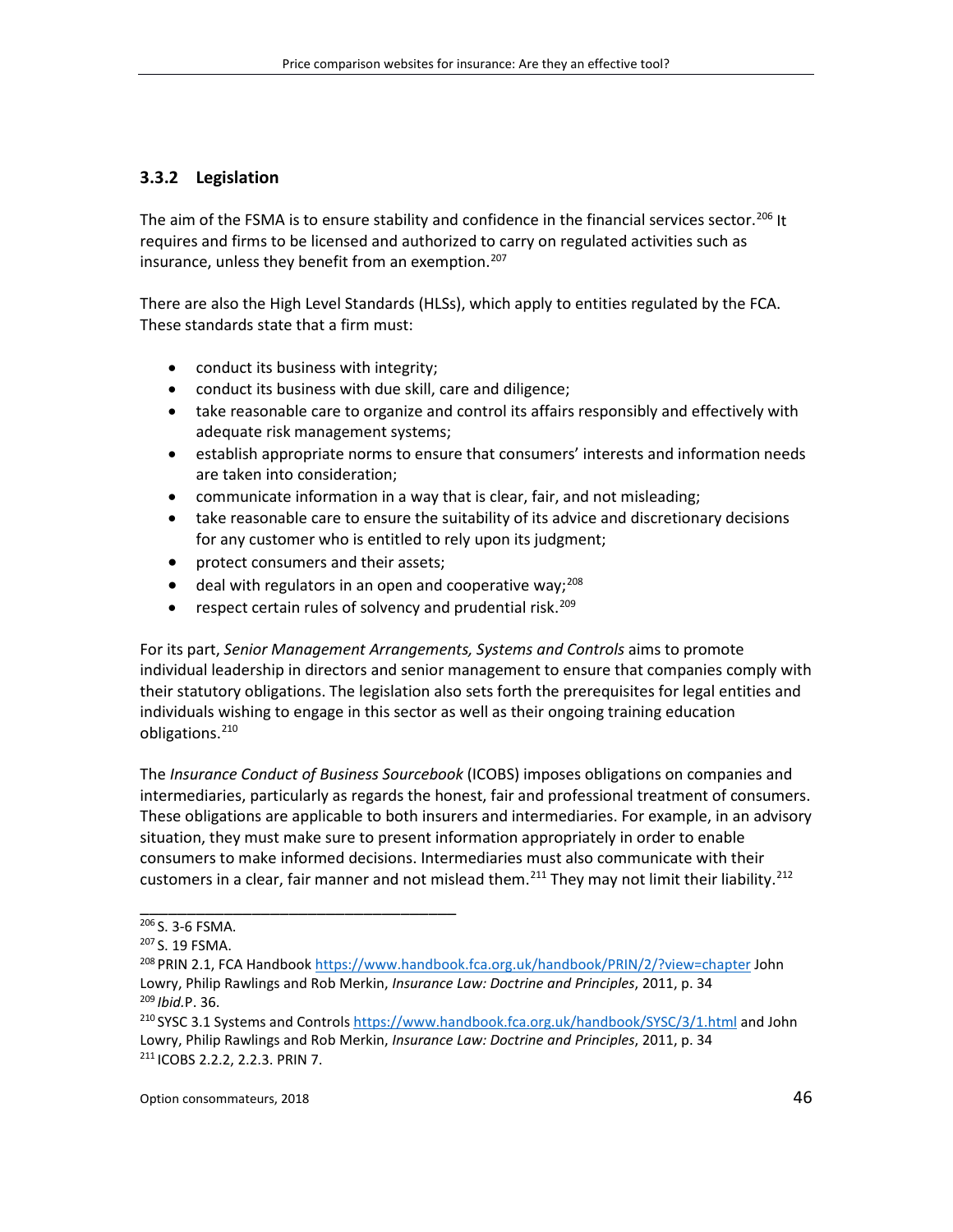### 3.3.2 Legislation

The aim of the FSMA is to ensure stability and confidence in the financial services sector.[206] It requires and firms to be licensed and authorized to carry on regulated activities such as insurance, unless they benefit from an exemption.[207]

There are also the High Level Standards (HLSs), which apply to entities regulated by the FCA. These standards state that a firm must:

- conduct its business with integrity;
- conduct its business with due skill, care and diligence;
- take reasonable care to organize and control its affairs responsibly and effectively with adequate risk management systems;
- establish appropriate norms to ensure that consumers' interests and information needs are taken into consideration;
- communicate information in a way that is clear, fair, and not misleading;
- take reasonable care to ensure the suitability of its advice and discretionary decisions for any customer who is entitled to rely upon its judgment;
- protect consumers and their assets;
- deal with regulators in an open and cooperative way;[208]
- respect certain rules of solvency and prudential risk.[209]

For its part, *Senior Management Arrangements, Systems and Controls* aims to promote individual leadership in directors and senior management to ensure that companies comply with their statutory obligations. The legislation also sets forth the prerequisites for legal entities and individuals wishing to engage in this sector as well as their ongoing training education obligations.[210]

The *Insurance Conduct of Business Sourcebook* (ICOBS) imposes obligations on companies and intermediaries, particularly as regards the honest, fair and professional treatment of consumers. These obligations are applicable to both insurers and intermediaries. For example, in an advisory situation, they must make sure to present information appropriately in order to enable consumers to make informed decisions. Intermediaries must also communicate with their customers in a clear, fair manner and not mislead them.[211] They may not limit their liability.[212]

---

[206] S. 3-6 FSMA.

[207] S. 19 FSMA.

[208] PRIN 2.1, FCA Handbook https://www.handbook.fca.org.uk/handbook/PRIN/2/?view=chapter John Lowry, Philip Rawlings and Rob Merkin, *Insurance Law: Doctrine and Principles*, 2011, p. 34

[209] *Ibid.*P. 36.

[210] SYSC 3.1 Systems and Controls https://www.handbook.fca.org.uk/handbook/SYSC/3/1.html and John Lowry, Philip Rawlings and Rob Merkin, *Insurance Law: Doctrine and Principles*, 2011, p. 34

[211] ICOBS 2.2.2, 2.2.3. PRIN 7.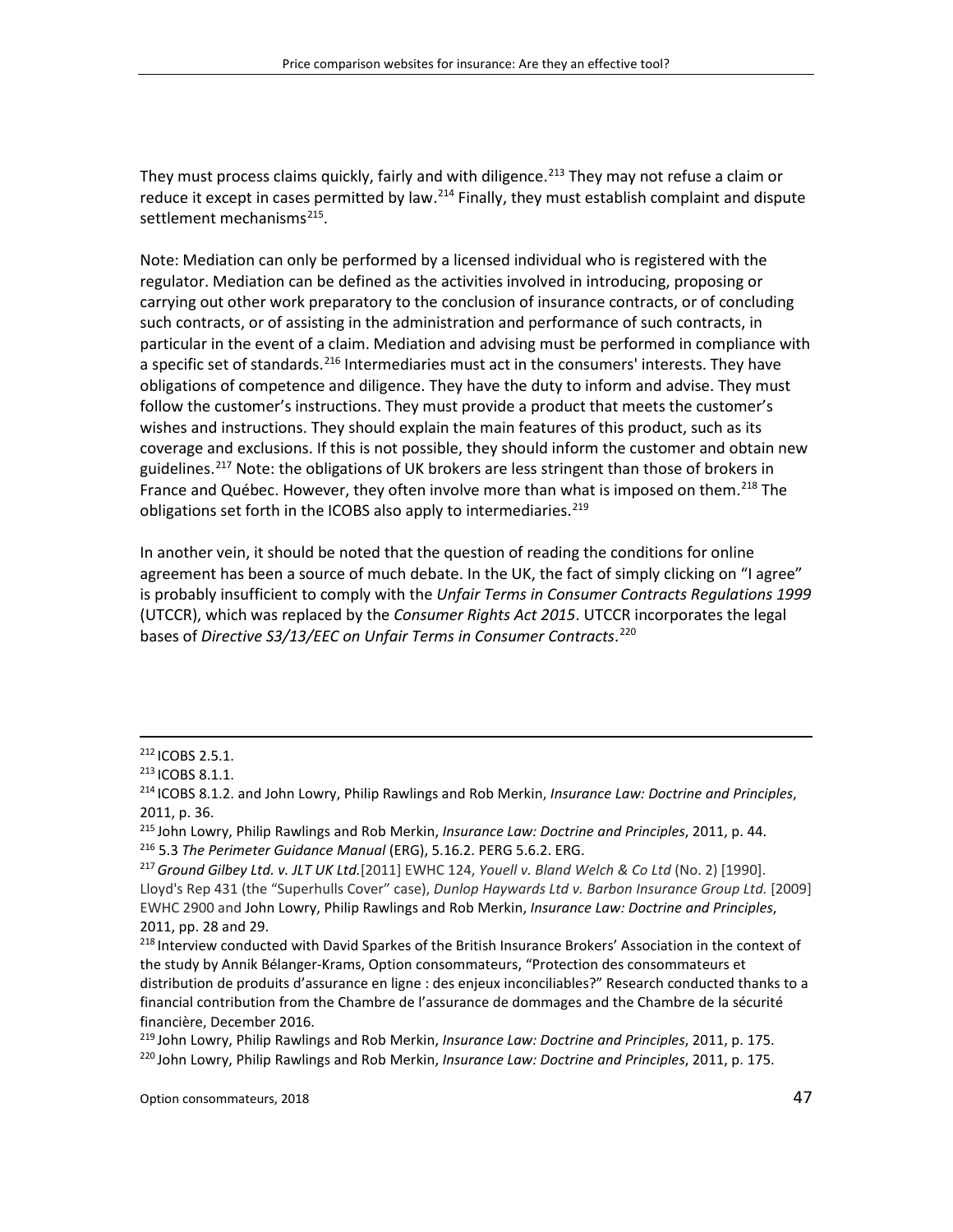They must process claims quickly, fairly and with diligence.[213] They may not refuse a claim or reduce it except in cases permitted by law.[214] Finally, they must establish complaint and dispute settlement mechanisms[215].

Note: Mediation can only be performed by a licensed individual who is registered with the regulator. Mediation can be defined as the activities involved in introducing, proposing or carrying out other work preparatory to the conclusion of insurance contracts, or of concluding such contracts, or of assisting in the administration and performance of such contracts, in particular in the event of a claim. Mediation and advising must be performed in compliance with a specific set of standards.[216] Intermediaries must act in the consumers' interests. They have obligations of competence and diligence. They have the duty to inform and advise. They must follow the customer's instructions. They must provide a product that meets the customer's wishes and instructions. They should explain the main features of this product, such as its coverage and exclusions. If this is not possible, they should inform the customer and obtain new guidelines.[217] Note: the obligations of UK brokers are less stringent than those of brokers in France and Québec. However, they often involve more than what is imposed on them.[218] The obligations set forth in the ICOBS also apply to intermediaries.[219]

In another vein, it should be noted that the question of reading the conditions for online agreement has been a source of much debate. In the UK, the fact of simply clicking on "I agree" is probably insufficient to comply with the *Unfair Terms in Consumer Contracts Regulations 1999* (UTCCR), which was replaced by the *Consumer Rights Act 2015*. UTCCR incorporates the legal bases of *Directive S3/13/EEC on Unfair Terms in Consumer Contracts*.[220]

---

[212] ICOBS 2.5.1.

[213] ICOBS 8.1.1.

[214] ICOBS 8.1.2. and John Lowry, Philip Rawlings and Rob Merkin, *Insurance Law: Doctrine and Principles*, 2011, p. 36.

[215] John Lowry, Philip Rawlings and Rob Merkin, *Insurance Law: Doctrine and Principles*, 2011, p. 44.

[216] 5.3 *The Perimeter Guidance Manual* (ERG), 5.16.2. PERG 5.6.2. ERG.

[217] *Ground Gilbey Ltd. v. JLT UK Ltd.*[2011] EWHC 124, *Youell v. Bland Welch & Co Ltd* (No. 2) [1990]. Lloyd's Rep 431 (the "Superhulls Cover" case), *Dunlop Haywards Ltd v. Barbon Insurance Group Ltd.* [2009] EWHC 2900 and John Lowry, Philip Rawlings and Rob Merkin, *Insurance Law: Doctrine and Principles*, 2011, pp. 28 and 29.

[218] Interview conducted with David Sparkes of the British Insurance Brokers' Association in the context of the study by Annik Bélanger-Krams, Option consommateurs, "Protection des consommateurs et distribution de produits d'assurance en ligne : des enjeux inconciliables?" Research conducted thanks to a financial contribution from the Chambre de l'assurance de dommages and the Chambre de la sécurité financière, December 2016.

[219] John Lowry, Philip Rawlings and Rob Merkin, *Insurance Law: Doctrine and Principles*, 2011, p. 175.

[220] John Lowry, Philip Rawlings and Rob Merkin, *Insurance Law: Doctrine and Principles*, 2011, p. 175.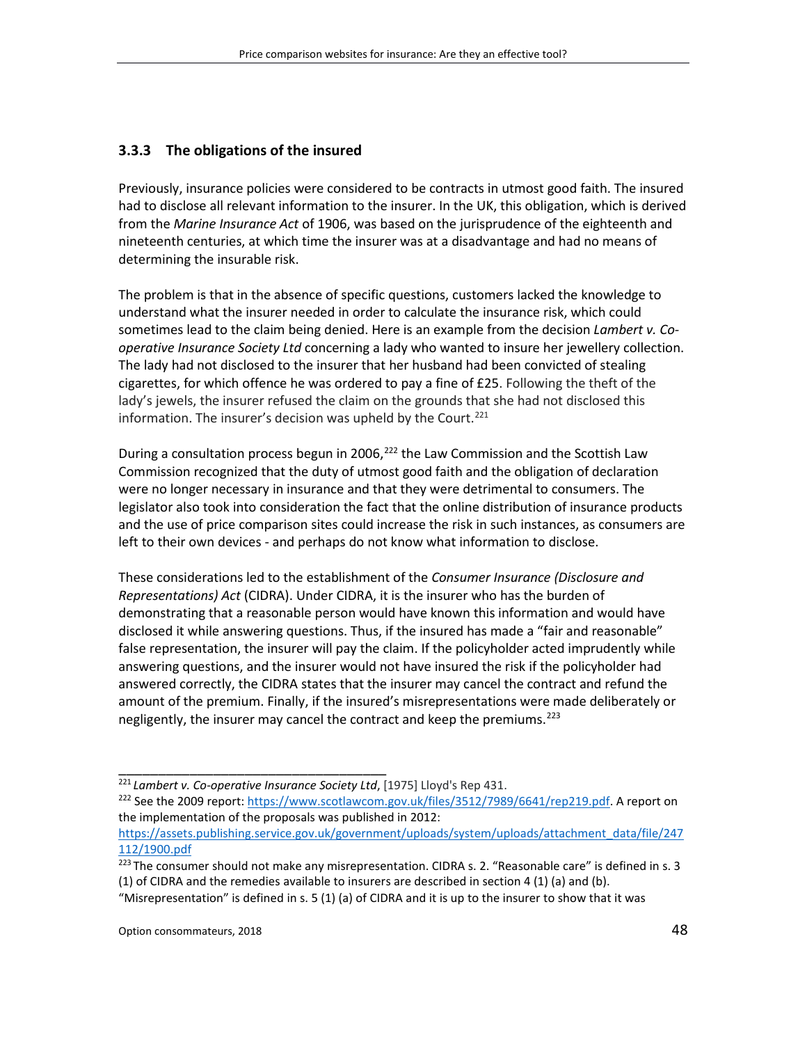### 3.3.3 The obligations of the insured

Previously, insurance policies were considered to be contracts in utmost good faith. The insured had to disclose all relevant information to the insurer. In the UK, this obligation, which is derived from the *Marine Insurance Act* of 1906, was based on the jurisprudence of the eighteenth and nineteenth centuries, at which time the insurer was at a disadvantage and had no means of determining the insurable risk.

The problem is that in the absence of specific questions, customers lacked the knowledge to understand what the insurer needed in order to calculate the insurance risk, which could sometimes lead to the claim being denied. Here is an example from the decision *Lambert v. Co-operative Insurance Society Ltd* concerning a lady who wanted to insure her jewellery collection. The lady had not disclosed to the insurer that her husband had been convicted of stealing cigarettes, for which offence he was ordered to pay a fine of £25. Following the theft of the lady's jewels, the insurer refused the claim on the grounds that she had not disclosed this information. The insurer's decision was upheld by the Court.[221]

During a consultation process begun in 2006,[222] the Law Commission and the Scottish Law Commission recognized that the duty of utmost good faith and the obligation of declaration were no longer necessary in insurance and that they were detrimental to consumers. The legislator also took into consideration the fact that the online distribution of insurance products and the use of price comparison sites could increase the risk in such instances, as consumers are left to their own devices - and perhaps do not know what information to disclose.

These considerations led to the establishment of the *Consumer Insurance (Disclosure and Representations) Act* (CIDRA). Under CIDRA, it is the insurer who has the burden of demonstrating that a reasonable person would have known this information and would have disclosed it while answering questions. Thus, if the insured has made a "fair and reasonable" false representation, the insurer will pay the claim. If the policyholder acted imprudently while answering questions, and the insurer would not have insured the risk if the policyholder had answered correctly, the CIDRA states that the insurer may cancel the contract and refund the amount of the premium. Finally, if the insured's misrepresentations were made deliberately or negligently, the insurer may cancel the contract and keep the premiums.[223]

---

[221] *Lambert v. Co-operative Insurance Society Ltd*, [1975] Lloyd's Rep 431.

[222] See the 2009 report: https://www.scotlawcom.gov.uk/files/3512/7989/6641/rep219.pdf. A report on the implementation of the proposals was published in 2012: https://assets.publishing.service.gov.uk/government/uploads/system/uploads/attachment_data/file/247112/1900.pdf

[223] The consumer should not make any misrepresentation. CIDRA s. 2. "Reasonable care" is defined in s. 3 (1) of CIDRA and the remedies available to insurers are described in section 4 (1) (a) and (b). "Misrepresentation" is defined in s. 5 (1) (a) of CIDRA and it is up to the insurer to show that it was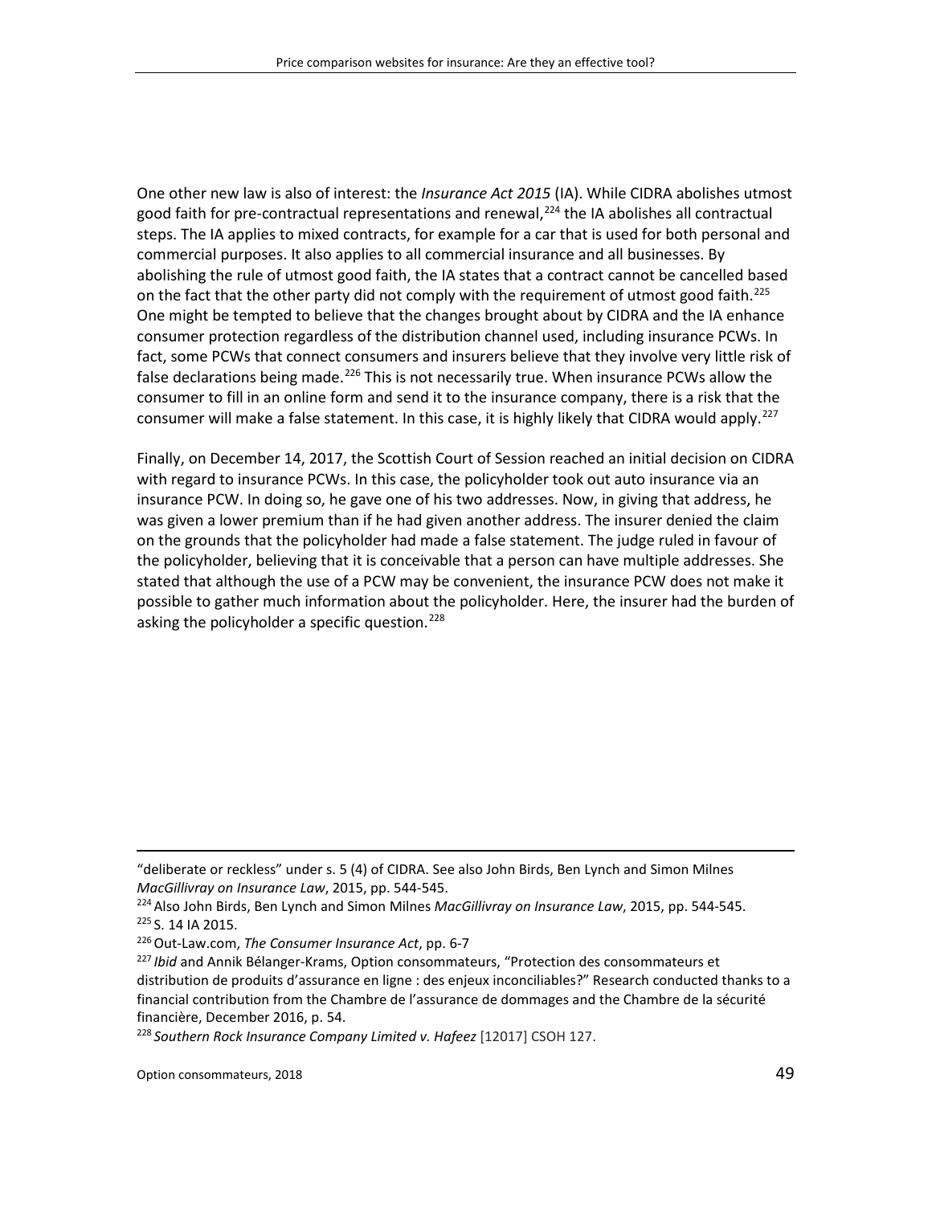One other new law is also of interest: the *Insurance Act 2015* (IA). While CIDRA abolishes utmost good faith for pre-contractual representations and renewal,[224] the IA abolishes all contractual steps. The IA applies to mixed contracts, for example for a car that is used for both personal and commercial purposes. It also applies to all commercial insurance and all businesses. By abolishing the rule of utmost good faith, the IA states that a contract cannot be cancelled based on the fact that the other party did not comply with the requirement of utmost good faith.[225] One might be tempted to believe that the changes brought about by CIDRA and the IA enhance consumer protection regardless of the distribution channel used, including insurance PCWs. In fact, some PCWs that connect consumers and insurers believe that they involve very little risk of false declarations being made.[226] This is not necessarily true. When insurance PCWs allow the consumer to fill in an online form and send it to the insurance company, there is a risk that the consumer will make a false statement. In this case, it is highly likely that CIDRA would apply.[227]

Finally, on December 14, 2017, the Scottish Court of Session reached an initial decision on CIDRA with regard to insurance PCWs. In this case, the policyholder took out auto insurance via an insurance PCW. In doing so, he gave one of his two addresses. Now, in giving that address, he was given a lower premium than if he had given another address. The insurer denied the claim on the grounds that the policyholder had made a false statement. The judge ruled in favour of the policyholder, believing that it is conceivable that a person can have multiple addresses. She stated that although the use of a PCW may be convenient, the insurance PCW does not make it possible to gather much information about the policyholder. Here, the insurer had the burden of asking the policyholder a specific question.[228]

---

"deliberate or reckless" under s. 5 (4) of CIDRA. See also John Birds, Ben Lynch and Simon Milnes *MacGillivray on Insurance Law*, 2015, pp. 544-545.

[224] Also John Birds, Ben Lynch and Simon Milnes *MacGillivray on Insurance Law*, 2015, pp. 544-545.

[225] S. 14 IA 2015.

[226] Out-Law.com, *The Consumer Insurance Act*, pp. 6-7

[227] *Ibid* and Annik Bélanger-Krams, Option consommateurs, "Protection des consommateurs et distribution de produits d'assurance en ligne : des enjeux inconciliables?" Research conducted thanks to a financial contribution from the Chambre de l'assurance de dommages and the Chambre de la sécurité financière, December 2016, p. 54.

[228] *Southern Rock Insurance Company Limited v. Hafeez* [12017] CSOH 127.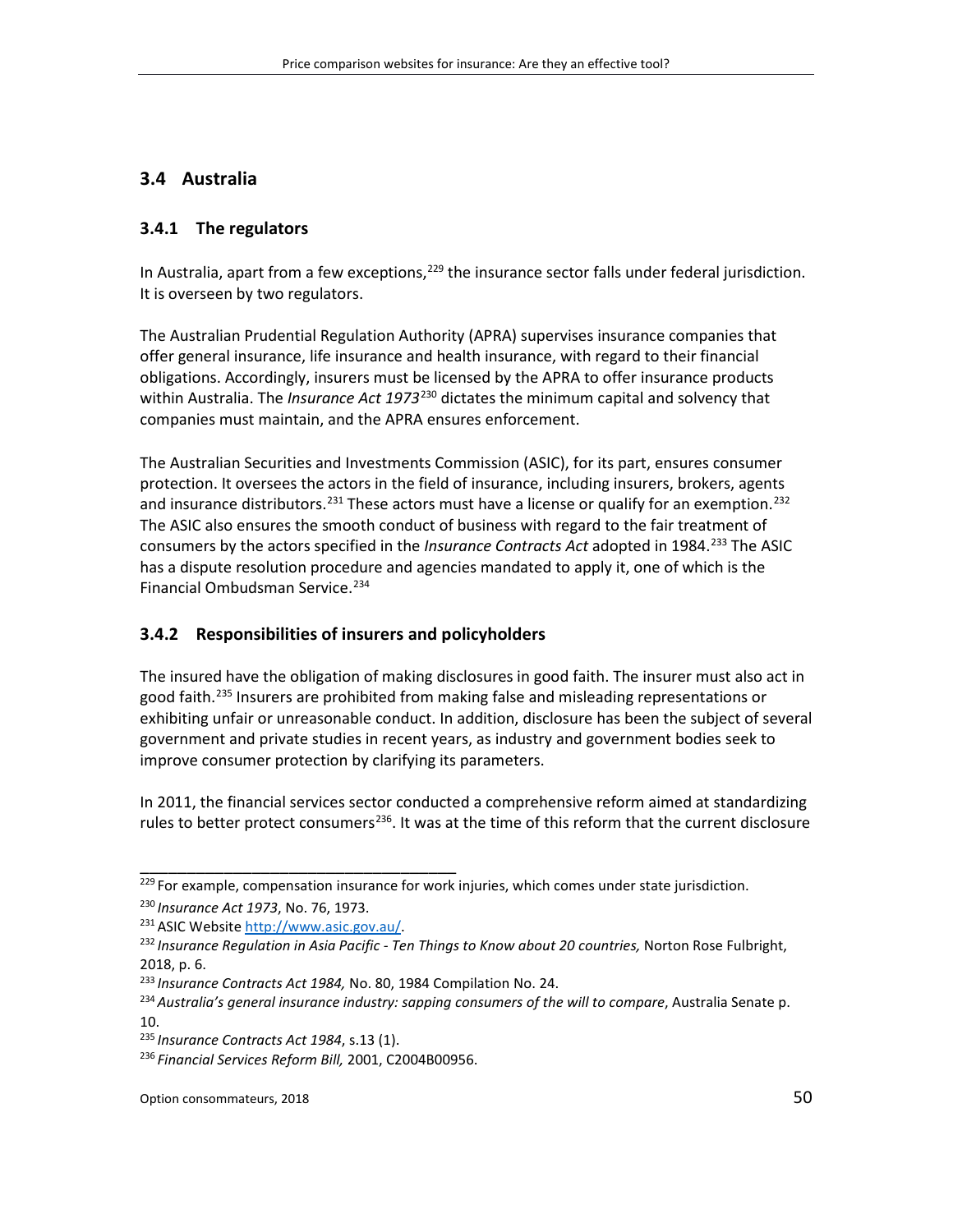## 3.4 Australia

### 3.4.1 The regulators

In Australia, apart from a few exceptions,[229] the insurance sector falls under federal jurisdiction. It is overseen by two regulators.

The Australian Prudential Regulation Authority (APRA) supervises insurance companies that offer general insurance, life insurance and health insurance, with regard to their financial obligations. Accordingly, insurers must be licensed by the APRA to offer insurance products within Australia. The *Insurance Act 1973*[230] dictates the minimum capital and solvency that companies must maintain, and the APRA ensures enforcement.

The Australian Securities and Investments Commission (ASIC), for its part, ensures consumer protection. It oversees the actors in the field of insurance, including insurers, brokers, agents and insurance distributors.[231] These actors must have a license or qualify for an exemption.[232] The ASIC also ensures the smooth conduct of business with regard to the fair treatment of consumers by the actors specified in the *Insurance Contracts Act* adopted in 1984.[233] The ASIC has a dispute resolution procedure and agencies mandated to apply it, one of which is the Financial Ombudsman Service.[234]

### 3.4.2 Responsibilities of insurers and policyholders

The insured have the obligation of making disclosures in good faith. The insurer must also act in good faith.[235] Insurers are prohibited from making false and misleading representations or exhibiting unfair or unreasonable conduct. In addition, disclosure has been the subject of several government and private studies in recent years, as industry and government bodies seek to improve consumer protection by clarifying its parameters.

In 2011, the financial services sector conducted a comprehensive reform aimed at standardizing rules to better protect consumers[236]. It was at the time of this reform that the current disclosure

---

[229] For example, compensation insurance for work injuries, which comes under state jurisdiction.

[230] *Insurance Act 1973*, No. 76, 1973.

[231] ASIC Website http://www.asic.gov.au/.

[232] *Insurance Regulation in Asia Pacific - Ten Things to Know about 20 countries,* Norton Rose Fulbright, 2018, p. 6.

[233] *Insurance Contracts Act 1984,* No. 80, 1984 Compilation No. 24.

[234] *Australia's general insurance industry: sapping consumers of the will to compare*, Australia Senate p. 10.

[235] *Insurance Contracts Act 1984*, s.13 (1).

[236] *Financial Services Reform Bill,* 2001, C2004B00956.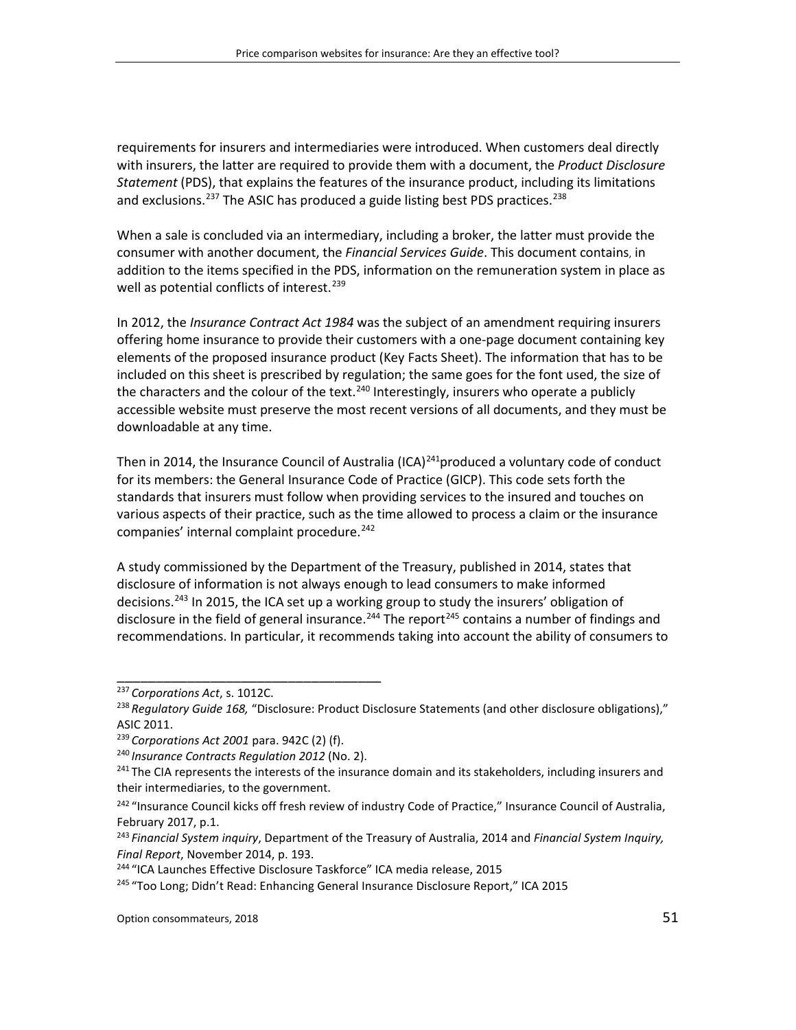requirements for insurers and intermediaries were introduced. When customers deal directly with insurers, the latter are required to provide them with a document, the *Product Disclosure Statement* (PDS), that explains the features of the insurance product, including its limitations and exclusions.[237] The ASIC has produced a guide listing best PDS practices.[238]

When a sale is concluded via an intermediary, including a broker, the latter must provide the consumer with another document, the *Financial Services Guide*. This document contains, in addition to the items specified in the PDS, information on the remuneration system in place as well as potential conflicts of interest.[239]

In 2012, the *Insurance Contract Act 1984* was the subject of an amendment requiring insurers offering home insurance to provide their customers with a one-page document containing key elements of the proposed insurance product (Key Facts Sheet). The information that has to be included on this sheet is prescribed by regulation; the same goes for the font used, the size of the characters and the colour of the text.[240] Interestingly, insurers who operate a publicly accessible website must preserve the most recent versions of all documents, and they must be downloadable at any time.

Then in 2014, the Insurance Council of Australia (ICA)[241]produced a voluntary code of conduct for its members: the General Insurance Code of Practice (GICP). This code sets forth the standards that insurers must follow when providing services to the insured and touches on various aspects of their practice, such as the time allowed to process a claim or the insurance companies' internal complaint procedure.[242]

A study commissioned by the Department of the Treasury, published in 2014, states that disclosure of information is not always enough to lead consumers to make informed decisions.[243] In 2015, the ICA set up a working group to study the insurers' obligation of disclosure in the field of general insurance.[244] The report[245] contains a number of findings and recommendations. In particular, it recommends taking into account the ability of consumers to

---

[237] *Corporations Act*, s. 1012C.

[238] *Regulatory Guide 168,* "Disclosure: Product Disclosure Statements (and other disclosure obligations)," ASIC 2011.

[239] *Corporations Act 2001* para. 942C (2) (f).

[240] *Insurance Contracts Regulation 2012* (No. 2).

[241] The CIA represents the interests of the insurance domain and its stakeholders, including insurers and their intermediaries, to the government.

[242] "Insurance Council kicks off fresh review of industry Code of Practice," Insurance Council of Australia, February 2017, p.1.

[243] *Financial System inquiry*, Department of the Treasury of Australia, 2014 and *Financial System Inquiry, Final Report*, November 2014, p. 193.

[244] "ICA Launches Effective Disclosure Taskforce" ICA media release, 2015

[245] "Too Long; Didn't Read: Enhancing General Insurance Disclosure Report," ICA 2015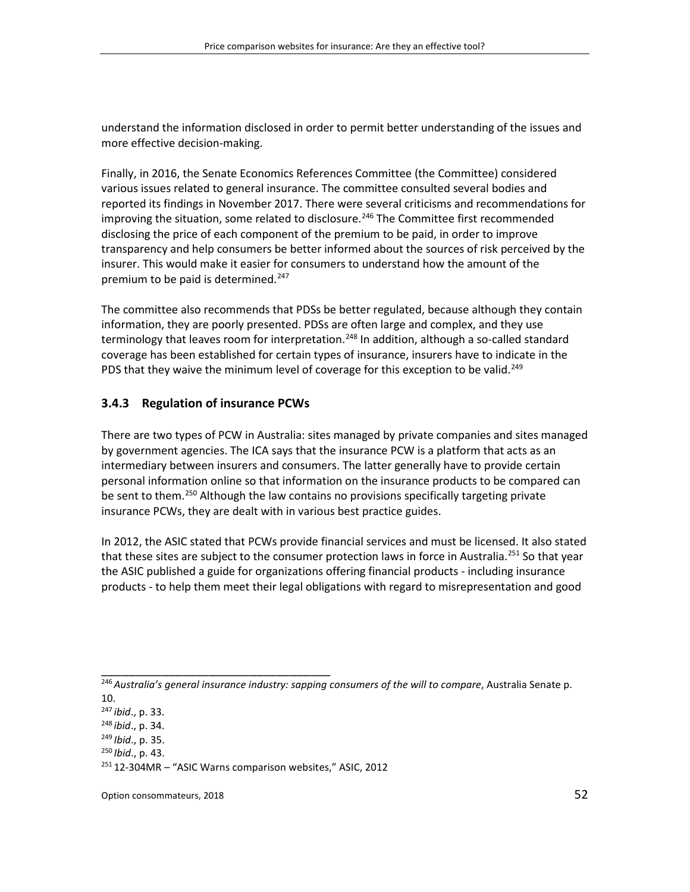understand the information disclosed in order to permit better understanding of the issues and more effective decision-making.

Finally, in 2016, the Senate Economics References Committee (the Committee) considered various issues related to general insurance. The committee consulted several bodies and reported its findings in November 2017. There were several criticisms and recommendations for improving the situation, some related to disclosure.[246] The Committee first recommended disclosing the price of each component of the premium to be paid, in order to improve transparency and help consumers be better informed about the sources of risk perceived by the insurer. This would make it easier for consumers to understand how the amount of the premium to be paid is determined.[247]

The committee also recommends that PDSs be better regulated, because although they contain information, they are poorly presented. PDSs are often large and complex, and they use terminology that leaves room for interpretation.[248] In addition, although a so-called standard coverage has been established for certain types of insurance, insurers have to indicate in the PDS that they waive the minimum level of coverage for this exception to be valid.[249]

### 3.4.3 Regulation of insurance PCWs

There are two types of PCW in Australia: sites managed by private companies and sites managed by government agencies. The ICA says that the insurance PCW is a platform that acts as an intermediary between insurers and consumers. The latter generally have to provide certain personal information online so that information on the insurance products to be compared can be sent to them.[250] Although the law contains no provisions specifically targeting private insurance PCWs, they are dealt with in various best practice guides.

In 2012, the ASIC stated that PCWs provide financial services and must be licensed. It also stated that these sites are subject to the consumer protection laws in force in Australia.[251] So that year the ASIC published a guide for organizations offering financial products - including insurance products - to help them meet their legal obligations with regard to misrepresentation and good

---

[246] *Australia's general insurance industry: sapping consumers of the will to compare*, Australia Senate p. 10.

[247] *ibid*., p. 33.

[248] *ibid*., p. 34.

[249] *Ibid*., p. 35.

[250] *Ibid*., p. 43.

[251] 12-304MR – "ASIC Warns comparison websites," ASIC, 2012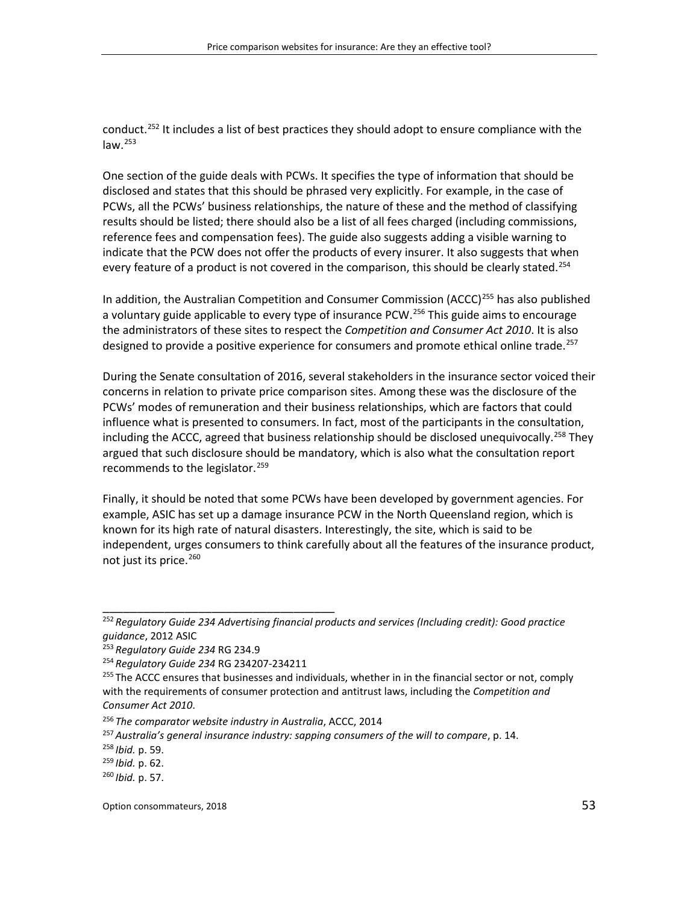conduct.[252] It includes a list of best practices they should adopt to ensure compliance with the law.[253]

One section of the guide deals with PCWs. It specifies the type of information that should be disclosed and states that this should be phrased very explicitly. For example, in the case of PCWs, all the PCWs' business relationships, the nature of these and the method of classifying results should be listed; there should also be a list of all fees charged (including commissions, reference fees and compensation fees). The guide also suggests adding a visible warning to indicate that the PCW does not offer the products of every insurer. It also suggests that when every feature of a product is not covered in the comparison, this should be clearly stated.[254]

In addition, the Australian Competition and Consumer Commission (ACCC)[255] has also published a voluntary guide applicable to every type of insurance PCW.[256] This guide aims to encourage the administrators of these sites to respect the *Competition and Consumer Act 2010*. It is also designed to provide a positive experience for consumers and promote ethical online trade.[257]

During the Senate consultation of 2016, several stakeholders in the insurance sector voiced their concerns in relation to private price comparison sites. Among these was the disclosure of the PCWs' modes of remuneration and their business relationships, which are factors that could influence what is presented to consumers. In fact, most of the participants in the consultation, including the ACCC, agreed that business relationship should be disclosed unequivocally.[258] They argued that such disclosure should be mandatory, which is also what the consultation report recommends to the legislator.[259]

Finally, it should be noted that some PCWs have been developed by government agencies. For example, ASIC has set up a damage insurance PCW in the North Queensland region, which is known for its high rate of natural disasters. Interestingly, the site, which is said to be independent, urges consumers to think carefully about all the features of the insurance product, not just its price.[260]

---

[252] *Regulatory Guide 234 Advertising financial products and services (Including credit): Good practice guidance*, 2012 ASIC

[253] *Regulatory Guide 234* RG 234.9

[254] *Regulatory Guide 234* RG 234207-234211

[255] The ACCC ensures that businesses and individuals, whether in in the financial sector or not, comply with the requirements of consumer protection and antitrust laws, including the *Competition and Consumer Act 2010*.

[256] *The comparator website industry in Australia*, ACCC, 2014

[257] *Australia's general insurance industry: sapping consumers of the will to compare*, p. 14.

[258] *Ibid.* p. 59.

[259] *Ibid.* p. 62.

[260] *Ibid.* p. 57.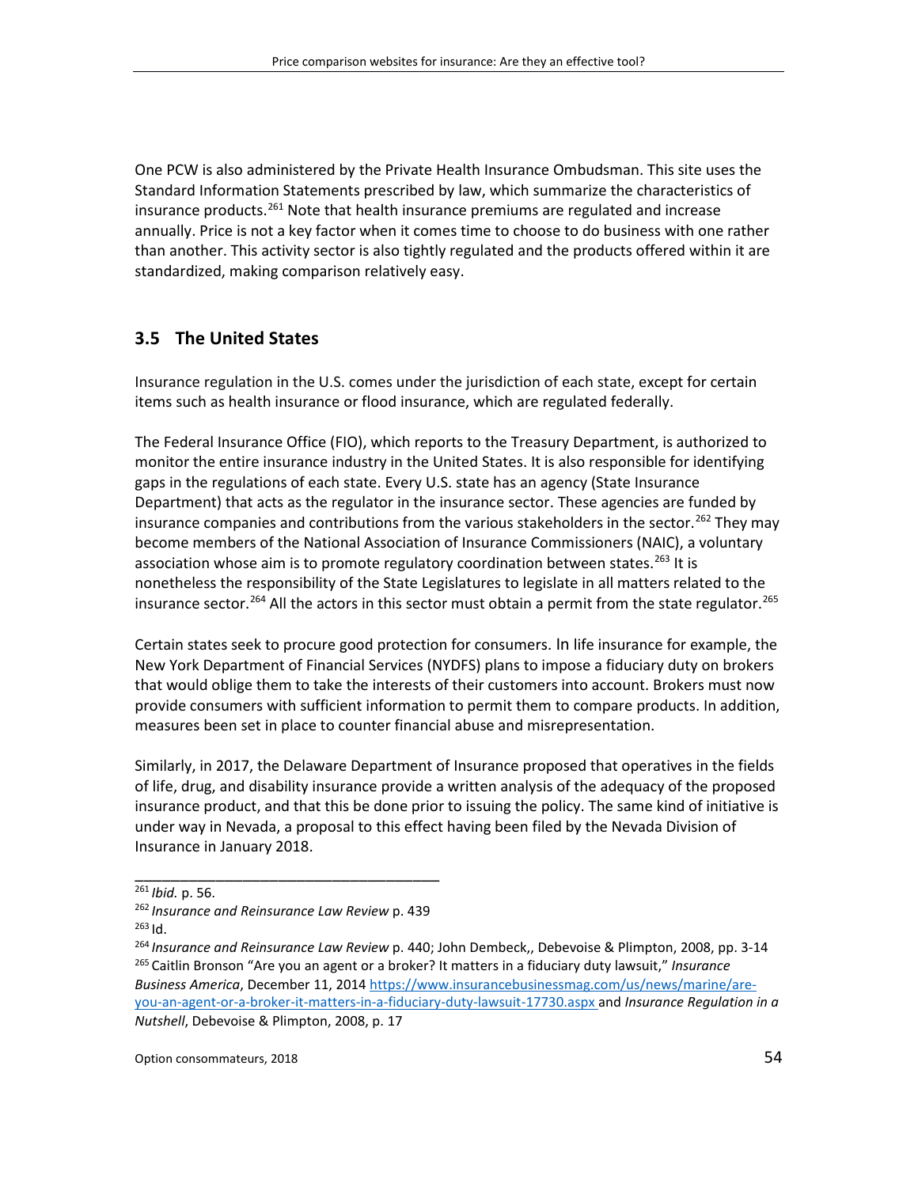One PCW is also administered by the Private Health Insurance Ombudsman. This site uses the Standard Information Statements prescribed by law, which summarize the characteristics of insurance products.[261] Note that health insurance premiums are regulated and increase annually. Price is not a key factor when it comes time to choose to do business with one rather than another. This activity sector is also tightly regulated and the products offered within it are standardized, making comparison relatively easy.

## 3.5 The United States

Insurance regulation in the U.S. comes under the jurisdiction of each state, except for certain items such as health insurance or flood insurance, which are regulated federally.

The Federal Insurance Office (FIO), which reports to the Treasury Department, is authorized to monitor the entire insurance industry in the United States. It is also responsible for identifying gaps in the regulations of each state. Every U.S. state has an agency (State Insurance Department) that acts as the regulator in the insurance sector. These agencies are funded by insurance companies and contributions from the various stakeholders in the sector.[262] They may become members of the National Association of Insurance Commissioners (NAIC), a voluntary association whose aim is to promote regulatory coordination between states.[263] It is nonetheless the responsibility of the State Legislatures to legislate in all matters related to the insurance sector.[264] All the actors in this sector must obtain a permit from the state regulator.[265]

Certain states seek to procure good protection for consumers. In life insurance for example, the New York Department of Financial Services (NYDFS) plans to impose a fiduciary duty on brokers that would oblige them to take the interests of their customers into account. Brokers must now provide consumers with sufficient information to permit them to compare products. In addition, measures been set in place to counter financial abuse and misrepresentation.

Similarly, in 2017, the Delaware Department of Insurance proposed that operatives in the fields of life, drug, and disability insurance provide a written analysis of the adequacy of the proposed insurance product, and that this be done prior to issuing the policy. The same kind of initiative is under way in Nevada, a proposal to this effect having been filed by the Nevada Division of Insurance in January 2018.

---

[261] *Ibid.* p. 56.

[262] *Insurance and Reinsurance Law Review* p. 439

[263] Id.

[264] *Insurance and Reinsurance Law Review* p. 440; John Dembeck,, Debevoise & Plimpton, 2008, pp. 3-14

[265] Caitlin Bronson "Are you an agent or a broker? It matters in a fiduciary duty lawsuit," *Insurance Business America*, December 11, 2014 https://www.insurancebusinessmag.com/us/news/marine/are-you-an-agent-or-a-broker-it-matters-in-a-fiduciary-duty-lawsuit-17730.aspx and *Insurance Regulation in a Nutshell*, Debevoise & Plimpton, 2008, p. 17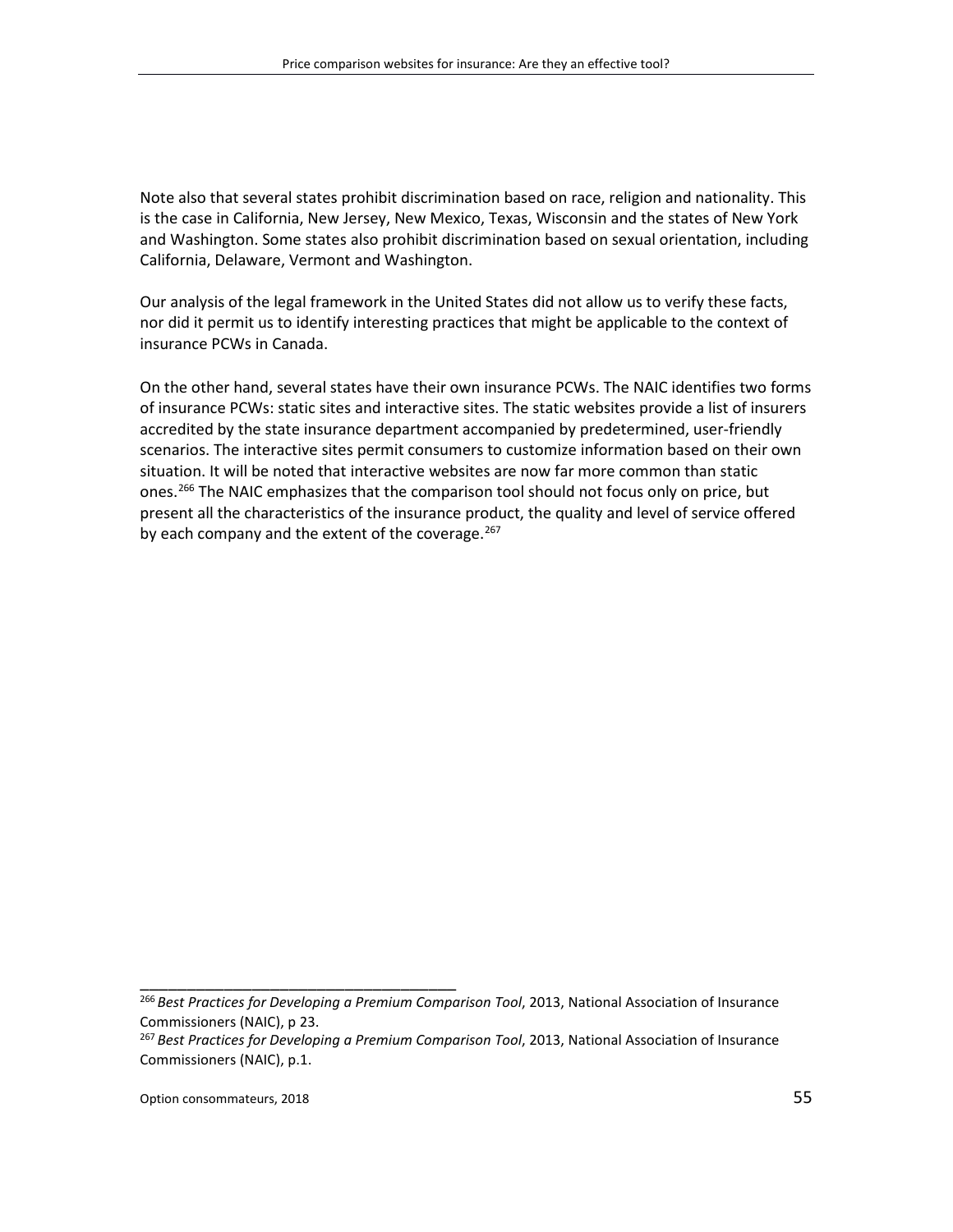Note also that several states prohibit discrimination based on race, religion and nationality. This is the case in California, New Jersey, New Mexico, Texas, Wisconsin and the states of New York and Washington. Some states also prohibit discrimination based on sexual orientation, including California, Delaware, Vermont and Washington.

Our analysis of the legal framework in the United States did not allow us to verify these facts, nor did it permit us to identify interesting practices that might be applicable to the context of insurance PCWs in Canada.

On the other hand, several states have their own insurance PCWs. The NAIC identifies two forms of insurance PCWs: static sites and interactive sites. The static websites provide a list of insurers accredited by the state insurance department accompanied by predetermined, user-friendly scenarios. The interactive sites permit consumers to customize information based on their own situation. It will be noted that interactive websites are now far more common than static ones.[266] The NAIC emphasizes that the comparison tool should not focus only on price, but present all the characteristics of the insurance product, the quality and level of service offered by each company and the extent of the coverage.[267]

---

[266] *Best Practices for Developing a Premium Comparison Tool*, 2013, National Association of Insurance Commissioners (NAIC), p 23.

[267] *Best Practices for Developing a Premium Comparison Tool*, 2013, National Association of Insurance Commissioners (NAIC), p.1.

Option consommateurs, 2018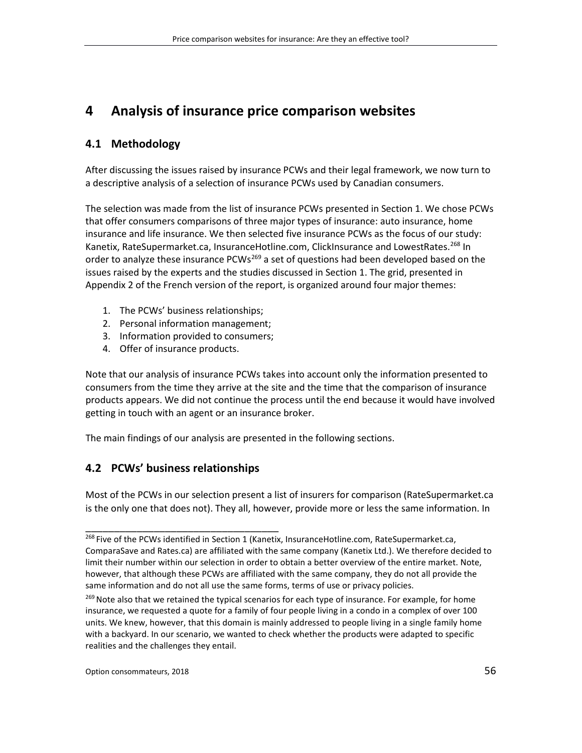# 4 Analysis of insurance price comparison websites

## 4.1 Methodology

After discussing the issues raised by insurance PCWs and their legal framework, we now turn to a descriptive analysis of a selection of insurance PCWs used by Canadian consumers.

The selection was made from the list of insurance PCWs presented in Section 1. We chose PCWs that offer consumers comparisons of three major types of insurance: auto insurance, home insurance and life insurance. We then selected five insurance PCWs as the focus of our study: Kanetix, RateSupermarket.ca, InsuranceHotline.com, ClickInsurance and LowestRates.[268] In order to analyze these insurance PCWs[269] a set of questions had been developed based on the issues raised by the experts and the studies discussed in Section 1. The grid, presented in Appendix 2 of the French version of the report, is organized around four major themes:

1. The PCWs' business relationships;
2. Personal information management;
3. Information provided to consumers;
4. Offer of insurance products.

Note that our analysis of insurance PCWs takes into account only the information presented to consumers from the time they arrive at the site and the time that the comparison of insurance products appears. We did not continue the process until the end because it would have involved getting in touch with an agent or an insurance broker.

The main findings of our analysis are presented in the following sections.

## 4.2 PCWs' business relationships

Most of the PCWs in our selection present a list of insurers for comparison (RateSupermarket.ca is the only one that does not). They all, however, provide more or less the same information. In

---

[268] Five of the PCWs identified in Section 1 (Kanetix, InsuranceHotline.com, RateSupermarket.ca, ComparaSave and Rates.ca) are affiliated with the same company (Kanetix Ltd.). We therefore decided to limit their number within our selection in order to obtain a better overview of the entire market. Note, however, that although these PCWs are affiliated with the same company, they do not all provide the same information and do not all use the same forms, terms of use or privacy policies.

[269] Note also that we retained the typical scenarios for each type of insurance. For example, for home insurance, we requested a quote for a family of four people living in a condo in a complex of over 100 units. We knew, however, that this domain is mainly addressed to people living in a single family home with a backyard. In our scenario, we wanted to check whether the products were adapted to specific realities and the challenges they entail.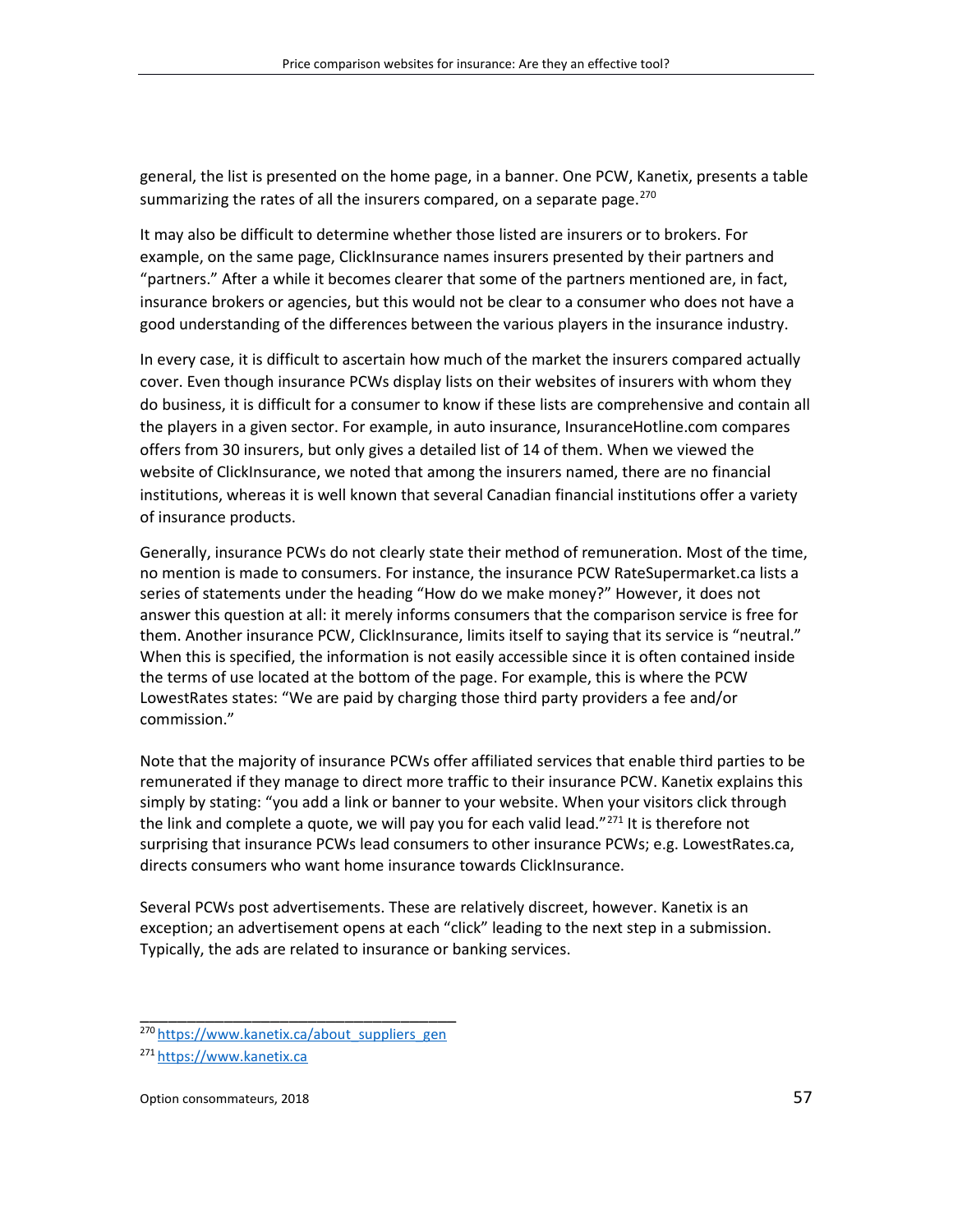general, the list is presented on the home page, in a banner. One PCW, Kanetix, presents a table summarizing the rates of all the insurers compared, on a separate page.[270]

It may also be difficult to determine whether those listed are insurers or to brokers. For example, on the same page, ClickInsurance names insurers presented by their partners and "partners." After a while it becomes clearer that some of the partners mentioned are, in fact, insurance brokers or agencies, but this would not be clear to a consumer who does not have a good understanding of the differences between the various players in the insurance industry.

In every case, it is difficult to ascertain how much of the market the insurers compared actually cover. Even though insurance PCWs display lists on their websites of insurers with whom they do business, it is difficult for a consumer to know if these lists are comprehensive and contain all the players in a given sector. For example, in auto insurance, InsuranceHotline.com compares offers from 30 insurers, but only gives a detailed list of 14 of them. When we viewed the website of ClickInsurance, we noted that among the insurers named, there are no financial institutions, whereas it is well known that several Canadian financial institutions offer a variety of insurance products.

Generally, insurance PCWs do not clearly state their method of remuneration. Most of the time, no mention is made to consumers. For instance, the insurance PCW RateSupermarket.ca lists a series of statements under the heading "How do we make money?" However, it does not answer this question at all: it merely informs consumers that the comparison service is free for them. Another insurance PCW, ClickInsurance, limits itself to saying that its service is "neutral." When this is specified, the information is not easily accessible since it is often contained inside the terms of use located at the bottom of the page. For example, this is where the PCW LowestRates states: "We are paid by charging those third party providers a fee and/or commission."

Note that the majority of insurance PCWs offer affiliated services that enable third parties to be remunerated if they manage to direct more traffic to their insurance PCW. Kanetix explains this simply by stating: "you add a link or banner to your website. When your visitors click through the link and complete a quote, we will pay you for each valid lead."[271] It is therefore not surprising that insurance PCWs lead consumers to other insurance PCWs; e.g. LowestRates.ca, directs consumers who want home insurance towards ClickInsurance.

Several PCWs post advertisements. These are relatively discreet, however. Kanetix is an exception; an advertisement opens at each "click" leading to the next step in a submission. Typically, the ads are related to insurance or banking services.

---

[270] https://www.kanetix.ca/about_suppliers_gen

[271] https://www.kanetix.ca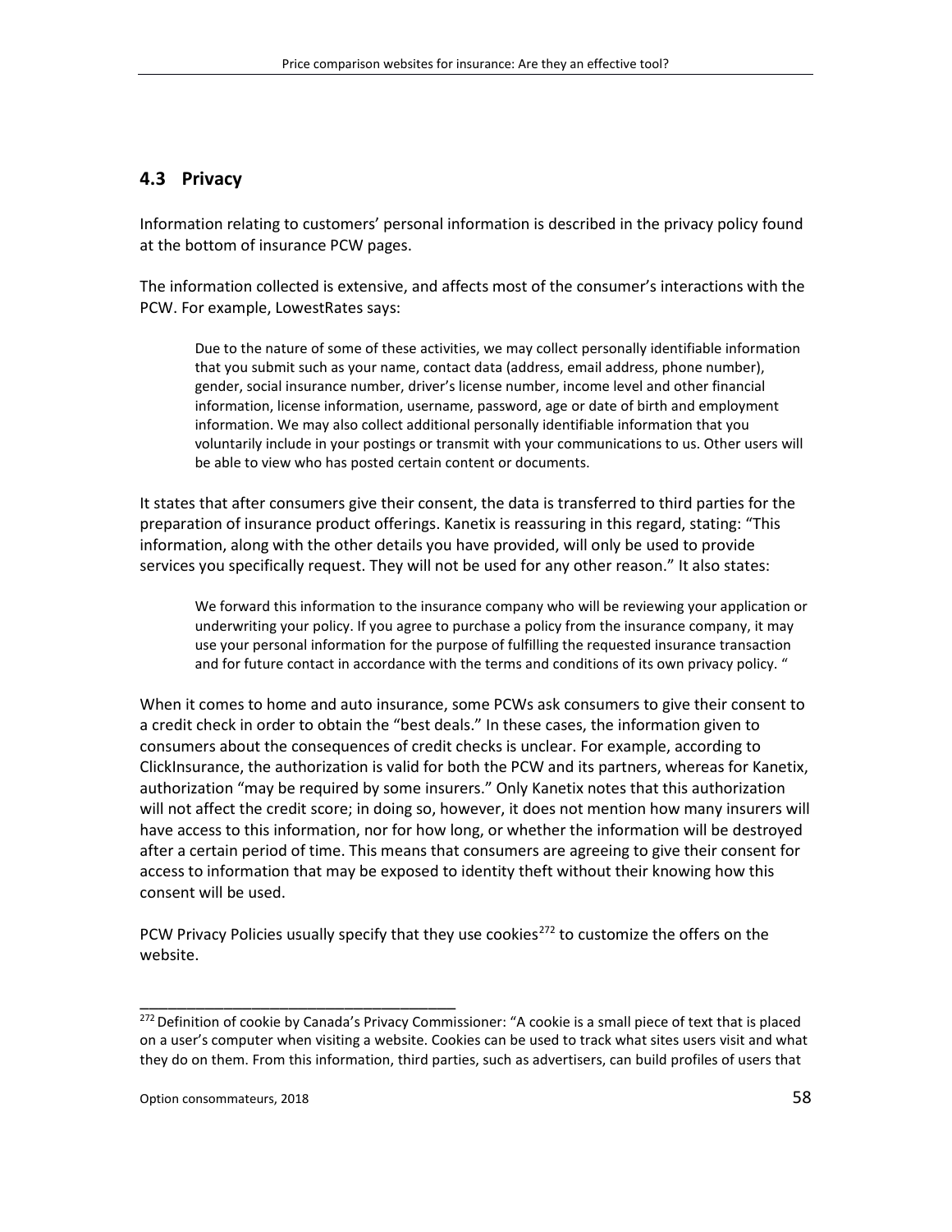## 4.3 Privacy

Information relating to customers' personal information is described in the privacy policy found at the bottom of insurance PCW pages.

The information collected is extensive, and affects most of the consumer's interactions with the PCW. For example, LowestRates says:

> Due to the nature of some of these activities, we may collect personally identifiable information that you submit such as your name, contact data (address, email address, phone number), gender, social insurance number, driver's license number, income level and other financial information, license information, username, password, age or date of birth and employment information. We may also collect additional personally identifiable information that you voluntarily include in your postings or transmit with your communications to us. Other users will be able to view who has posted certain content or documents.

It states that after consumers give their consent, the data is transferred to third parties for the preparation of insurance product offerings. Kanetix is reassuring in this regard, stating: "This information, along with the other details you have provided, will only be used to provide services you specifically request. They will not be used for any other reason." It also states:

> We forward this information to the insurance company who will be reviewing your application or underwriting your policy. If you agree to purchase a policy from the insurance company, it may use your personal information for the purpose of fulfilling the requested insurance transaction and for future contact in accordance with the terms and conditions of its own privacy policy. "

When it comes to home and auto insurance, some PCWs ask consumers to give their consent to a credit check in order to obtain the "best deals." In these cases, the information given to consumers about the consequences of credit checks is unclear. For example, according to ClickInsurance, the authorization is valid for both the PCW and its partners, whereas for Kanetix, authorization "may be required by some insurers." Only Kanetix notes that this authorization will not affect the credit score; in doing so, however, it does not mention how many insurers will have access to this information, nor for how long, or whether the information will be destroyed after a certain period of time. This means that consumers are agreeing to give their consent for access to information that may be exposed to identity theft without their knowing how this consent will be used.

PCW Privacy Policies usually specify that they use cookies[272] to customize the offers on the website.

---

[272] Definition of cookie by Canada's Privacy Commissioner: "A cookie is a small piece of text that is placed on a user's computer when visiting a website. Cookies can be used to track what sites users visit and what they do on them. From this information, third parties, such as advertisers, can build profiles of users that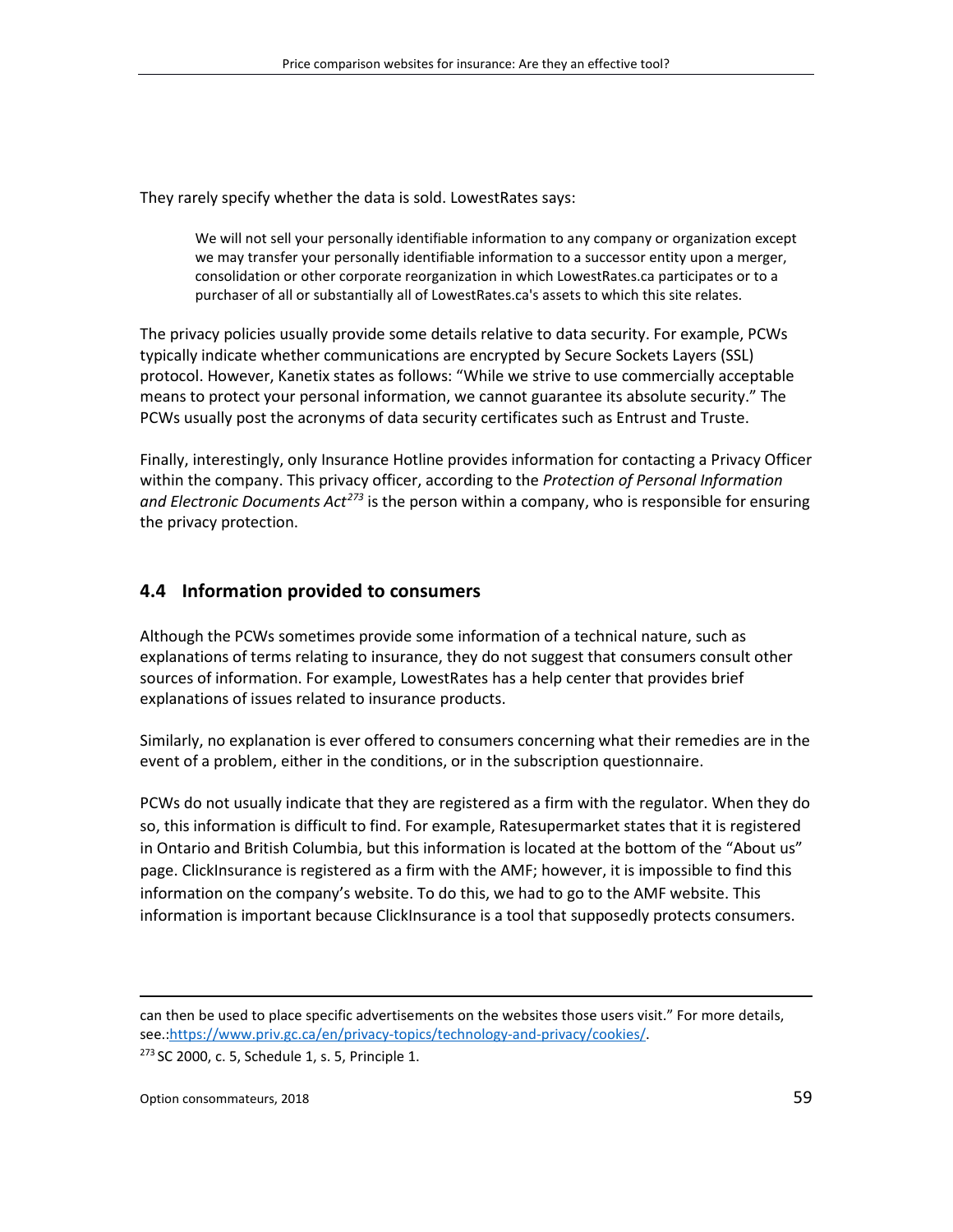They rarely specify whether the data is sold. LowestRates says:

> We will not sell your personally identifiable information to any company or organization except we may transfer your personally identifiable information to a successor entity upon a merger, consolidation or other corporate reorganization in which LowestRates.ca participates or to a purchaser of all or substantially all of LowestRates.ca's assets to which this site relates.

The privacy policies usually provide some details relative to data security. For example, PCWs typically indicate whether communications are encrypted by Secure Sockets Layers (SSL) protocol. However, Kanetix states as follows: "While we strive to use commercially acceptable means to protect your personal information, we cannot guarantee its absolute security." The PCWs usually post the acronyms of data security certificates such as Entrust and Truste.

Finally, interestingly, only Insurance Hotline provides information for contacting a Privacy Officer within the company. This privacy officer, according to the *Protection of Personal Information and Electronic Documents Act*[273] is the person within a company, who is responsible for ensuring the privacy protection.

## 4.4 Information provided to consumers

Although the PCWs sometimes provide some information of a technical nature, such as explanations of terms relating to insurance, they do not suggest that consumers consult other sources of information. For example, LowestRates has a help center that provides brief explanations of issues related to insurance products.

Similarly, no explanation is ever offered to consumers concerning what their remedies are in the event of a problem, either in the conditions, or in the subscription questionnaire.

PCWs do not usually indicate that they are registered as a firm with the regulator. When they do so, this information is difficult to find. For example, Ratesupermarket states that it is registered in Ontario and British Columbia, but this information is located at the bottom of the "About us" page. ClickInsurance is registered as a firm with the AMF; however, it is impossible to find this information on the company's website. To do this, we had to go to the AMF website. This information is important because ClickInsurance is a tool that supposedly protects consumers.

---

can then be used to place specific advertisements on the websites those users visit." For more details, see.:https://www.priv.gc.ca/en/privacy-topics/technology-and-privacy/cookies/.

[273] SC 2000, c. 5, Schedule 1, s. 5, Principle 1.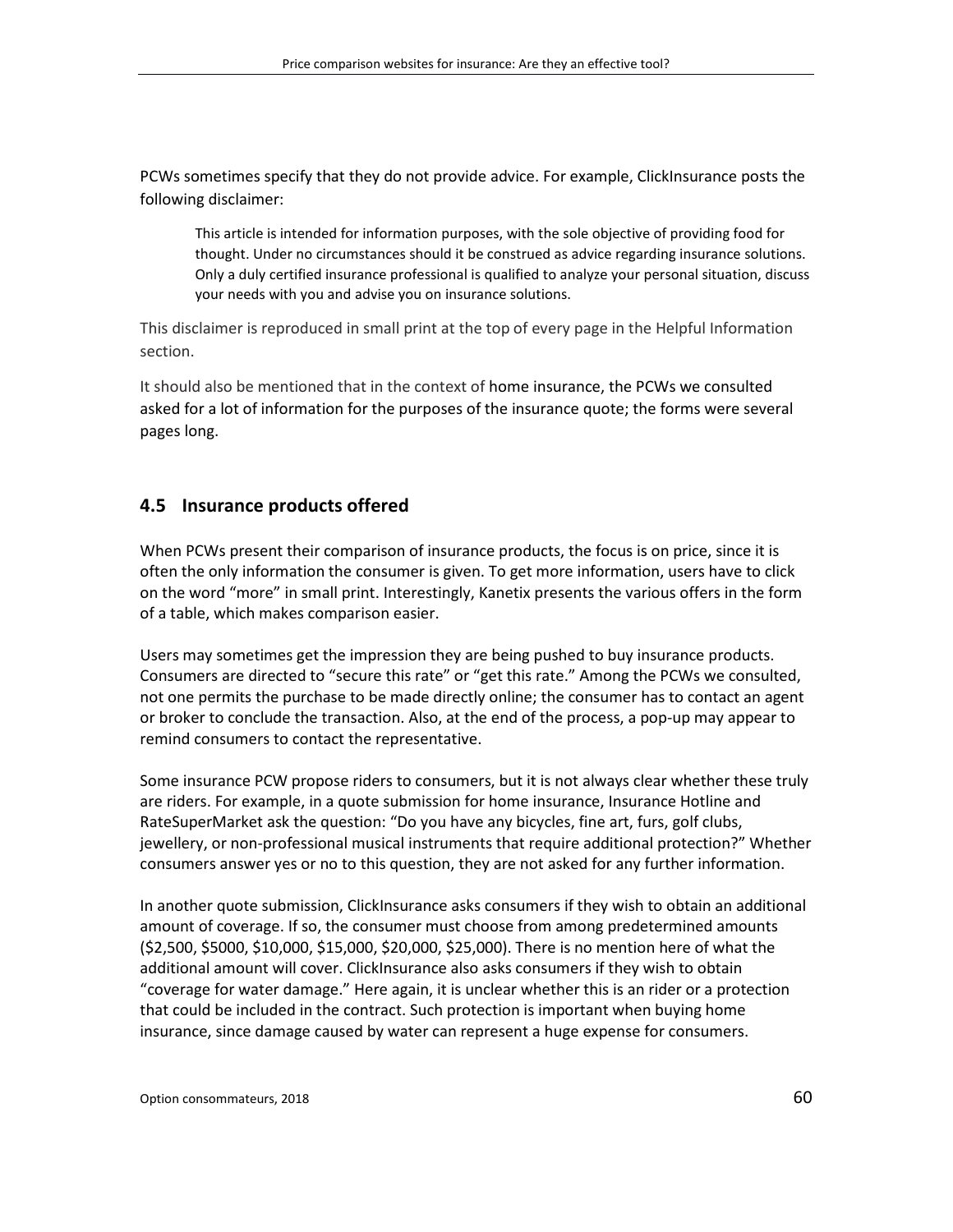PCWs sometimes specify that they do not provide advice. For example, ClickInsurance posts the following disclaimer:

> This article is intended for information purposes, with the sole objective of providing food for thought. Under no circumstances should it be construed as advice regarding insurance solutions. Only a duly certified insurance professional is qualified to analyze your personal situation, discuss your needs with you and advise you on insurance solutions.

This disclaimer is reproduced in small print at the top of every page in the Helpful Information section.

It should also be mentioned that in the context of home insurance, the PCWs we consulted asked for a lot of information for the purposes of the insurance quote; the forms were several pages long.

## 4.5 Insurance products offered

When PCWs present their comparison of insurance products, the focus is on price, since it is often the only information the consumer is given. To get more information, users have to click on the word "more" in small print. Interestingly, Kanetix presents the various offers in the form of a table, which makes comparison easier.

Users may sometimes get the impression they are being pushed to buy insurance products. Consumers are directed to "secure this rate" or "get this rate." Among the PCWs we consulted, not one permits the purchase to be made directly online; the consumer has to contact an agent or broker to conclude the transaction. Also, at the end of the process, a pop-up may appear to remind consumers to contact the representative.

Some insurance PCW propose riders to consumers, but it is not always clear whether these truly are riders. For example, in a quote submission for home insurance, Insurance Hotline and RateSuperMarket ask the question: "Do you have any bicycles, fine art, furs, golf clubs, jewellery, or non-professional musical instruments that require additional protection?" Whether consumers answer yes or no to this question, they are not asked for any further information.

In another quote submission, ClickInsurance asks consumers if they wish to obtain an additional amount of coverage. If so, the consumer must choose from among predetermined amounts ($2,500, $5000, $10,000, $15,000, $20,000, $25,000). There is no mention here of what the additional amount will cover. ClickInsurance also asks consumers if they wish to obtain "coverage for water damage." Here again, it is unclear whether this is an rider or a protection that could be included in the contract. Such protection is important when buying home insurance, since damage caused by water can represent a huge expense for consumers.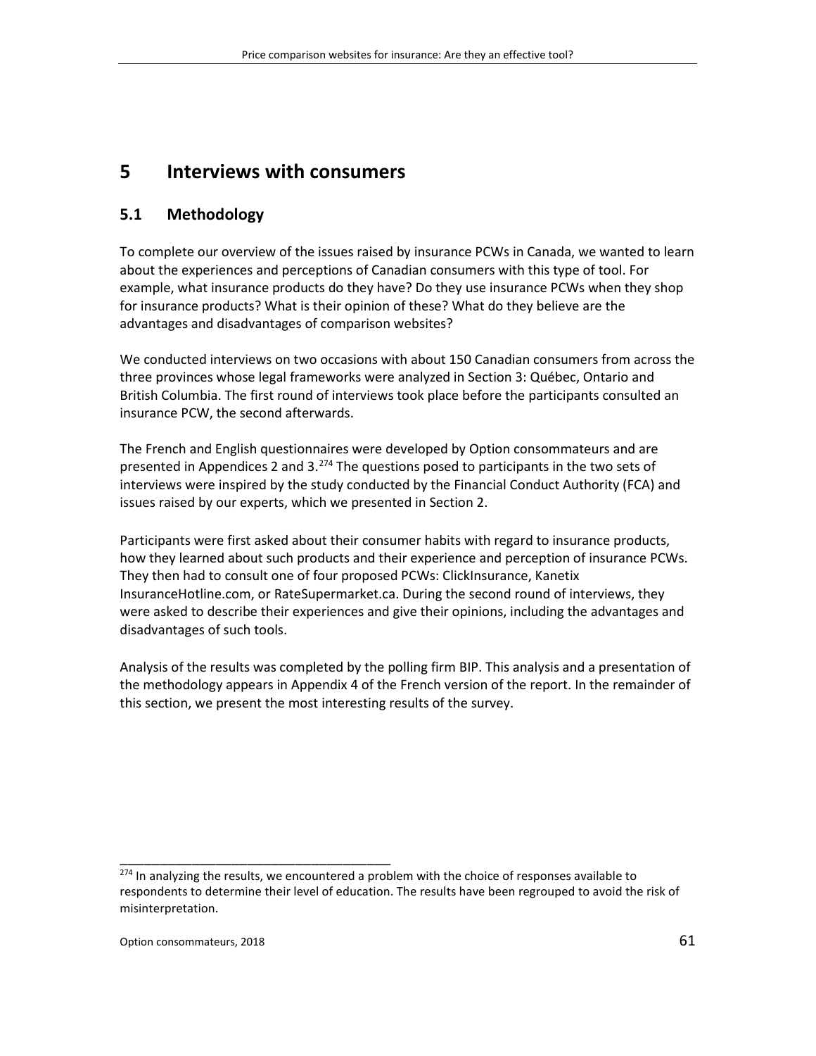# 5 Interviews with consumers

## 5.1 Methodology

To complete our overview of the issues raised by insurance PCWs in Canada, we wanted to learn about the experiences and perceptions of Canadian consumers with this type of tool. For example, what insurance products do they have? Do they use insurance PCWs when they shop for insurance products? What is their opinion of these? What do they believe are the advantages and disadvantages of comparison websites?

We conducted interviews on two occasions with about 150 Canadian consumers from across the three provinces whose legal frameworks were analyzed in Section 3: Québec, Ontario and British Columbia. The first round of interviews took place before the participants consulted an insurance PCW, the second afterwards.

The French and English questionnaires were developed by Option consommateurs and are presented in Appendices 2 and 3.[274] The questions posed to participants in the two sets of interviews were inspired by the study conducted by the Financial Conduct Authority (FCA) and issues raised by our experts, which we presented in Section 2.

Participants were first asked about their consumer habits with regard to insurance products, how they learned about such products and their experience and perception of insurance PCWs. They then had to consult one of four proposed PCWs: ClickInsurance, Kanetix InsuranceHotline.com, or RateSupermarket.ca. During the second round of interviews, they were asked to describe their experiences and give their opinions, including the advantages and disadvantages of such tools.

Analysis of the results was completed by the polling firm BIP. This analysis and a presentation of the methodology appears in Appendix 4 of the French version of the report. In the remainder of this section, we present the most interesting results of the survey.

---

[274] In analyzing the results, we encountered a problem with the choice of responses available to respondents to determine their level of education. The results have been regrouped to avoid the risk of misinterpretation.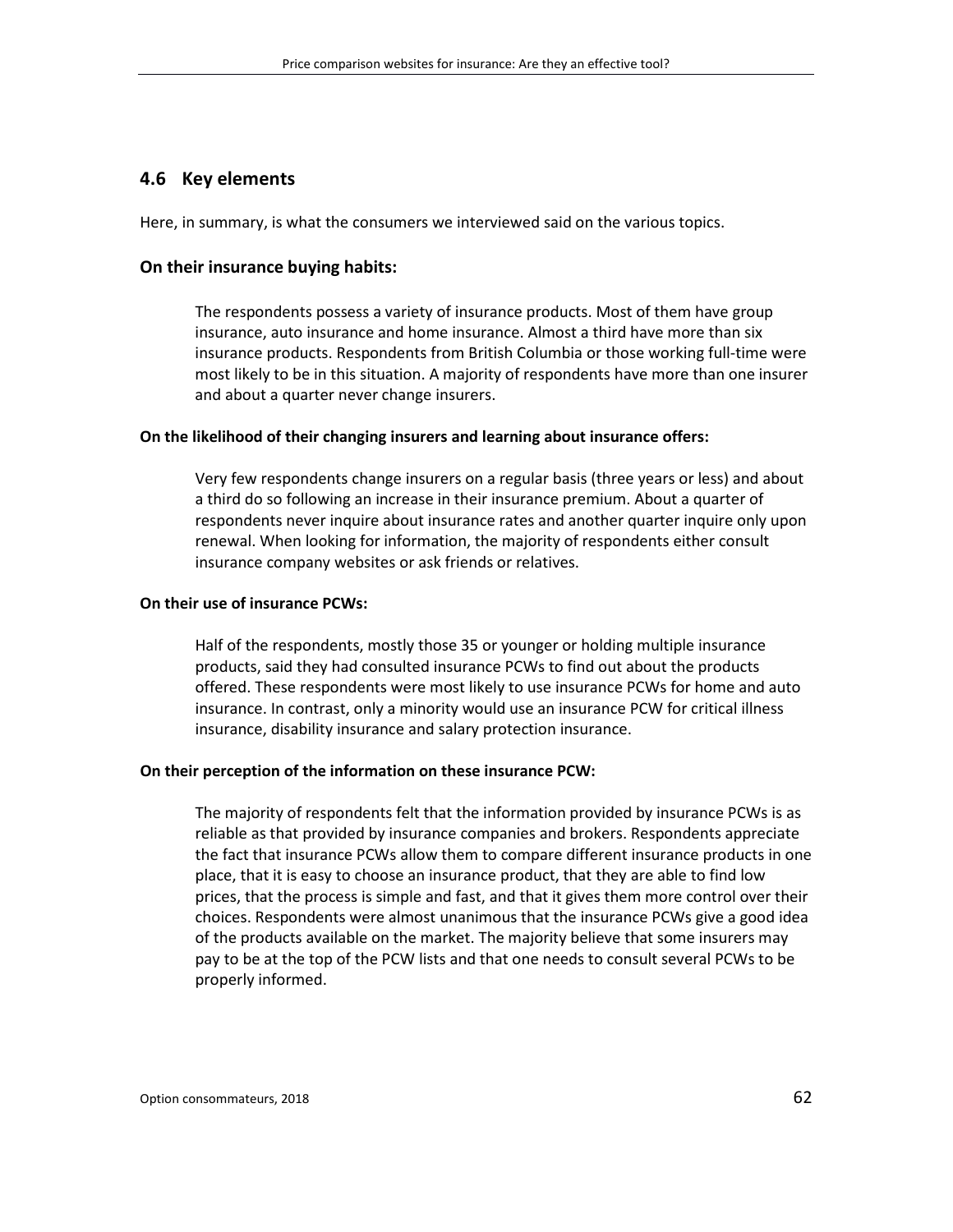## 4.6 Key elements

Here, in summary, is what the consumers we interviewed said on the various topics.

### On their insurance buying habits:

The respondents possess a variety of insurance products. Most of them have group insurance, auto insurance and home insurance. Almost a third have more than six insurance products. Respondents from British Columbia or those working full-time were most likely to be in this situation. A majority of respondents have more than one insurer and about a quarter never change insurers.

**On the likelihood of their changing insurers and learning about insurance offers:**

Very few respondents change insurers on a regular basis (three years or less) and about a third do so following an increase in their insurance premium. About a quarter of respondents never inquire about insurance rates and another quarter inquire only upon renewal. When looking for information, the majority of respondents either consult insurance company websites or ask friends or relatives.

**On their use of insurance PCWs:**

Half of the respondents, mostly those 35 or younger or holding multiple insurance products, said they had consulted insurance PCWs to find out about the products offered. These respondents were most likely to use insurance PCWs for home and auto insurance. In contrast, only a minority would use an insurance PCW for critical illness insurance, disability insurance and salary protection insurance.

**On their perception of the information on these insurance PCW:**

The majority of respondents felt that the information provided by insurance PCWs is as reliable as that provided by insurance companies and brokers. Respondents appreciate the fact that insurance PCWs allow them to compare different insurance products in one place, that it is easy to choose an insurance product, that they are able to find low prices, that the process is simple and fast, and that it gives them more control over their choices. Respondents were almost unanimous that the insurance PCWs give a good idea of the products available on the market. The majority believe that some insurers may pay to be at the top of the PCW lists and that one needs to consult several PCWs to be properly informed.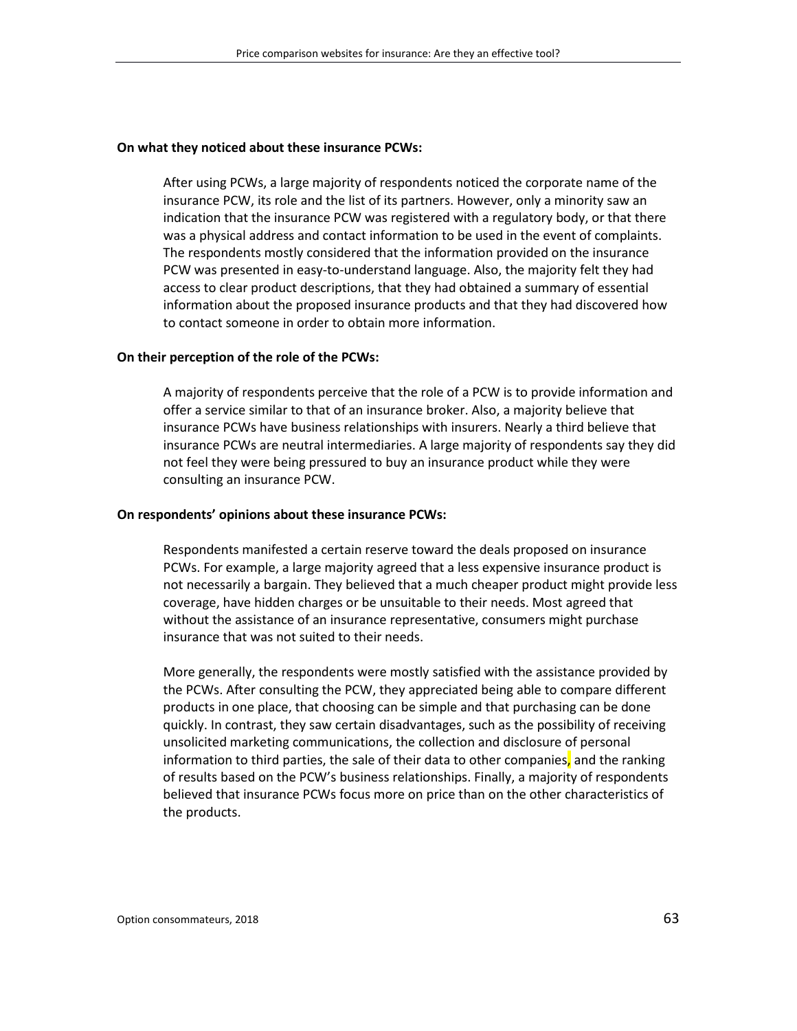**On what they noticed about these insurance PCWs:**

After using PCWs, a large majority of respondents noticed the corporate name of the insurance PCW, its role and the list of its partners. However, only a minority saw an indication that the insurance PCW was registered with a regulatory body, or that there was a physical address and contact information to be used in the event of complaints. The respondents mostly considered that the information provided on the insurance PCW was presented in easy-to-understand language. Also, the majority felt they had access to clear product descriptions, that they had obtained a summary of essential information about the proposed insurance products and that they had discovered how to contact someone in order to obtain more information.

**On their perception of the role of the PCWs:**

A majority of respondents perceive that the role of a PCW is to provide information and offer a service similar to that of an insurance broker. Also, a majority believe that insurance PCWs have business relationships with insurers. Nearly a third believe that insurance PCWs are neutral intermediaries. A large majority of respondents say they did not feel they were being pressured to buy an insurance product while they were consulting an insurance PCW.

**On respondents' opinions about these insurance PCWs:**

Respondents manifested a certain reserve toward the deals proposed on insurance PCWs. For example, a large majority agreed that a less expensive insurance product is not necessarily a bargain. They believed that a much cheaper product might provide less coverage, have hidden charges or be unsuitable to their needs. Most agreed that without the assistance of an insurance representative, consumers might purchase insurance that was not suited to their needs.

More generally, the respondents were mostly satisfied with the assistance provided by the PCWs. After consulting the PCW, they appreciated being able to compare different products in one place, that choosing can be simple and that purchasing can be done quickly. In contrast, they saw certain disadvantages, such as the possibility of receiving unsolicited marketing communications, the collection and disclosure of personal information to third parties, the sale of their data to other companies, and the ranking of results based on the PCW's business relationships. Finally, a majority of respondents believed that insurance PCWs focus more on price than on the other characteristics of the products.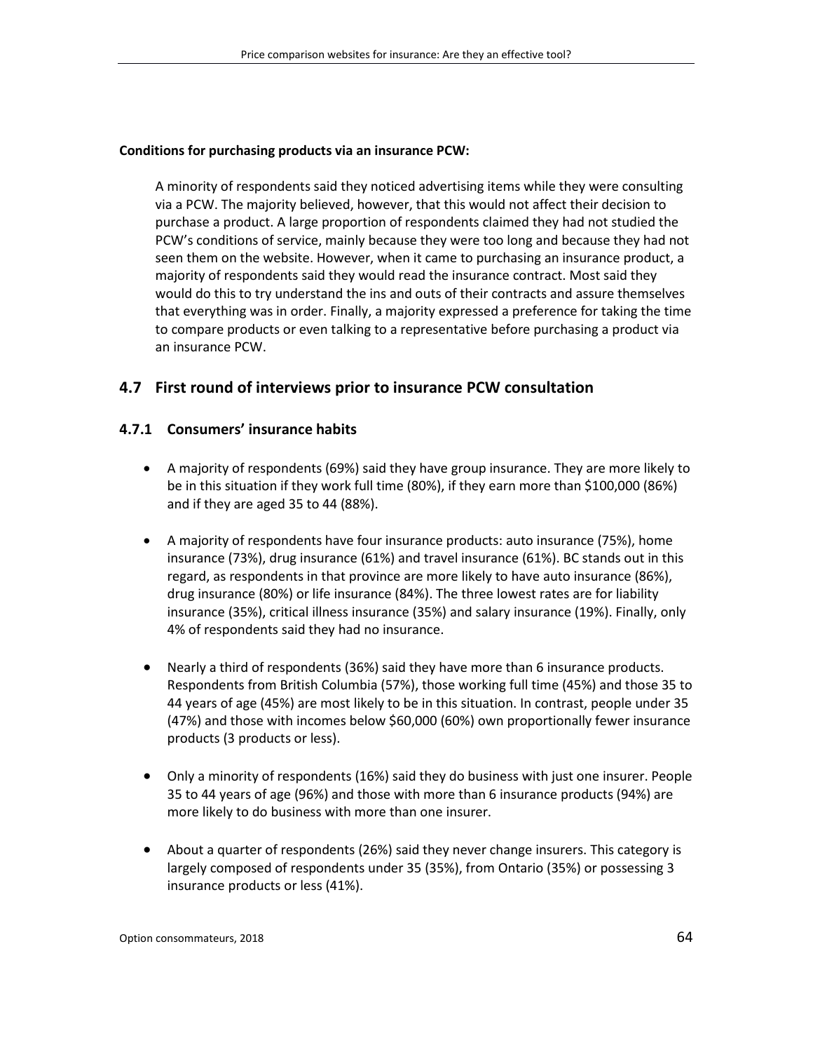**Conditions for purchasing products via an insurance PCW:**

A minority of respondents said they noticed advertising items while they were consulting via a PCW. The majority believed, however, that this would not affect their decision to purchase a product. A large proportion of respondents claimed they had not studied the PCW's conditions of service, mainly because they were too long and because they had not seen them on the website. However, when it came to purchasing an insurance product, a majority of respondents said they would read the insurance contract. Most said they would do this to try understand the ins and outs of their contracts and assure themselves that everything was in order. Finally, a majority expressed a preference for taking the time to compare products or even talking to a representative before purchasing a product via an insurance PCW.

## 4.7 First round of interviews prior to insurance PCW consultation

### 4.7.1 Consumers' insurance habits

- A majority of respondents (69%) said they have group insurance. They are more likely to be in this situation if they work full time (80%), if they earn more than $100,000 (86%) and if they are aged 35 to 44 (88%).
- A majority of respondents have four insurance products: auto insurance (75%), home insurance (73%), drug insurance (61%) and travel insurance (61%). BC stands out in this regard, as respondents in that province are more likely to have auto insurance (86%), drug insurance (80%) or life insurance (84%). The three lowest rates are for liability insurance (35%), critical illness insurance (35%) and salary insurance (19%). Finally, only 4% of respondents said they had no insurance.
- Nearly a third of respondents (36%) said they have more than 6 insurance products. Respondents from British Columbia (57%), those working full time (45%) and those 35 to 44 years of age (45%) are most likely to be in this situation. In contrast, people under 35 (47%) and those with incomes below $60,000 (60%) own proportionally fewer insurance products (3 products or less).
- Only a minority of respondents (16%) said they do business with just one insurer. People 35 to 44 years of age (96%) and those with more than 6 insurance products (94%) are more likely to do business with more than one insurer.
- About a quarter of respondents (26%) said they never change insurers. This category is largely composed of respondents under 35 (35%), from Ontario (35%) or possessing 3 insurance products or less (41%).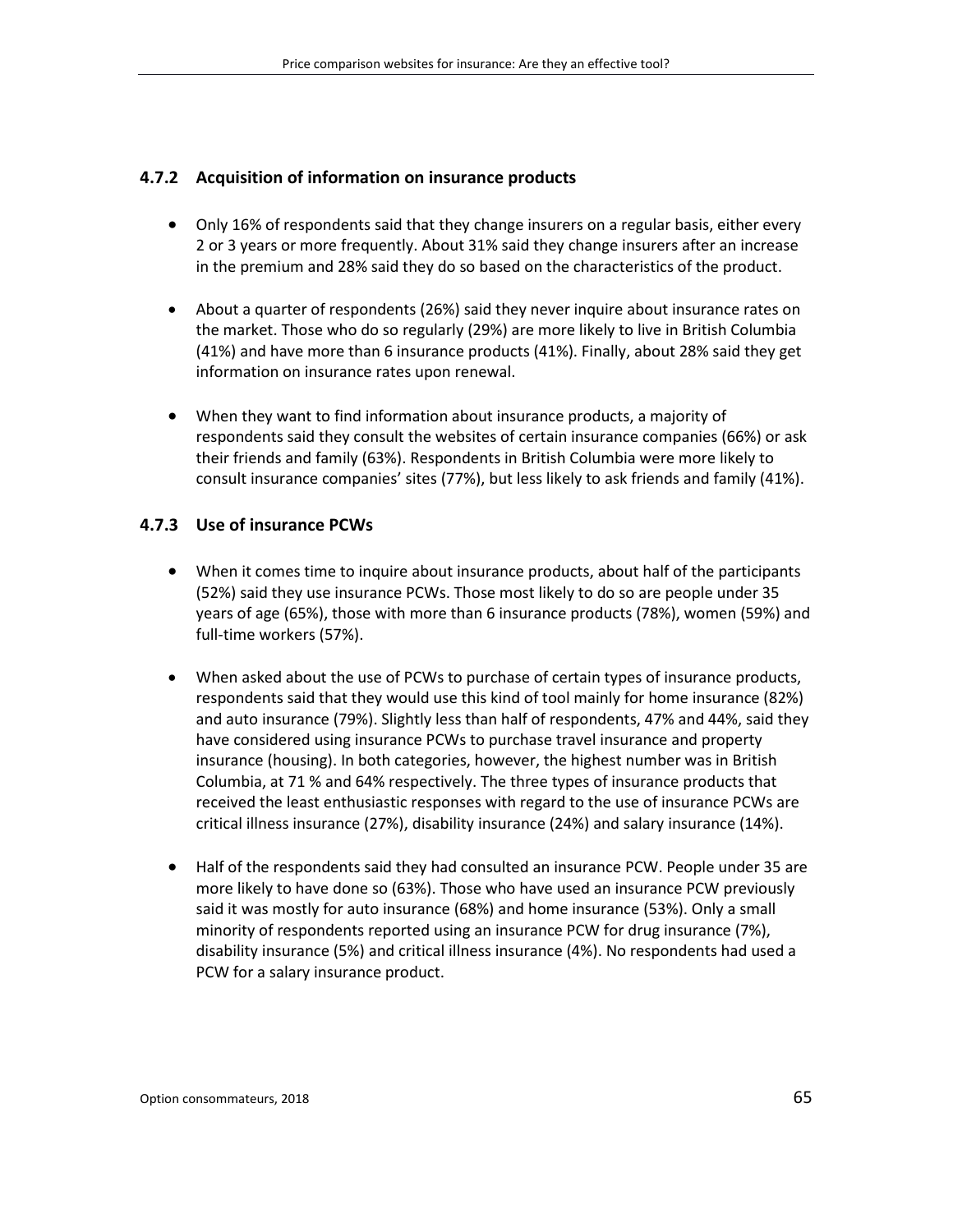### 4.7.2 Acquisition of information on insurance products

- Only 16% of respondents said that they change insurers on a regular basis, either every 2 or 3 years or more frequently. About 31% said they change insurers after an increase in the premium and 28% said they do so based on the characteristics of the product.

- About a quarter of respondents (26%) said they never inquire about insurance rates on the market. Those who do so regularly (29%) are more likely to live in British Columbia (41%) and have more than 6 insurance products (41%). Finally, about 28% said they get information on insurance rates upon renewal.

- When they want to find information about insurance products, a majority of respondents said they consult the websites of certain insurance companies (66%) or ask their friends and family (63%). Respondents in British Columbia were more likely to consult insurance companies' sites (77%), but less likely to ask friends and family (41%).

### 4.7.3 Use of insurance PCWs

- When it comes time to inquire about insurance products, about half of the participants (52%) said they use insurance PCWs. Those most likely to do so are people under 35 years of age (65%), those with more than 6 insurance products (78%), women (59%) and full-time workers (57%).

- When asked about the use of PCWs to purchase of certain types of insurance products, respondents said that they would use this kind of tool mainly for home insurance (82%) and auto insurance (79%). Slightly less than half of respondents, 47% and 44%, said they have considered using insurance PCWs to purchase travel insurance and property insurance (housing). In both categories, however, the highest number was in British Columbia, at 71 % and 64% respectively. The three types of insurance products that received the least enthusiastic responses with regard to the use of insurance PCWs are critical illness insurance (27%), disability insurance (24%) and salary insurance (14%).

- Half of the respondents said they had consulted an insurance PCW. People under 35 are more likely to have done so (63%). Those who have used an insurance PCW previously said it was mostly for auto insurance (68%) and home insurance (53%). Only a small minority of respondents reported using an insurance PCW for drug insurance (7%), disability insurance (5%) and critical illness insurance (4%). No respondents had used a PCW for a salary insurance product.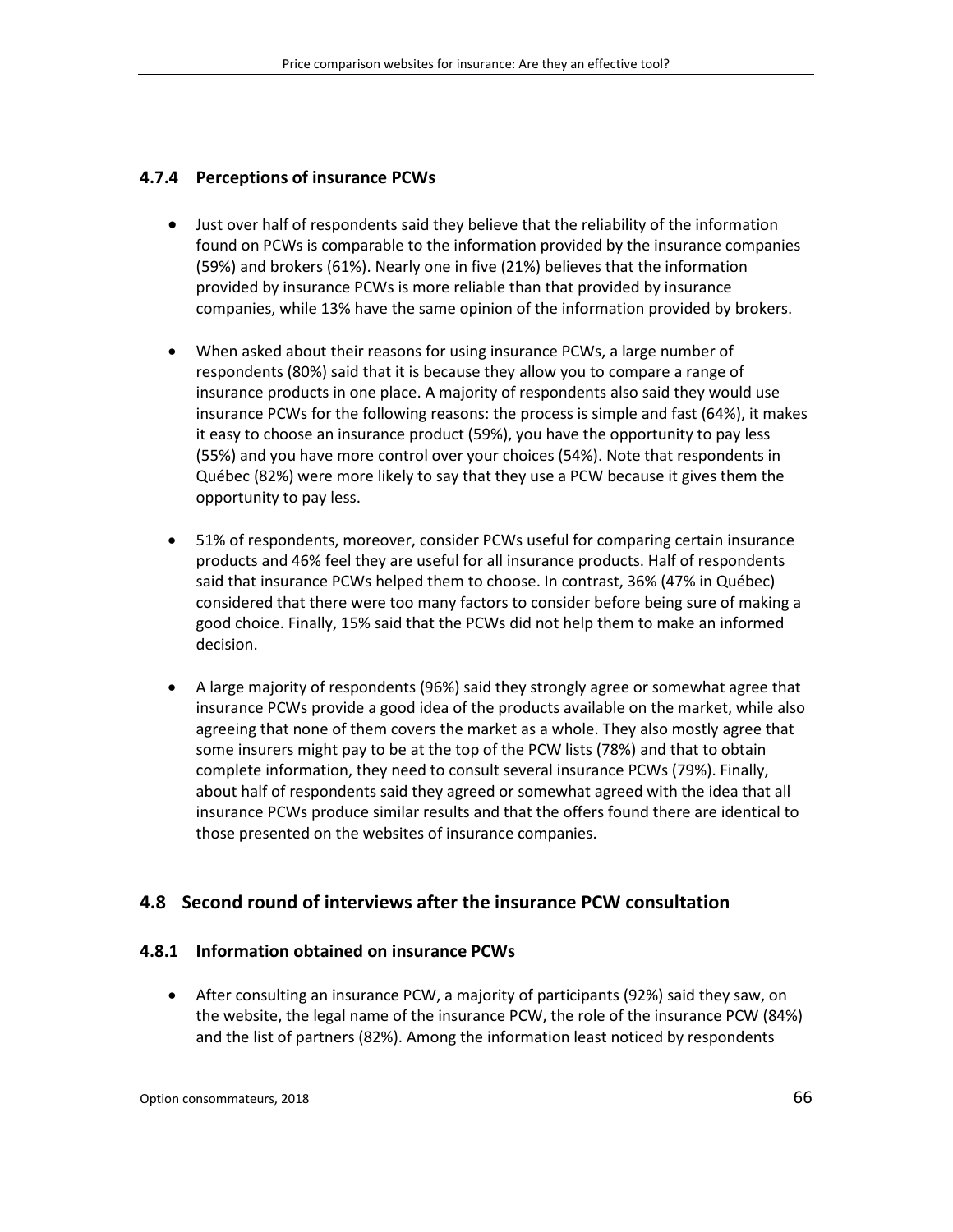### 4.7.4 Perceptions of insurance PCWs

- Just over half of respondents said they believe that the reliability of the information found on PCWs is comparable to the information provided by the insurance companies (59%) and brokers (61%). Nearly one in five (21%) believes that the information provided by insurance PCWs is more reliable than that provided by insurance companies, while 13% have the same opinion of the information provided by brokers.

- When asked about their reasons for using insurance PCWs, a large number of respondents (80%) said that it is because they allow you to compare a range of insurance products in one place. A majority of respondents also said they would use insurance PCWs for the following reasons: the process is simple and fast (64%), it makes it easy to choose an insurance product (59%), you have the opportunity to pay less (55%) and you have more control over your choices (54%). Note that respondents in Québec (82%) were more likely to say that they use a PCW because it gives them the opportunity to pay less.

- 51% of respondents, moreover, consider PCWs useful for comparing certain insurance products and 46% feel they are useful for all insurance products. Half of respondents said that insurance PCWs helped them to choose. In contrast, 36% (47% in Québec) considered that there were too many factors to consider before being sure of making a good choice. Finally, 15% said that the PCWs did not help them to make an informed decision.

- A large majority of respondents (96%) said they strongly agree or somewhat agree that insurance PCWs provide a good idea of the products available on the market, while also agreeing that none of them covers the market as a whole. They also mostly agree that some insurers might pay to be at the top of the PCW lists (78%) and that to obtain complete information, they need to consult several insurance PCWs (79%). Finally, about half of respondents said they agreed or somewhat agreed with the idea that all insurance PCWs produce similar results and that the offers found there are identical to those presented on the websites of insurance companies.

## 4.8 Second round of interviews after the insurance PCW consultation

### 4.8.1 Information obtained on insurance PCWs

- After consulting an insurance PCW, a majority of participants (92%) said they saw, on the website, the legal name of the insurance PCW, the role of the insurance PCW (84%) and the list of partners (82%). Among the information least noticed by respondents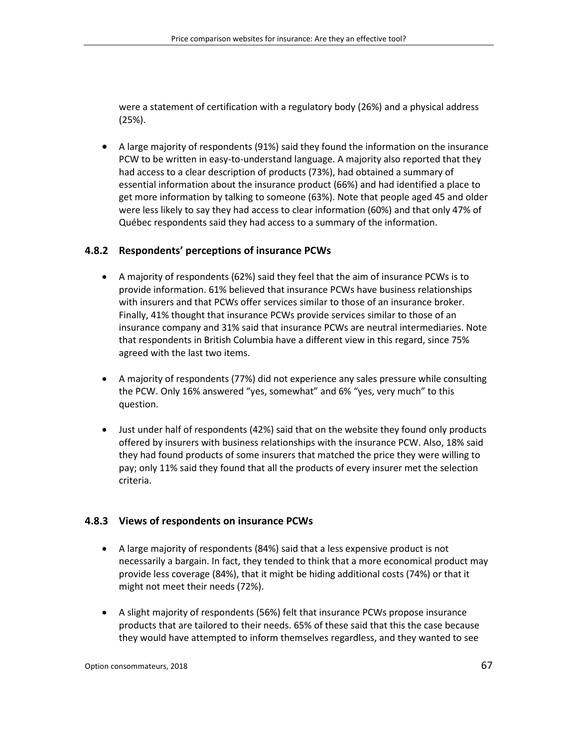were a statement of certification with a regulatory body (26%) and a physical address (25%).

- A large majority of respondents (91%) said they found the information on the insurance PCW to be written in easy-to-understand language. A majority also reported that they had access to a clear description of products (73%), had obtained a summary of essential information about the insurance product (66%) and had identified a place to get more information by talking to someone (63%). Note that people aged 45 and older were less likely to say they had access to clear information (60%) and that only 47% of Québec respondents said they had access to a summary of the information.

### 4.8.2 Respondents' perceptions of insurance PCWs

- A majority of respondents (62%) said they feel that the aim of insurance PCWs is to provide information. 61% believed that insurance PCWs have business relationships with insurers and that PCWs offer services similar to those of an insurance broker. Finally, 41% thought that insurance PCWs provide services similar to those of an insurance company and 31% said that insurance PCWs are neutral intermediaries. Note that respondents in British Columbia have a different view in this regard, since 75% agreed with the last two items.

- A majority of respondents (77%) did not experience any sales pressure while consulting the PCW. Only 16% answered "yes, somewhat" and 6% "yes, very much" to this question.

- Just under half of respondents (42%) said that on the website they found only products offered by insurers with business relationships with the insurance PCW. Also, 18% said they had found products of some insurers that matched the price they were willing to pay; only 11% said they found that all the products of every insurer met the selection criteria.

### 4.8.3 Views of respondents on insurance PCWs

- A large majority of respondents (84%) said that a less expensive product is not necessarily a bargain. In fact, they tended to think that a more economical product may provide less coverage (84%), that it might be hiding additional costs (74%) or that it might not meet their needs (72%).

- A slight majority of respondents (56%) felt that insurance PCWs propose insurance products that are tailored to their needs. 65% of these said that this the case because they would have attempted to inform themselves regardless, and they wanted to see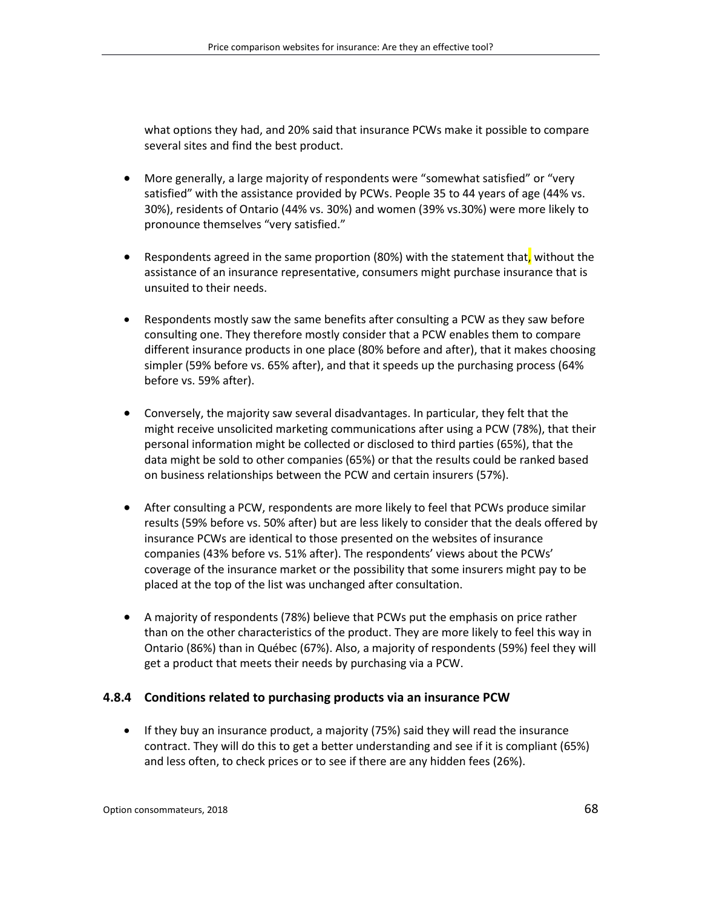what options they had, and 20% said that insurance PCWs make it possible to compare several sites and find the best product.

- More generally, a large majority of respondents were "somewhat satisfied" or "very satisfied" with the assistance provided by PCWs. People 35 to 44 years of age (44% vs. 30%), residents of Ontario (44% vs. 30%) and women (39% vs.30%) were more likely to pronounce themselves "very satisfied."

- Respondents agreed in the same proportion (80%) with the statement that, without the assistance of an insurance representative, consumers might purchase insurance that is unsuited to their needs.

- Respondents mostly saw the same benefits after consulting a PCW as they saw before consulting one. They therefore mostly consider that a PCW enables them to compare different insurance products in one place (80% before and after), that it makes choosing simpler (59% before vs. 65% after), and that it speeds up the purchasing process (64% before vs. 59% after).

- Conversely, the majority saw several disadvantages. In particular, they felt that the might receive unsolicited marketing communications after using a PCW (78%), that their personal information might be collected or disclosed to third parties (65%), that the data might be sold to other companies (65%) or that the results could be ranked based on business relationships between the PCW and certain insurers (57%).

- After consulting a PCW, respondents are more likely to feel that PCWs produce similar results (59% before vs. 50% after) but are less likely to consider that the deals offered by insurance PCWs are identical to those presented on the websites of insurance companies (43% before vs. 51% after). The respondents' views about the PCWs' coverage of the insurance market or the possibility that some insurers might pay to be placed at the top of the list was unchanged after consultation.

- A majority of respondents (78%) believe that PCWs put the emphasis on price rather than on the other characteristics of the product. They are more likely to feel this way in Ontario (86%) than in Québec (67%). Also, a majority of respondents (59%) feel they will get a product that meets their needs by purchasing via a PCW.

### 4.8.4 Conditions related to purchasing products via an insurance PCW

- If they buy an insurance product, a majority (75%) said they will read the insurance contract. They will do this to get a better understanding and see if it is compliant (65%) and less often, to check prices or to see if there are any hidden fees (26%).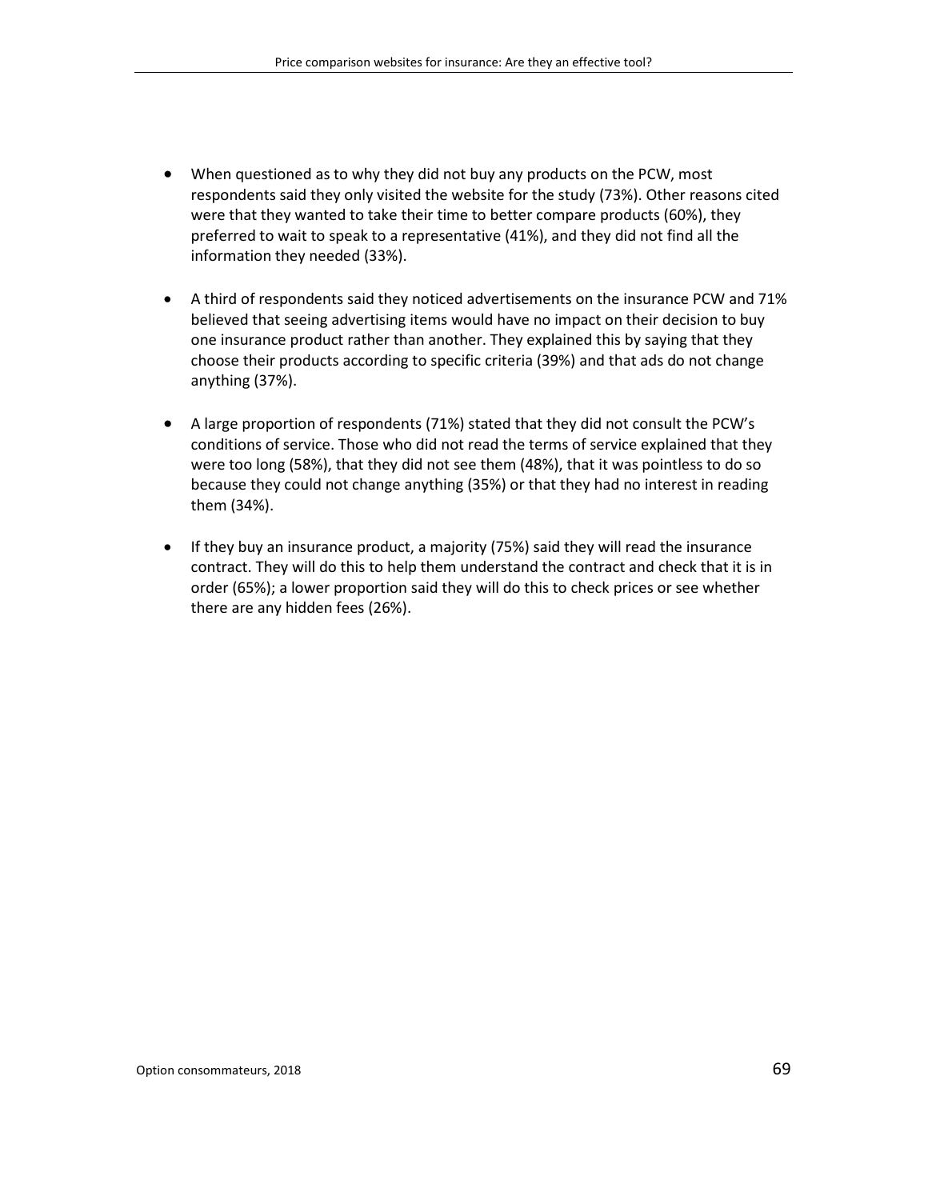- When questioned as to why they did not buy any products on the PCW, most respondents said they only visited the website for the study (73%). Other reasons cited were that they wanted to take their time to better compare products (60%), they preferred to wait to speak to a representative (41%), and they did not find all the information they needed (33%).

- A third of respondents said they noticed advertisements on the insurance PCW and 71% believed that seeing advertising items would have no impact on their decision to buy one insurance product rather than another. They explained this by saying that they choose their products according to specific criteria (39%) and that ads do not change anything (37%).

- A large proportion of respondents (71%) stated that they did not consult the PCW's conditions of service. Those who did not read the terms of service explained that they were too long (58%), that they did not see them (48%), that it was pointless to do so because they could not change anything (35%) or that they had no interest in reading them (34%).

- If they buy an insurance product, a majority (75%) said they will read the insurance contract. They will do this to help them understand the contract and check that it is in order (65%); a lower proportion said they will do this to check prices or see whether there are any hidden fees (26%).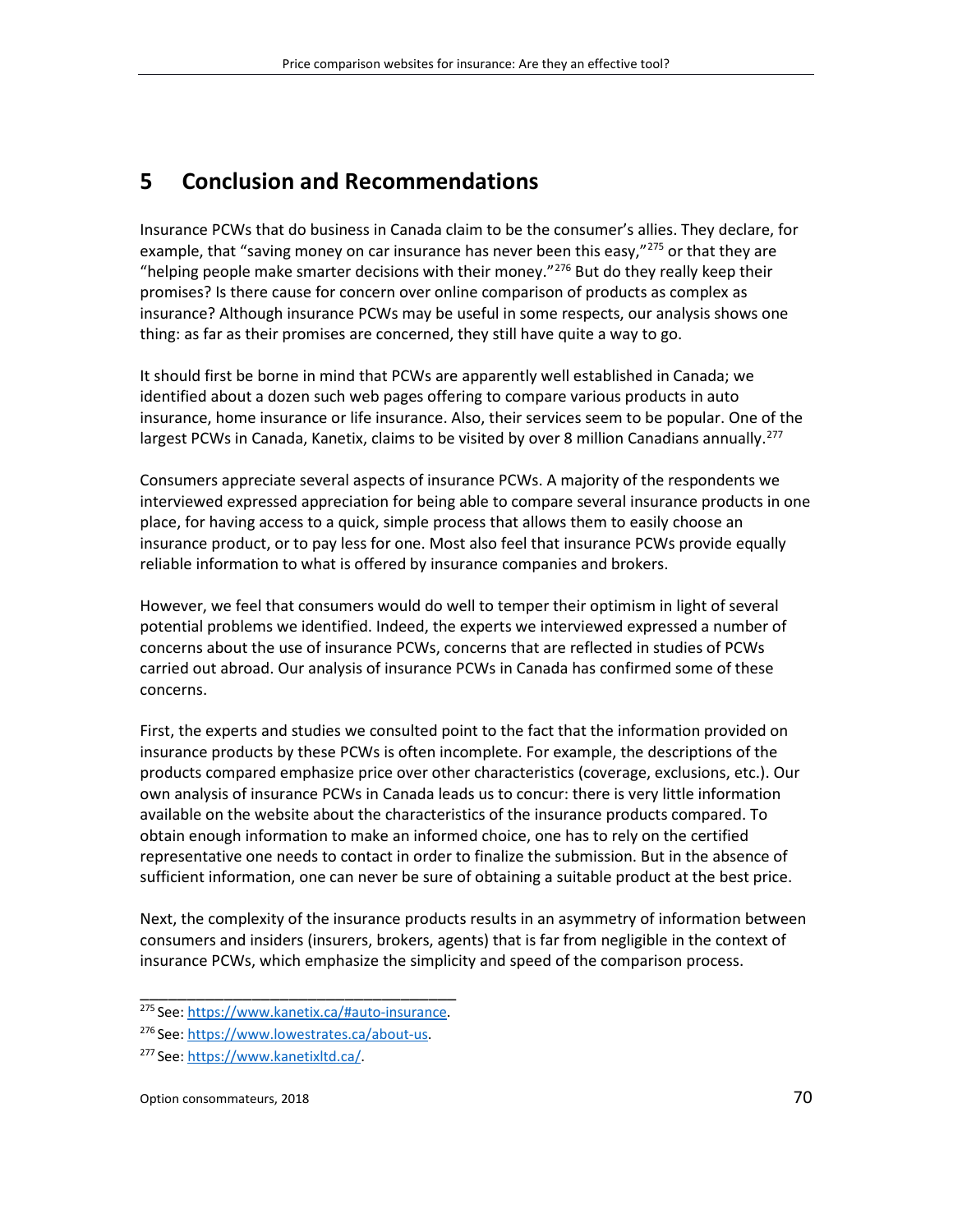# 5 Conclusion and Recommendations

Insurance PCWs that do business in Canada claim to be the consumer's allies. They declare, for example, that "saving money on car insurance has never been this easy,"[275] or that they are "helping people make smarter decisions with their money."[276] But do they really keep their promises? Is there cause for concern over online comparison of products as complex as insurance? Although insurance PCWs may be useful in some respects, our analysis shows one thing: as far as their promises are concerned, they still have quite a way to go.

It should first be borne in mind that PCWs are apparently well established in Canada; we identified about a dozen such web pages offering to compare various products in auto insurance, home insurance or life insurance. Also, their services seem to be popular. One of the largest PCWs in Canada, Kanetix, claims to be visited by over 8 million Canadians annually.[277]

Consumers appreciate several aspects of insurance PCWs. A majority of the respondents we interviewed expressed appreciation for being able to compare several insurance products in one place, for having access to a quick, simple process that allows them to easily choose an insurance product, or to pay less for one. Most also feel that insurance PCWs provide equally reliable information to what is offered by insurance companies and brokers.

However, we feel that consumers would do well to temper their optimism in light of several potential problems we identified. Indeed, the experts we interviewed expressed a number of concerns about the use of insurance PCWs, concerns that are reflected in studies of PCWs carried out abroad. Our analysis of insurance PCWs in Canada has confirmed some of these concerns.

First, the experts and studies we consulted point to the fact that the information provided on insurance products by these PCWs is often incomplete. For example, the descriptions of the products compared emphasize price over other characteristics (coverage, exclusions, etc.). Our own analysis of insurance PCWs in Canada leads us to concur: there is very little information available on the website about the characteristics of the insurance products compared. To obtain enough information to make an informed choice, one has to rely on the certified representative one needs to contact in order to finalize the submission. But in the absence of sufficient information, one can never be sure of obtaining a suitable product at the best price.

Next, the complexity of the insurance products results in an asymmetry of information between consumers and insiders (insurers, brokers, agents) that is far from negligible in the context of insurance PCWs, which emphasize the simplicity and speed of the comparison process.

---

[275] See: https://www.kanetix.ca/#auto-insurance.

[276] See: https://www.lowestrates.ca/about-us.

[277] See: https://www.kanetixltd.ca/.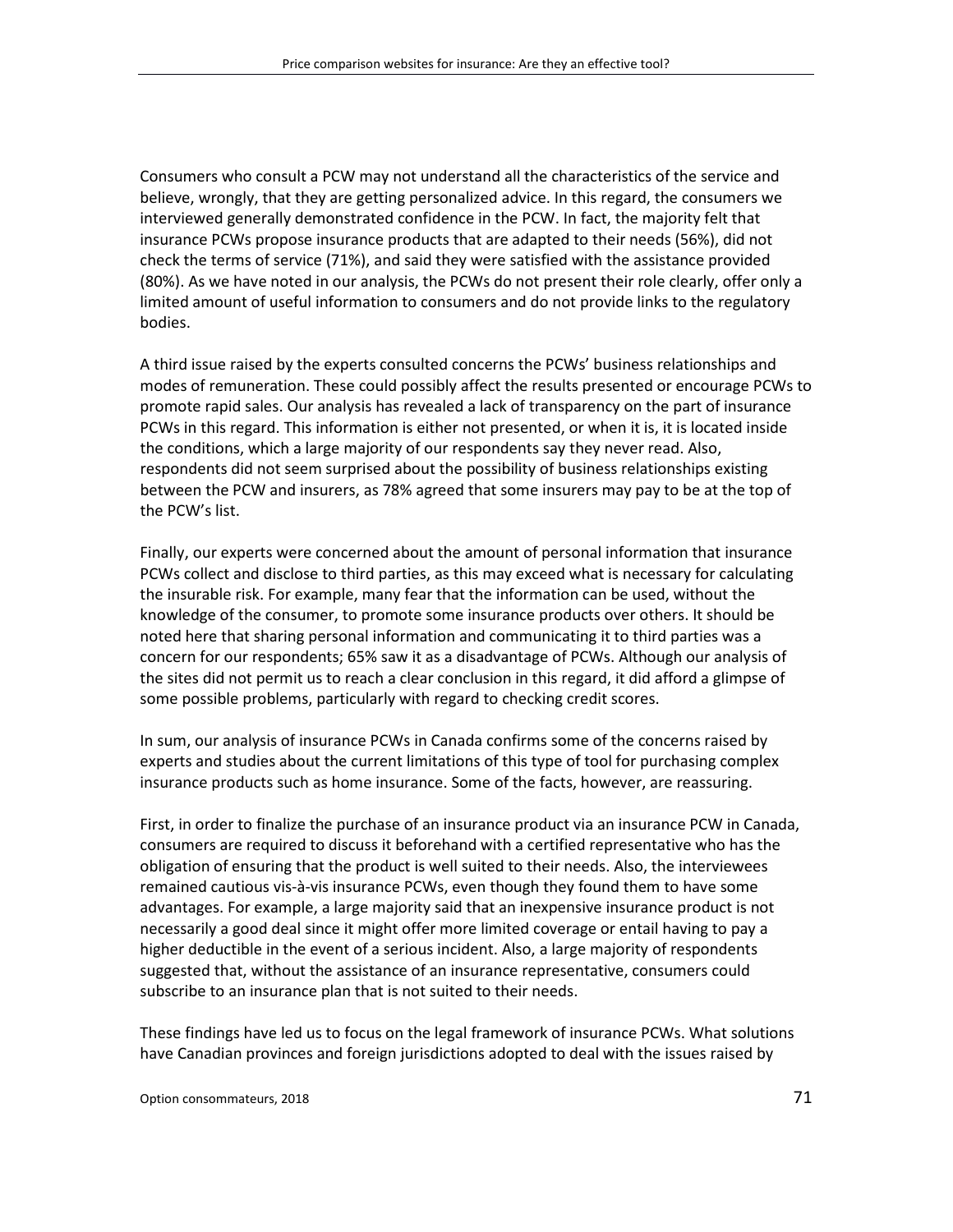Consumers who consult a PCW may not understand all the characteristics of the service and believe, wrongly, that they are getting personalized advice. In this regard, the consumers we interviewed generally demonstrated confidence in the PCW. In fact, the majority felt that insurance PCWs propose insurance products that are adapted to their needs (56%), did not check the terms of service (71%), and said they were satisfied with the assistance provided (80%). As we have noted in our analysis, the PCWs do not present their role clearly, offer only a limited amount of useful information to consumers and do not provide links to the regulatory bodies.

A third issue raised by the experts consulted concerns the PCWs' business relationships and modes of remuneration. These could possibly affect the results presented or encourage PCWs to promote rapid sales. Our analysis has revealed a lack of transparency on the part of insurance PCWs in this regard. This information is either not presented, or when it is, it is located inside the conditions, which a large majority of our respondents say they never read. Also, respondents did not seem surprised about the possibility of business relationships existing between the PCW and insurers, as 78% agreed that some insurers may pay to be at the top of the PCW's list.

Finally, our experts were concerned about the amount of personal information that insurance PCWs collect and disclose to third parties, as this may exceed what is necessary for calculating the insurable risk. For example, many fear that the information can be used, without the knowledge of the consumer, to promote some insurance products over others. It should be noted here that sharing personal information and communicating it to third parties was a concern for our respondents; 65% saw it as a disadvantage of PCWs. Although our analysis of the sites did not permit us to reach a clear conclusion in this regard, it did afford a glimpse of some possible problems, particularly with regard to checking credit scores.

In sum, our analysis of insurance PCWs in Canada confirms some of the concerns raised by experts and studies about the current limitations of this type of tool for purchasing complex insurance products such as home insurance. Some of the facts, however, are reassuring.

First, in order to finalize the purchase of an insurance product via an insurance PCW in Canada, consumers are required to discuss it beforehand with a certified representative who has the obligation of ensuring that the product is well suited to their needs. Also, the interviewees remained cautious vis-à-vis insurance PCWs, even though they found them to have some advantages. For example, a large majority said that an inexpensive insurance product is not necessarily a good deal since it might offer more limited coverage or entail having to pay a higher deductible in the event of a serious incident. Also, a large majority of respondents suggested that, without the assistance of an insurance representative, consumers could subscribe to an insurance plan that is not suited to their needs.

These findings have led us to focus on the legal framework of insurance PCWs. What solutions have Canadian provinces and foreign jurisdictions adopted to deal with the issues raised by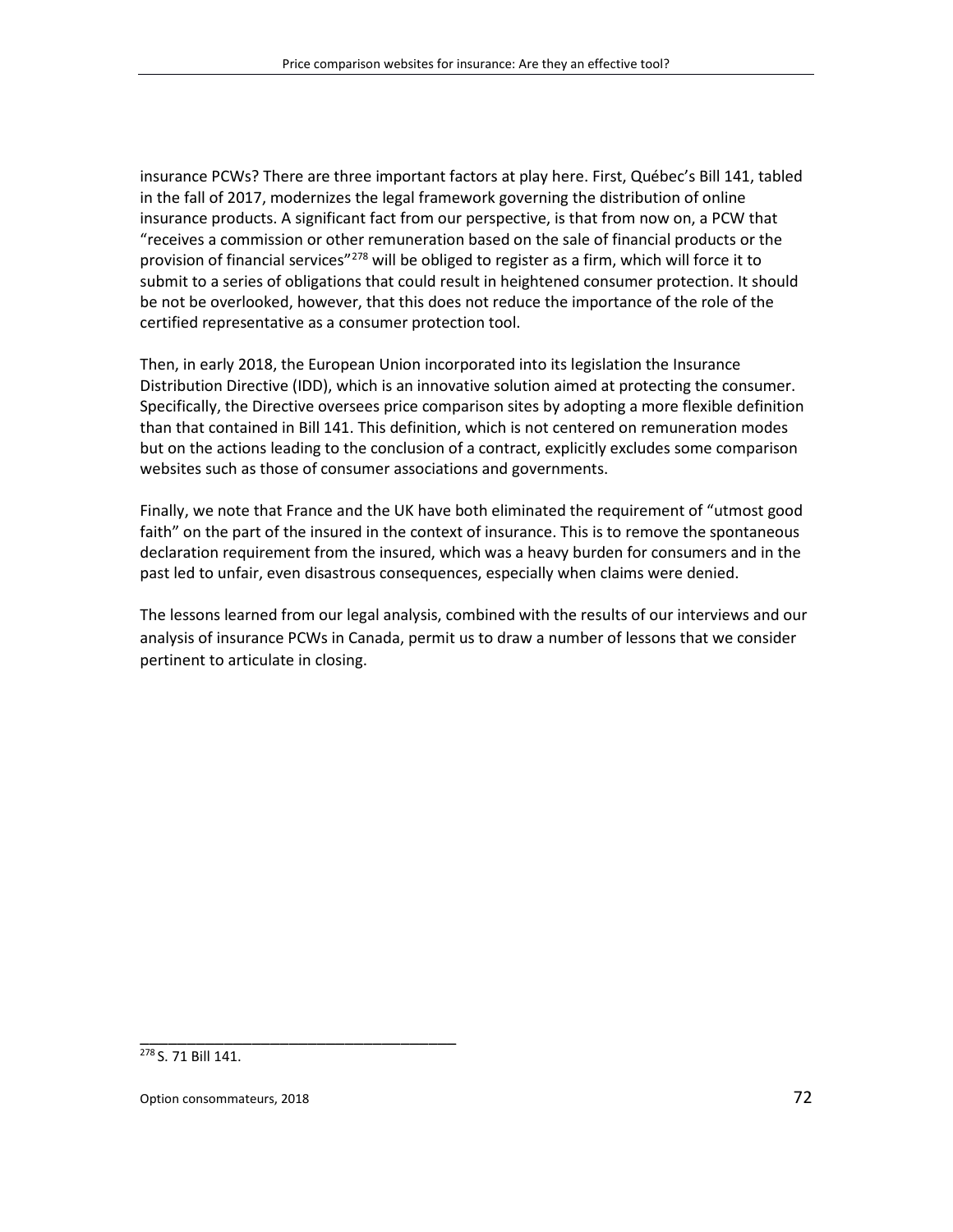insurance PCWs? There are three important factors at play here. First, Québec's Bill 141, tabled in the fall of 2017, modernizes the legal framework governing the distribution of online insurance products. A significant fact from our perspective, is that from now on, a PCW that "receives a commission or other remuneration based on the sale of financial products or the provision of financial services"[278] will be obliged to register as a firm, which will force it to submit to a series of obligations that could result in heightened consumer protection. It should be not be overlooked, however, that this does not reduce the importance of the role of the certified representative as a consumer protection tool.

Then, in early 2018, the European Union incorporated into its legislation the Insurance Distribution Directive (IDD), which is an innovative solution aimed at protecting the consumer. Specifically, the Directive oversees price comparison sites by adopting a more flexible definition than that contained in Bill 141. This definition, which is not centered on remuneration modes but on the actions leading to the conclusion of a contract, explicitly excludes some comparison websites such as those of consumer associations and governments.

Finally, we note that France and the UK have both eliminated the requirement of "utmost good faith" on the part of the insured in the context of insurance. This is to remove the spontaneous declaration requirement from the insured, which was a heavy burden for consumers and in the past led to unfair, even disastrous consequences, especially when claims were denied.

The lessons learned from our legal analysis, combined with the results of our interviews and our analysis of insurance PCWs in Canada, permit us to draw a number of lessons that we consider pertinent to articulate in closing.

---

[278] S. 71 Bill 141.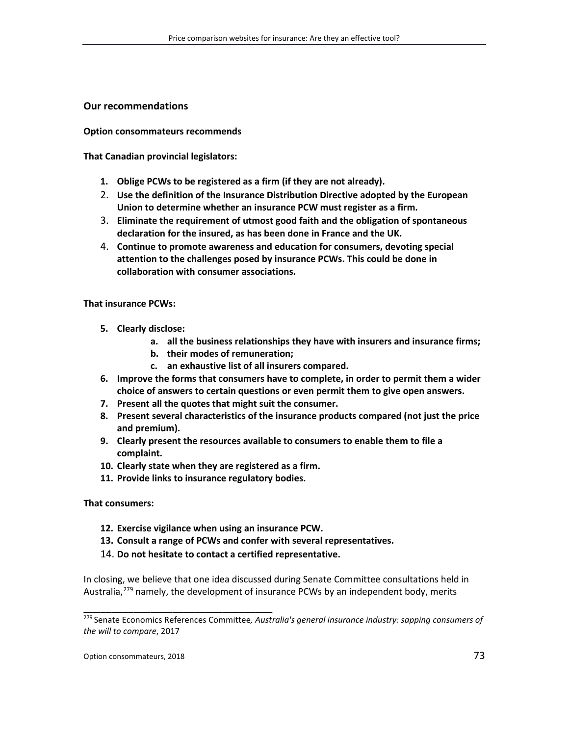## Our recommendations

**Option consommateurs recommends**

**That Canadian provincial legislators:**

1. **Oblige PCWs to be registered as a firm (if they are not already).**
2. **Use the definition of the Insurance Distribution Directive adopted by the European Union to determine whether an insurance PCW must register as a firm.**
3. **Eliminate the requirement of utmost good faith and the obligation of spontaneous declaration for the insured, as has been done in France and the UK.**
4. **Continue to promote awareness and education for consumers, devoting special attention to the challenges posed by insurance PCWs. This could be done in collaboration with consumer associations.**

**That insurance PCWs:**

5. **Clearly disclose:**
   a. **all the business relationships they have with insurers and insurance firms;**
   b. **their modes of remuneration;**
   c. **an exhaustive list of all insurers compared.**
6. **Improve the forms that consumers have to complete, in order to permit them a wider choice of answers to certain questions or even permit them to give open answers.**
7. **Present all the quotes that might suit the consumer.**
8. **Present several characteristics of the insurance products compared (not just the price and premium).**
9. **Clearly present the resources available to consumers to enable them to file a complaint.**
10. **Clearly state when they are registered as a firm.**
11. **Provide links to insurance regulatory bodies.**

**That consumers:**

12. **Exercise vigilance when using an insurance PCW.**
13. **Consult a range of PCWs and confer with several representatives.**
14. **Do not hesitate to contact a certified representative.**

In closing, we believe that one idea discussed during Senate Committee consultations held in Australia,[279] namely, the development of insurance PCWs by an independent body, merits

---

[279] Senate Economics References Committee*, Australia's general insurance industry: sapping consumers of the will to compare*, 2017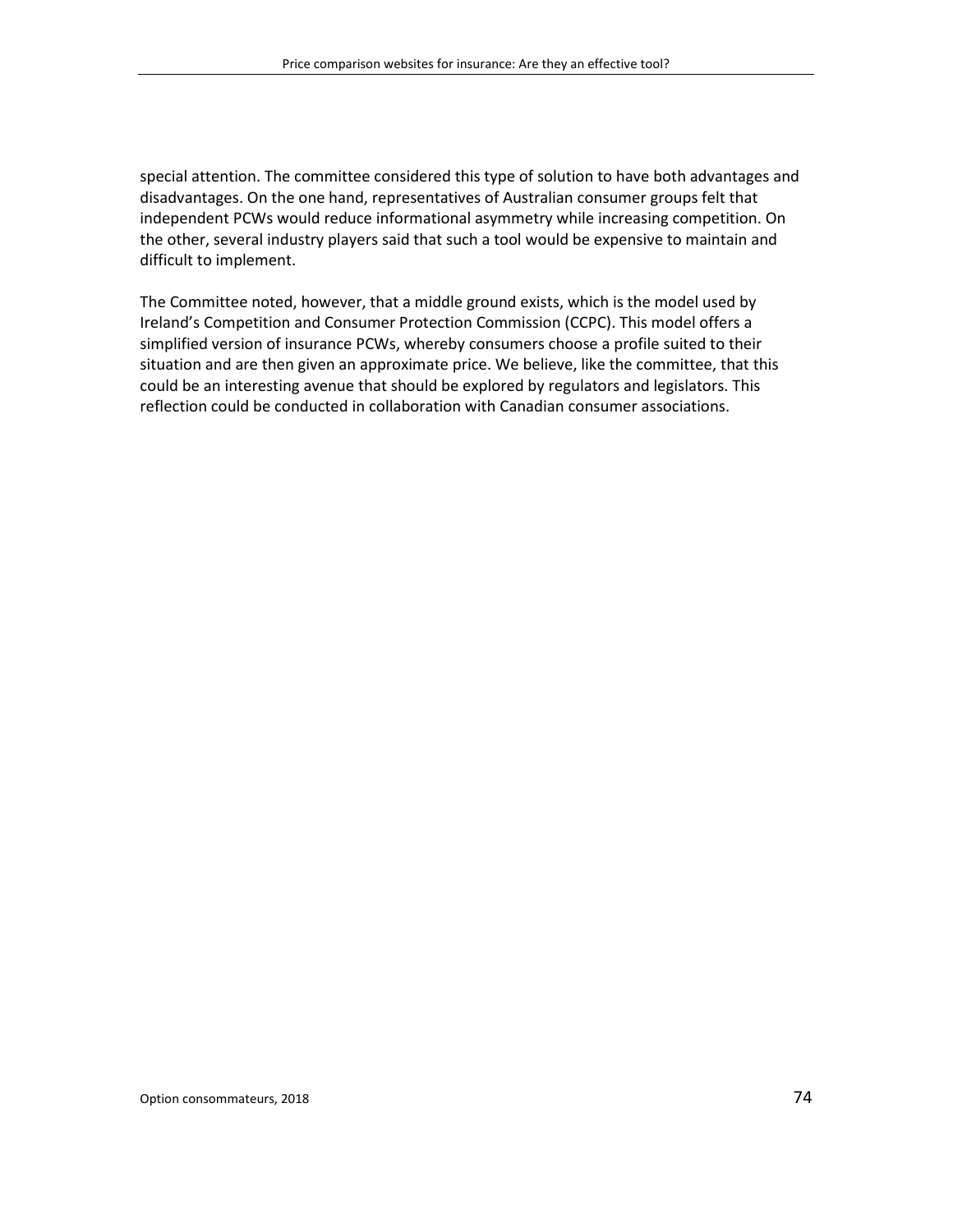special attention. The committee considered this type of solution to have both advantages and disadvantages. On the one hand, representatives of Australian consumer groups felt that independent PCWs would reduce informational asymmetry while increasing competition. On the other, several industry players said that such a tool would be expensive to maintain and difficult to implement.

The Committee noted, however, that a middle ground exists, which is the model used by Ireland's Competition and Consumer Protection Commission (CCPC). This model offers a simplified version of insurance PCWs, whereby consumers choose a profile suited to their situation and are then given an approximate price. We believe, like the committee, that this could be an interesting avenue that should be explored by regulators and legislators. This reflection could be conducted in collaboration with Canadian consumer associations.